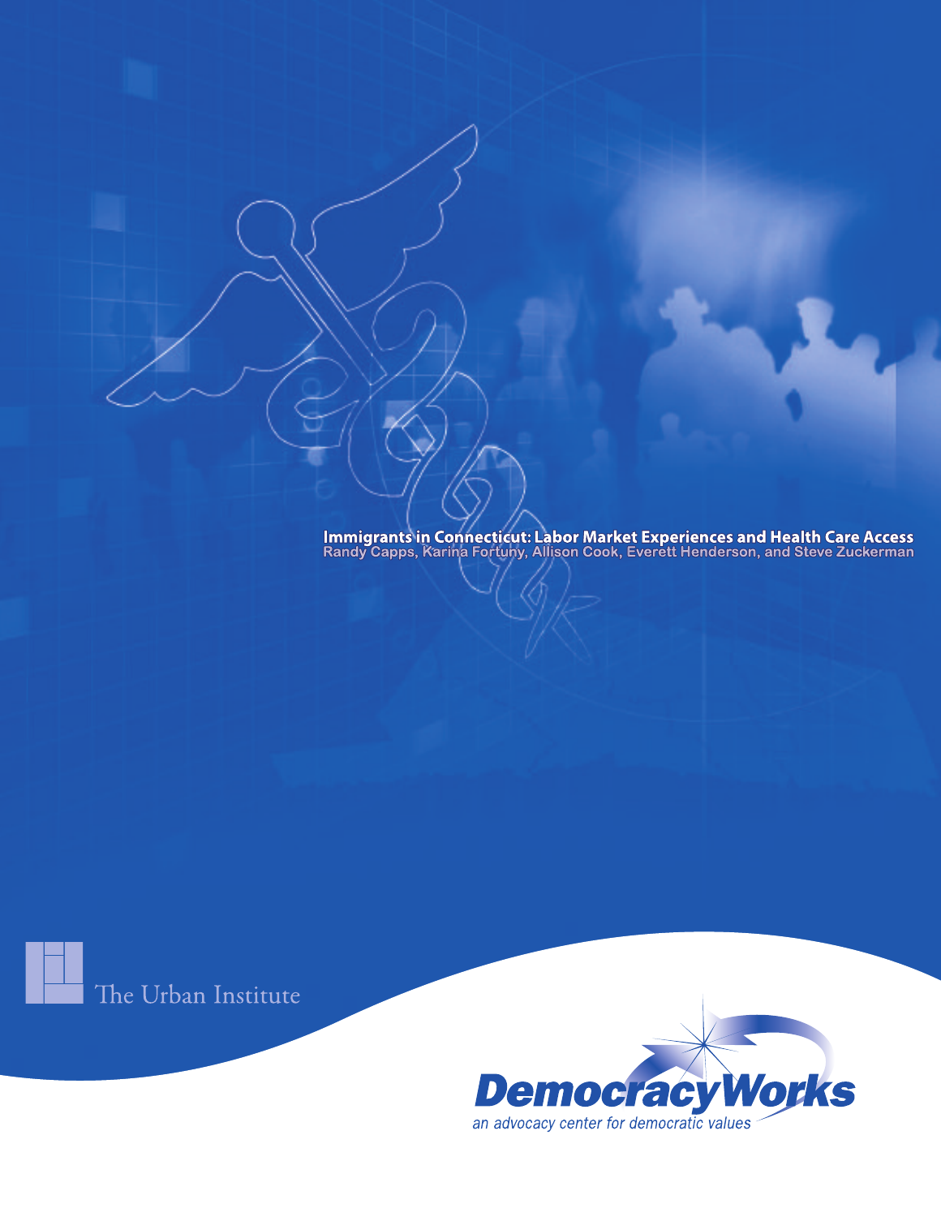# Immigrants in Connecticut: Labor Market Experiences and Health Care Access

**Randy Capps, Karina Fortuny, Allison Cook, Everett Henderson, and Steve Zuckerman**

The Urban Institute

DemocracyWorks

*an advocacy center for democratic values*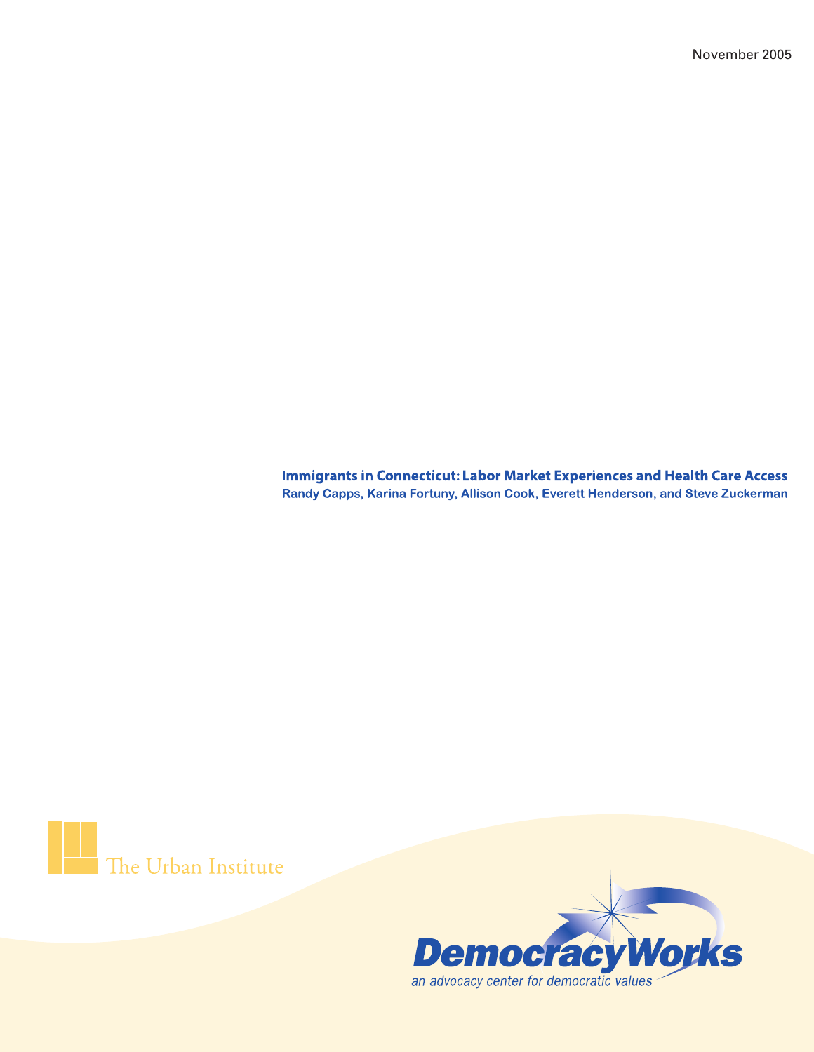November 2005

**Immigrants in Connecticut: Labor Market Experiences and Health Care Access**

**Randy Capps, Karina Fortuny, Allison Cook, Everett Henderson, and Steve Zuckerman**

The Urban Institute

DemocracyWorks

an advocacy center for democratic values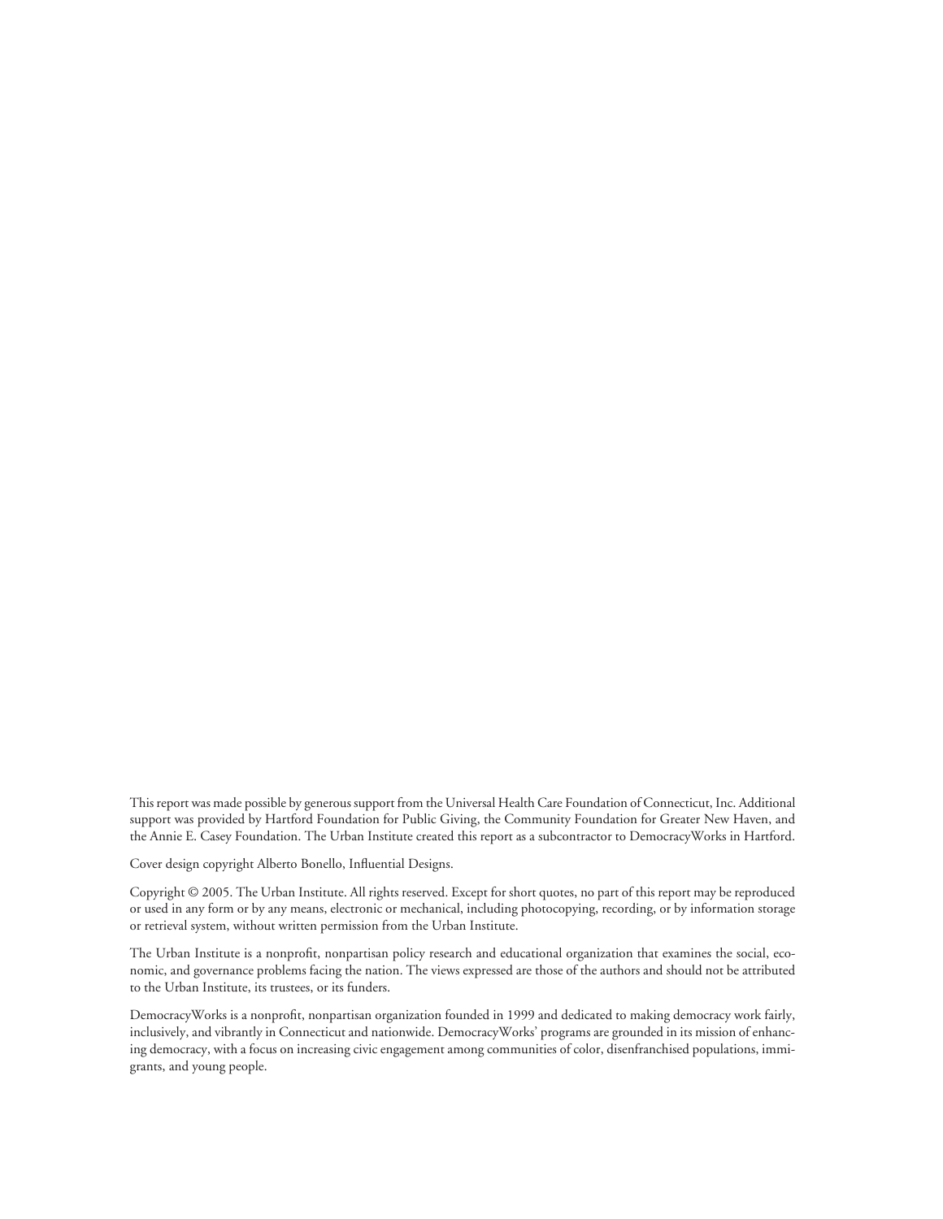This report was made possible by generous support from the Universal Health Care Foundation of Connecticut, Inc. Additional support was provided by Hartford Foundation for Public Giving, the Community Foundation for Greater New Haven, and the Annie E. Casey Foundation. The Urban Institute created this report as a subcontractor to DemocracyWorks in Hartford.

Cover design copyright Alberto Bonello, Influential Designs.

Copyright © 2005. The Urban Institute. All rights reserved. Except for short quotes, no part of this report may be reproduced or used in any form or by any means, electronic or mechanical, including photocopying, recording, or by information storage or retrieval system, without written permission from the Urban Institute.

The Urban Institute is a nonprofit, nonpartisan policy research and educational organization that examines the social, economic, and governance problems facing the nation. The views expressed are those of the authors and should not be attributed to the Urban Institute, its trustees, or its funders.

DemocracyWorks is a nonprofit, nonpartisan organization founded in 1999 and dedicated to making democracy work fairly, inclusively, and vibrantly in Connecticut and nationwide. DemocracyWorks' programs are grounded in its mission of enhancing democracy, with a focus on increasing civic engagement among communities of color, disenfranchised populations, immigrants, and young people.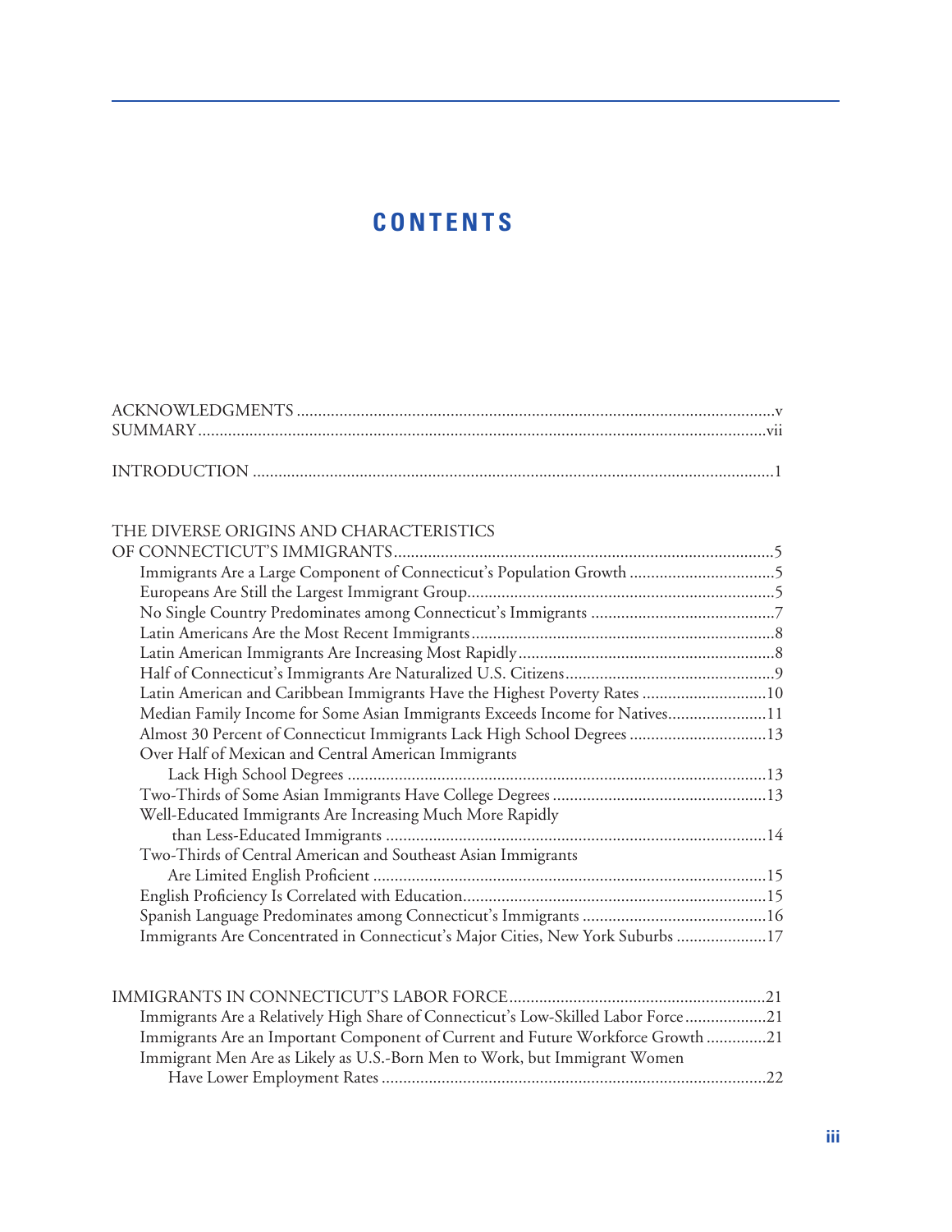# CONTENTS

ACKNOWLEDGMENTS ....................................................................................................................v
SUMMARY....................................................................................................................................vii

INTRODUCTION .........................................................................................................................1

THE DIVERSE ORIGINS AND CHARACTERISTICS OF CONNECTICUT'S IMMIGRANTS.........................................................................................5
- Immigrants Are a Large Component of Connecticut's Population Growth ..................................5
- Europeans Are Still the Largest Immigrant Group.........................................................................5
- No Single Country Predominates among Connecticut's Immigrants ............................................7
- Latin Americans Are the Most Recent Immigrants.........................................................................8
- Latin American Immigrants Are Increasing Most Rapidly.............................................................8
- Half of Connecticut's Immigrants Are Naturalized U.S. Citizens...................................................9
- Latin American and Caribbean Immigrants Have the Highest Poverty Rates .............................10
- Median Family Income for Some Asian Immigrants Exceeds Income for Natives.......................11
- Almost 30 Percent of Connecticut Immigrants Lack High School Degrees .................................13
- Over Half of Mexican and Central American Immigrants Lack High School Degrees ..................................................................................................13
- Two-Thirds of Some Asian Immigrants Have College Degrees ...................................................13
- Well-Educated Immigrants Are Increasing Much More Rapidly than Less-Educated Immigrants .........................................................................................14
- Two-Thirds of Central American and Southeast Asian Immigrants Are Limited English Proficient ............................................................................................15
- English Proficiency Is Correlated with Education.........................................................................15
- Spanish Language Predominates among Connecticut's Immigrants ...........................................16
- Immigrants Are Concentrated in Connecticut's Major Cities, New York Suburbs .....................17

IMMIGRANTS IN CONNECTICUT'S LABOR FORCE............................................................21
- Immigrants Are a Relatively High Share of Connecticut's Low-Skilled Labor Force...................21
- Immigrants Are an Important Component of Current and Future Workforce Growth ..............21
- Immigrant Men Are as Likely as U.S.-Born Men to Work, but Immigrant Women Have Lower Employment Rates ...........................................................................................22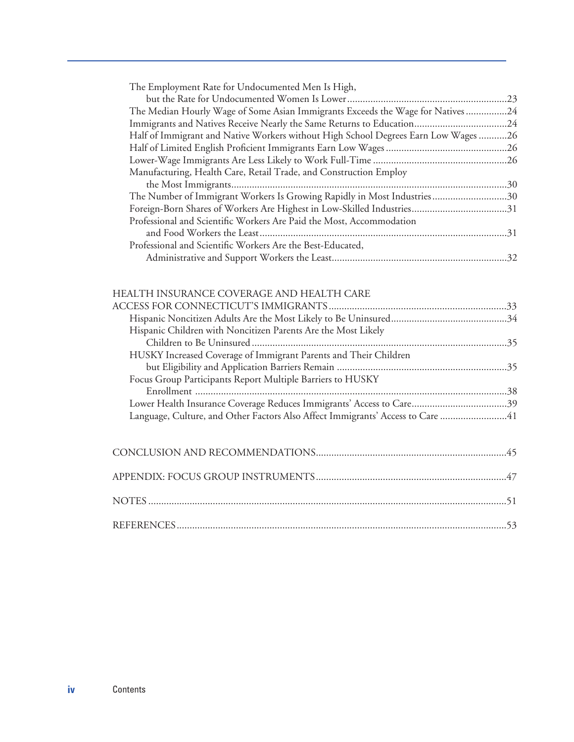The Employment Rate for Undocumented Men Is High, but the Rate for Undocumented Women Is Lower .....23
The Median Hourly Wage of Some Asian Immigrants Exceeds the Wage for Natives .....24
Immigrants and Natives Receive Nearly the Same Returns to Education .....24
Half of Immigrant and Native Workers without High School Degrees Earn Low Wages .....26
Half of Limited English Proficient Immigrants Earn Low Wages .....26
Lower-Wage Immigrants Are Less Likely to Work Full-Time .....26
Manufacturing, Health Care, Retail Trade, and Construction Employ the Most Immigrants .....30
The Number of Immigrant Workers Is Growing Rapidly in Most Industries .....30
Foreign-Born Shares of Workers Are Highest in Low-Skilled Industries .....31
Professional and Scientific Workers Are Paid the Most, Accommodation and Food Workers the Least .....31
Professional and Scientific Workers Are the Best-Educated, Administrative and Support Workers the Least .....32

HEALTH INSURANCE COVERAGE AND HEALTH CARE ACCESS FOR CONNECTICUT'S IMMIGRANTS .....33

Hispanic Noncitizen Adults Are the Most Likely to Be Uninsured .....34
Hispanic Children with Noncitizen Parents Are the Most Likely Children to Be Uninsured .....35
HUSKY Increased Coverage of Immigrant Parents and Their Children but Eligibility and Application Barriers Remain .....35
Focus Group Participants Report Multiple Barriers to HUSKY Enrollment .....38
Lower Health Insurance Coverage Reduces Immigrants' Access to Care .....39
Language, Culture, and Other Factors Also Affect Immigrants' Access to Care .....41

CONCLUSION AND RECOMMENDATIONS .....45

APPENDIX: FOCUS GROUP INSTRUMENTS .....47

NOTES .....51

REFERENCES .....53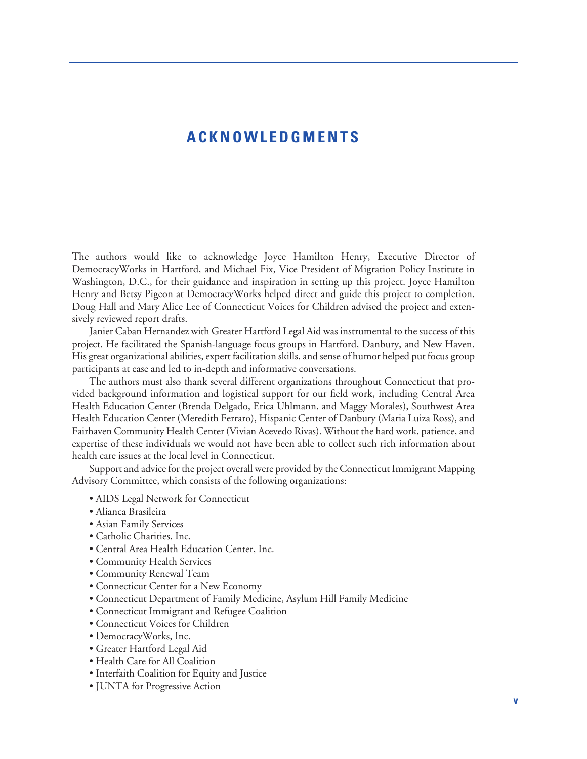# ACKNOWLEDGMENTS

The authors would like to acknowledge Joyce Hamilton Henry, Executive Director of DemocracyWorks in Hartford, and Michael Fix, Vice President of Migration Policy Institute in Washington, D.C., for their guidance and inspiration in setting up this project. Joyce Hamilton Henry and Betsy Pigeon at DemocracyWorks helped direct and guide this project to completion. Doug Hall and Mary Alice Lee of Connecticut Voices for Children advised the project and extensively reviewed report drafts.

Janier Caban Hernandez with Greater Hartford Legal Aid was instrumental to the success of this project. He facilitated the Spanish-language focus groups in Hartford, Danbury, and New Haven. His great organizational abilities, expert facilitation skills, and sense of humor helped put focus group participants at ease and led to in-depth and informative conversations.

The authors must also thank several different organizations throughout Connecticut that provided background information and logistical support for our field work, including Central Area Health Education Center (Brenda Delgado, Erica Uhlmann, and Maggy Morales), Southwest Area Health Education Center (Meredith Ferraro), Hispanic Center of Danbury (Maria Luiza Ross), and Fairhaven Community Health Center (Vivian Acevedo Rivas). Without the hard work, patience, and expertise of these individuals we would not have been able to collect such rich information about health care issues at the local level in Connecticut.

Support and advice for the project overall were provided by the Connecticut Immigrant Mapping Advisory Committee, which consists of the following organizations:

- AIDS Legal Network for Connecticut
- Alianca Brasileira
- Asian Family Services
- Catholic Charities, Inc.
- Central Area Health Education Center, Inc.
- Community Health Services
- Community Renewal Team
- Connecticut Center for a New Economy
- Connecticut Department of Family Medicine, Asylum Hill Family Medicine
- Connecticut Immigrant and Refugee Coalition
- Connecticut Voices for Children
- DemocracyWorks, Inc.
- Greater Hartford Legal Aid
- Health Care for All Coalition
- Interfaith Coalition for Equity and Justice
- JUNTA for Progressive Action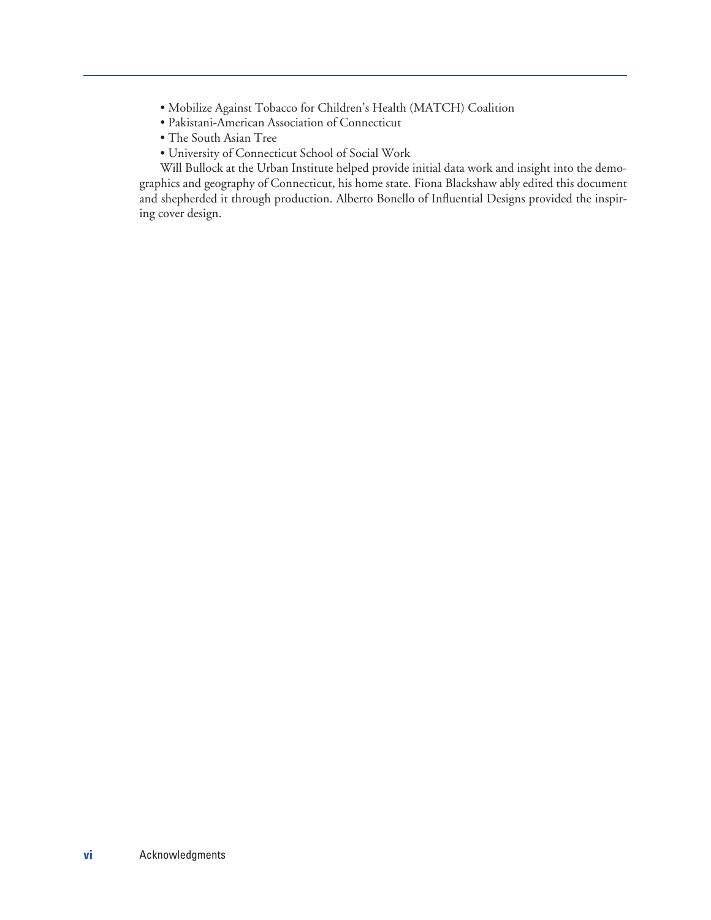- Mobilize Against Tobacco for Children's Health (MATCH) Coalition
- Pakistani-American Association of Connecticut
- The South Asian Tree
- University of Connecticut School of Social Work

Will Bullock at the Urban Institute helped provide initial data work and insight into the demographics and geography of Connecticut, his home state. Fiona Blackshaw ably edited this document and shepherded it through production. Alberto Bonello of Influential Designs provided the inspiring cover design.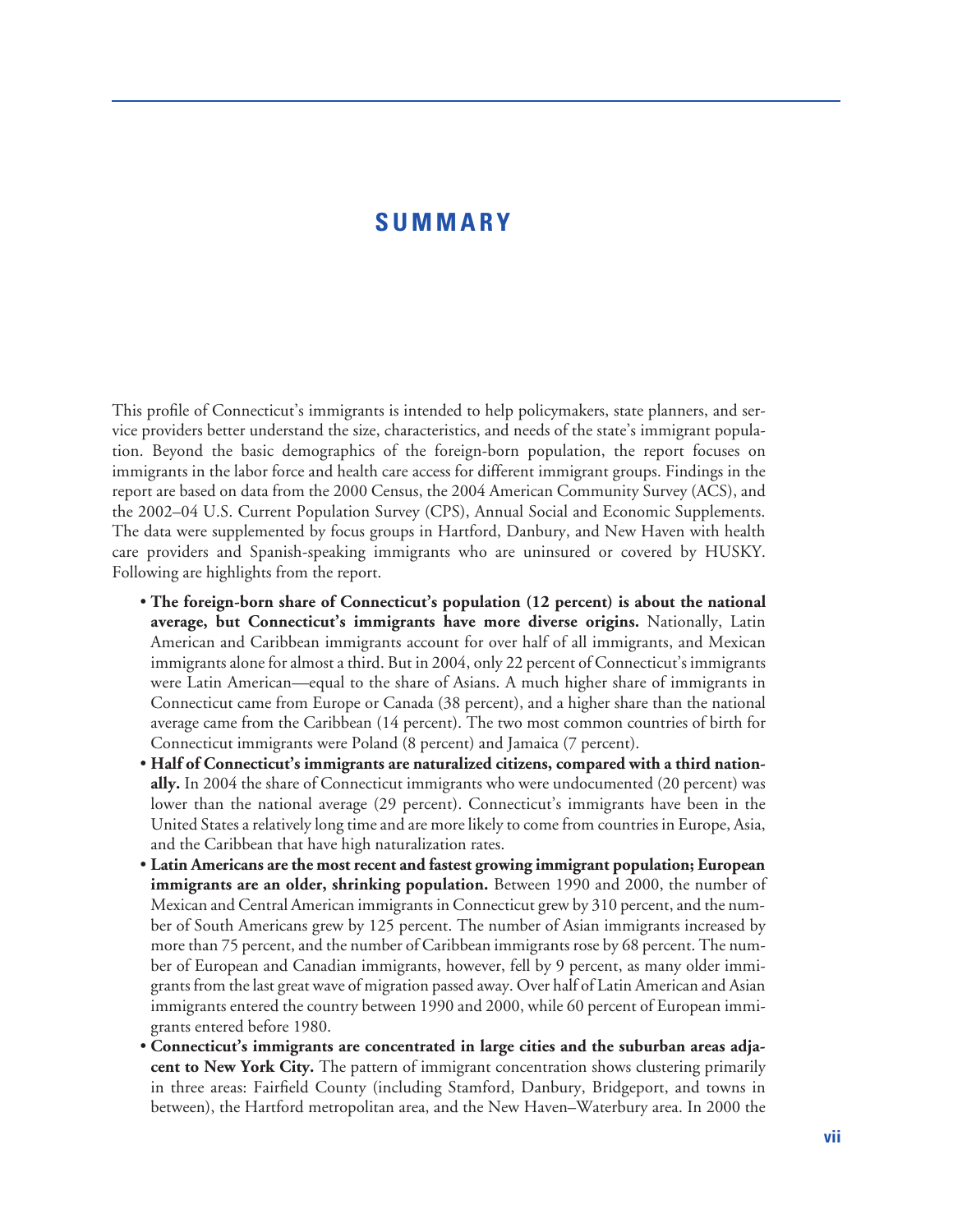# SUMMARY

This profile of Connecticut's immigrants is intended to help policymakers, state planners, and service providers better understand the size, characteristics, and needs of the state's immigrant population. Beyond the basic demographics of the foreign-born population, the report focuses on immigrants in the labor force and health care access for different immigrant groups. Findings in the report are based on data from the 2000 Census, the 2004 American Community Survey (ACS), and the 2002–04 U.S. Current Population Survey (CPS), Annual Social and Economic Supplements. The data were supplemented by focus groups in Hartford, Danbury, and New Haven with health care providers and Spanish-speaking immigrants who are uninsured or covered by HUSKY. Following are highlights from the report.

- **The foreign-born share of Connecticut's population (12 percent) is about the national average, but Connecticut's immigrants have more diverse origins.** Nationally, Latin American and Caribbean immigrants account for over half of all immigrants, and Mexican immigrants alone for almost a third. But in 2004, only 22 percent of Connecticut's immigrants were Latin American—equal to the share of Asians. A much higher share of immigrants in Connecticut came from Europe or Canada (38 percent), and a higher share than the national average came from the Caribbean (14 percent). The two most common countries of birth for Connecticut immigrants were Poland (8 percent) and Jamaica (7 percent).
- **Half of Connecticut's immigrants are naturalized citizens, compared with a third nationally.** In 2004 the share of Connecticut immigrants who were undocumented (20 percent) was lower than the national average (29 percent). Connecticut's immigrants have been in the United States a relatively long time and are more likely to come from countries in Europe, Asia, and the Caribbean that have high naturalization rates.
- **Latin Americans are the most recent and fastest growing immigrant population; European immigrants are an older, shrinking population.** Between 1990 and 2000, the number of Mexican and Central American immigrants in Connecticut grew by 310 percent, and the number of South Americans grew by 125 percent. The number of Asian immigrants increased by more than 75 percent, and the number of Caribbean immigrants rose by 68 percent. The number of European and Canadian immigrants, however, fell by 9 percent, as many older immigrants from the last great wave of migration passed away. Over half of Latin American and Asian immigrants entered the country between 1990 and 2000, while 60 percent of European immigrants entered before 1980.
- **Connecticut's immigrants are concentrated in large cities and the suburban areas adjacent to New York City.** The pattern of immigrant concentration shows clustering primarily in three areas: Fairfield County (including Stamford, Danbury, Bridgeport, and towns in between), the Hartford metropolitan area, and the New Haven–Waterbury area. In 2000 the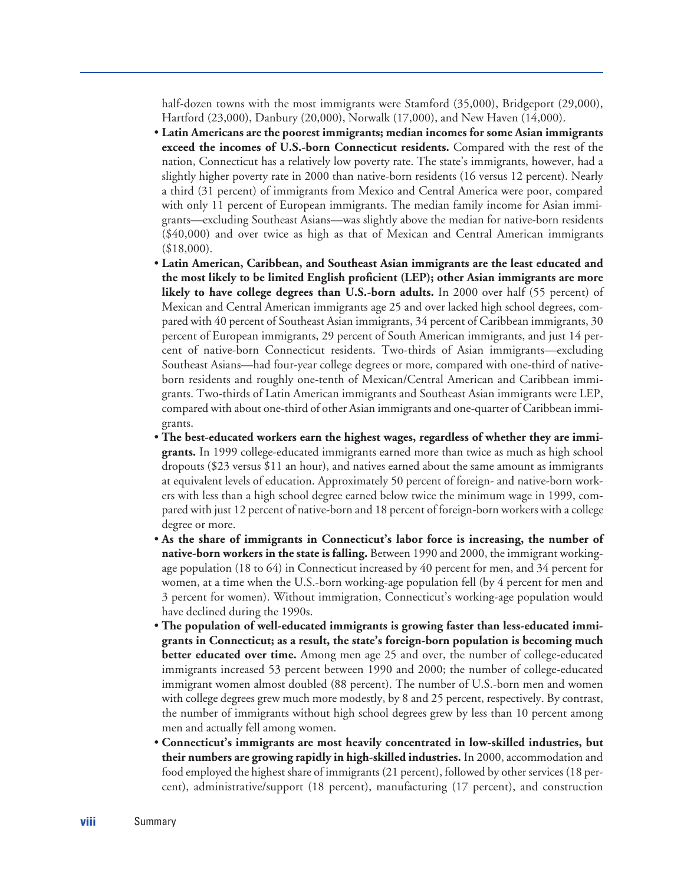half-dozen towns with the most immigrants were Stamford (35,000), Bridgeport (29,000), Hartford (23,000), Danbury (20,000), Norwalk (17,000), and New Haven (14,000).

- **Latin Americans are the poorest immigrants; median incomes for some Asian immigrants exceed the incomes of U.S.-born Connecticut residents.** Compared with the rest of the nation, Connecticut has a relatively low poverty rate. The state's immigrants, however, had a slightly higher poverty rate in 2000 than native-born residents (16 versus 12 percent). Nearly a third (31 percent) of immigrants from Mexico and Central America were poor, compared with only 11 percent of European immigrants. The median family income for Asian immigrants—excluding Southeast Asians—was slightly above the median for native-born residents ($40,000) and over twice as high as that of Mexican and Central American immigrants ($18,000).
- **Latin American, Caribbean, and Southeast Asian immigrants are the least educated and the most likely to be limited English proficient (LEP); other Asian immigrants are more likely to have college degrees than U.S.-born adults.** In 2000 over half (55 percent) of Mexican and Central American immigrants age 25 and over lacked high school degrees, compared with 40 percent of Southeast Asian immigrants, 34 percent of Caribbean immigrants, 30 percent of European immigrants, 29 percent of South American immigrants, and just 14 percent of native-born Connecticut residents. Two-thirds of Asian immigrants—excluding Southeast Asians—had four-year college degrees or more, compared with one-third of native-born residents and roughly one-tenth of Mexican/Central American and Caribbean immigrants. Two-thirds of Latin American immigrants and Southeast Asian immigrants were LEP, compared with about one-third of other Asian immigrants and one-quarter of Caribbean immigrants.
- **The best-educated workers earn the highest wages, regardless of whether they are immigrants.** In 1999 college-educated immigrants earned more than twice as much as high school dropouts ($23 versus $11 an hour), and natives earned about the same amount as immigrants at equivalent levels of education. Approximately 50 percent of foreign- and native-born workers with less than a high school degree earned below twice the minimum wage in 1999, compared with just 12 percent of native-born and 18 percent of foreign-born workers with a college degree or more.
- **As the share of immigrants in Connecticut's labor force is increasing, the number of native-born workers in the state is falling.** Between 1990 and 2000, the immigrant working-age population (18 to 64) in Connecticut increased by 40 percent for men, and 34 percent for women, at a time when the U.S.-born working-age population fell (by 4 percent for men and 3 percent for women). Without immigration, Connecticut's working-age population would have declined during the 1990s.
- **The population of well-educated immigrants is growing faster than less-educated immigrants in Connecticut; as a result, the state's foreign-born population is becoming much better educated over time.** Among men age 25 and over, the number of college-educated immigrants increased 53 percent between 1990 and 2000; the number of college-educated immigrant women almost doubled (88 percent). The number of U.S.-born men and women with college degrees grew much more modestly, by 8 and 25 percent, respectively. By contrast, the number of immigrants without high school degrees grew by less than 10 percent among men and actually fell among women.
- **Connecticut's immigrants are most heavily concentrated in low-skilled industries, but their numbers are growing rapidly in high-skilled industries.** In 2000, accommodation and food employed the highest share of immigrants (21 percent), followed by other services (18 percent), administrative/support (18 percent), manufacturing (17 percent), and construction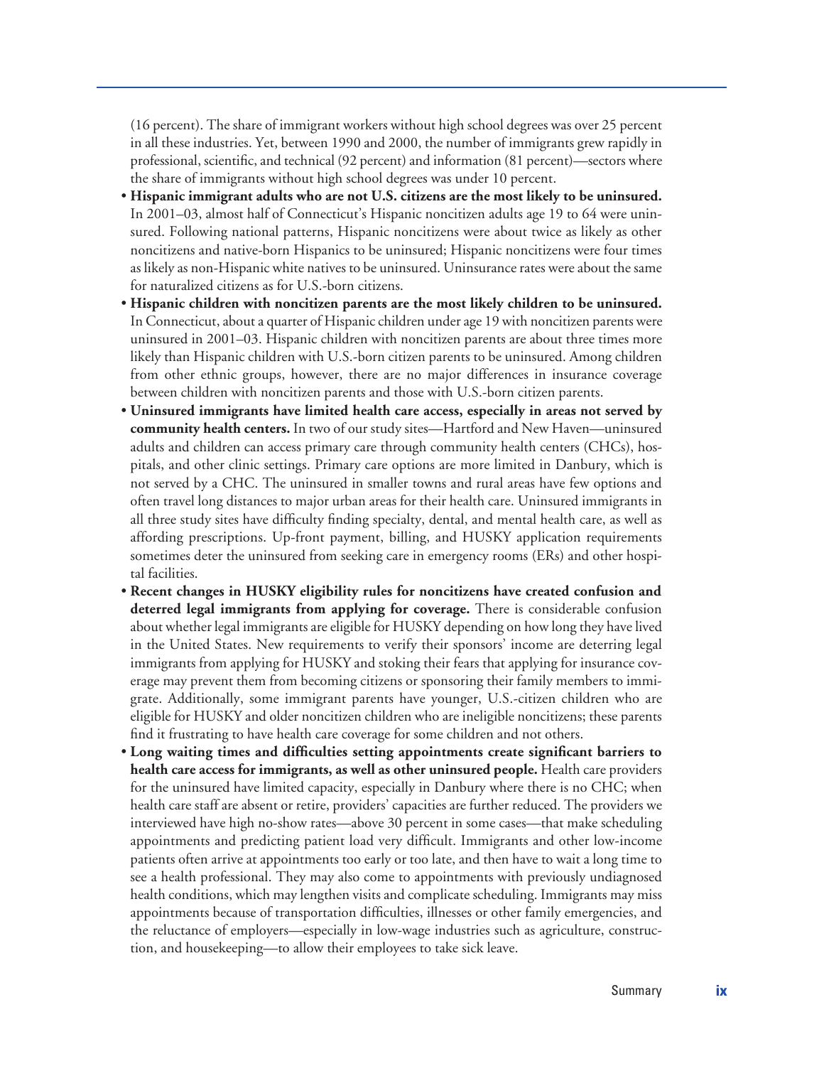(16 percent). The share of immigrant workers without high school degrees was over 25 percent in all these industries. Yet, between 1990 and 2000, the number of immigrants grew rapidly in professional, scientific, and technical (92 percent) and information (81 percent)—sectors where the share of immigrants without high school degrees was under 10 percent.

- **Hispanic immigrant adults who are not U.S. citizens are the most likely to be uninsured.** In 2001–03, almost half of Connecticut's Hispanic noncitizen adults age 19 to 64 were uninsured. Following national patterns, Hispanic noncitizens were about twice as likely as other noncitizens and native-born Hispanics to be uninsured; Hispanic noncitizens were four times as likely as non-Hispanic white natives to be uninsured. Uninsurance rates were about the same for naturalized citizens as for U.S.-born citizens.
- **Hispanic children with noncitizen parents are the most likely children to be uninsured.** In Connecticut, about a quarter of Hispanic children under age 19 with noncitizen parents were uninsured in 2001–03. Hispanic children with noncitizen parents are about three times more likely than Hispanic children with U.S.-born citizen parents to be uninsured. Among children from other ethnic groups, however, there are no major differences in insurance coverage between children with noncitizen parents and those with U.S.-born citizen parents.
- **Uninsured immigrants have limited health care access, especially in areas not served by community health centers.** In two of our study sites—Hartford and New Haven—uninsured adults and children can access primary care through community health centers (CHCs), hospitals, and other clinic settings. Primary care options are more limited in Danbury, which is not served by a CHC. The uninsured in smaller towns and rural areas have few options and often travel long distances to major urban areas for their health care. Uninsured immigrants in all three study sites have difficulty finding specialty, dental, and mental health care, as well as affording prescriptions. Up-front payment, billing, and HUSKY application requirements sometimes deter the uninsured from seeking care in emergency rooms (ERs) and other hospital facilities.
- **Recent changes in HUSKY eligibility rules for noncitizens have created confusion and deterred legal immigrants from applying for coverage.** There is considerable confusion about whether legal immigrants are eligible for HUSKY depending on how long they have lived in the United States. New requirements to verify their sponsors' income are deterring legal immigrants from applying for HUSKY and stoking their fears that applying for insurance coverage may prevent them from becoming citizens or sponsoring their family members to immigrate. Additionally, some immigrant parents have younger, U.S.-citizen children who are eligible for HUSKY and older noncitizen children who are ineligible noncitizens; these parents find it frustrating to have health care coverage for some children and not others.
- **Long waiting times and difficulties setting appointments create significant barriers to health care access for immigrants, as well as other uninsured people.** Health care providers for the uninsured have limited capacity, especially in Danbury where there is no CHC; when health care staff are absent or retire, providers' capacities are further reduced. The providers we interviewed have high no-show rates—above 30 percent in some cases—that make scheduling appointments and predicting patient load very difficult. Immigrants and other low-income patients often arrive at appointments too early or too late, and then have to wait a long time to see a health professional. They may also come to appointments with previously undiagnosed health conditions, which may lengthen visits and complicate scheduling. Immigrants may miss appointments because of transportation difficulties, illnesses or other family emergencies, and the reluctance of employers—especially in low-wage industries such as agriculture, construction, and housekeeping—to allow their employees to take sick leave.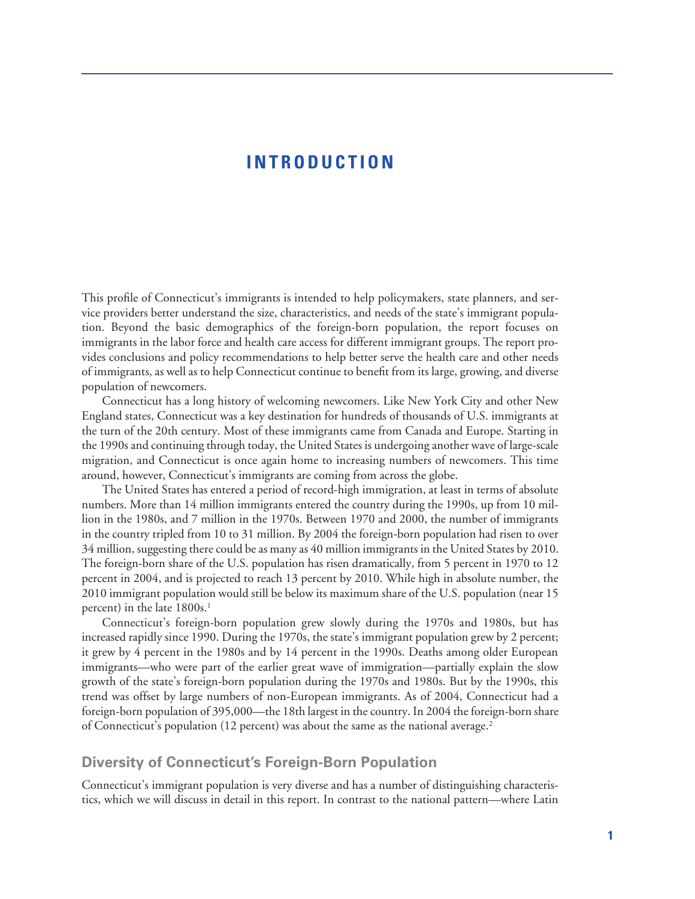# INTRODUCTION

This profile of Connecticut's immigrants is intended to help policymakers, state planners, and service providers better understand the size, characteristics, and needs of the state's immigrant population. Beyond the basic demographics of the foreign-born population, the report focuses on immigrants in the labor force and health care access for different immigrant groups. The report provides conclusions and policy recommendations to help better serve the health care and other needs of immigrants, as well as to help Connecticut continue to benefit from its large, growing, and diverse population of newcomers.

Connecticut has a long history of welcoming newcomers. Like New York City and other New England states, Connecticut was a key destination for hundreds of thousands of U.S. immigrants at the turn of the 20th century. Most of these immigrants came from Canada and Europe. Starting in the 1990s and continuing through today, the United States is undergoing another wave of large-scale migration, and Connecticut is once again home to increasing numbers of newcomers. This time around, however, Connecticut's immigrants are coming from across the globe.

The United States has entered a period of record-high immigration, at least in terms of absolute numbers. More than 14 million immigrants entered the country during the 1990s, up from 10 million in the 1980s, and 7 million in the 1970s. Between 1970 and 2000, the number of immigrants in the country tripled from 10 to 31 million. By 2004 the foreign-born population had risen to over 34 million, suggesting there could be as many as 40 million immigrants in the United States by 2010. The foreign-born share of the U.S. population has risen dramatically, from 5 percent in 1970 to 12 percent in 2004, and is projected to reach 13 percent by 2010. While high in absolute number, the 2010 immigrant population would still be below its maximum share of the U.S. population (near 15 percent) in the late 1800s.[1]

Connecticut's foreign-born population grew slowly during the 1970s and 1980s, but has increased rapidly since 1990. During the 1970s, the state's immigrant population grew by 2 percent; it grew by 4 percent in the 1980s and by 14 percent in the 1990s. Deaths among older European immigrants—who were part of the earlier great wave of immigration—partially explain the slow growth of the state's foreign-born population during the 1970s and 1980s. But by the 1990s, this trend was offset by large numbers of non-European immigrants. As of 2004, Connecticut had a foreign-born population of 395,000—the 18th largest in the country. In 2004 the foreign-born share of Connecticut's population (12 percent) was about the same as the national average.[2]

## Diversity of Connecticut's Foreign-Born Population

Connecticut's immigrant population is very diverse and has a number of distinguishing characteristics, which we will discuss in detail in this report. In contrast to the national pattern—where Latin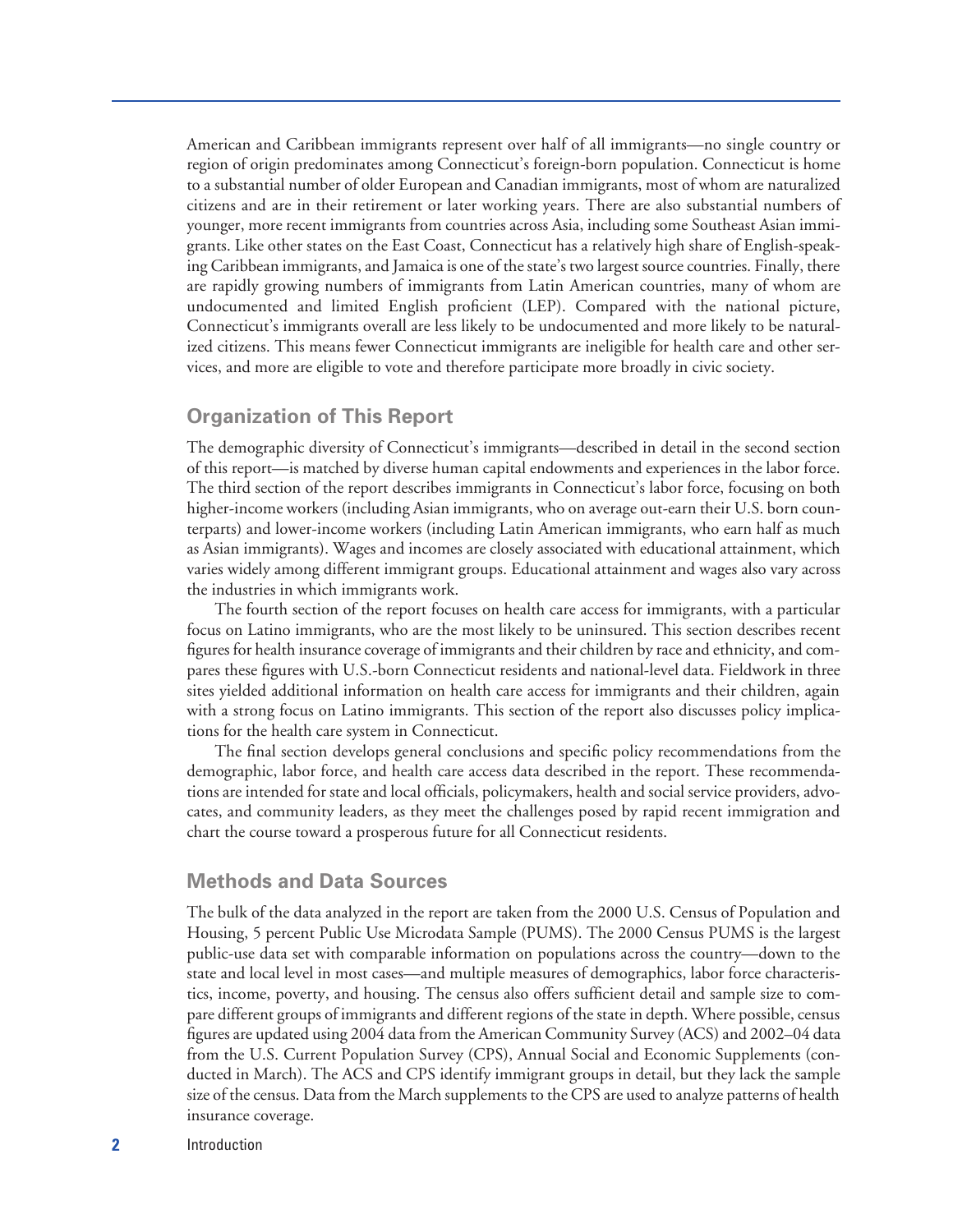American and Caribbean immigrants represent over half of all immigrants—no single country or region of origin predominates among Connecticut's foreign-born population. Connecticut is home to a substantial number of older European and Canadian immigrants, most of whom are naturalized citizens and are in their retirement or later working years. There are also substantial numbers of younger, more recent immigrants from countries across Asia, including some Southeast Asian immigrants. Like other states on the East Coast, Connecticut has a relatively high share of English-speaking Caribbean immigrants, and Jamaica is one of the state's two largest source countries. Finally, there are rapidly growing numbers of immigrants from Latin American countries, many of whom are undocumented and limited English proficient (LEP). Compared with the national picture, Connecticut's immigrants overall are less likely to be undocumented and more likely to be naturalized citizens. This means fewer Connecticut immigrants are ineligible for health care and other services, and more are eligible to vote and therefore participate more broadly in civic society.

## Organization of This Report

The demographic diversity of Connecticut's immigrants—described in detail in the second section of this report—is matched by diverse human capital endowments and experiences in the labor force. The third section of the report describes immigrants in Connecticut's labor force, focusing on both higher-income workers (including Asian immigrants, who on average out-earn their U.S. born counterparts) and lower-income workers (including Latin American immigrants, who earn half as much as Asian immigrants). Wages and incomes are closely associated with educational attainment, which varies widely among different immigrant groups. Educational attainment and wages also vary across the industries in which immigrants work.

The fourth section of the report focuses on health care access for immigrants, with a particular focus on Latino immigrants, who are the most likely to be uninsured. This section describes recent figures for health insurance coverage of immigrants and their children by race and ethnicity, and compares these figures with U.S.-born Connecticut residents and national-level data. Fieldwork in three sites yielded additional information on health care access for immigrants and their children, again with a strong focus on Latino immigrants. This section of the report also discusses policy implications for the health care system in Connecticut.

The final section develops general conclusions and specific policy recommendations from the demographic, labor force, and health care access data described in the report. These recommendations are intended for state and local officials, policymakers, health and social service providers, advocates, and community leaders, as they meet the challenges posed by rapid recent immigration and chart the course toward a prosperous future for all Connecticut residents.

## Methods and Data Sources

The bulk of the data analyzed in the report are taken from the 2000 U.S. Census of Population and Housing, 5 percent Public Use Microdata Sample (PUMS). The 2000 Census PUMS is the largest public-use data set with comparable information on populations across the country—down to the state and local level in most cases—and multiple measures of demographics, labor force characteristics, income, poverty, and housing. The census also offers sufficient detail and sample size to compare different groups of immigrants and different regions of the state in depth. Where possible, census figures are updated using 2004 data from the American Community Survey (ACS) and 2002–04 data from the U.S. Current Population Survey (CPS), Annual Social and Economic Supplements (conducted in March). The ACS and CPS identify immigrant groups in detail, but they lack the sample size of the census. Data from the March supplements to the CPS are used to analyze patterns of health insurance coverage.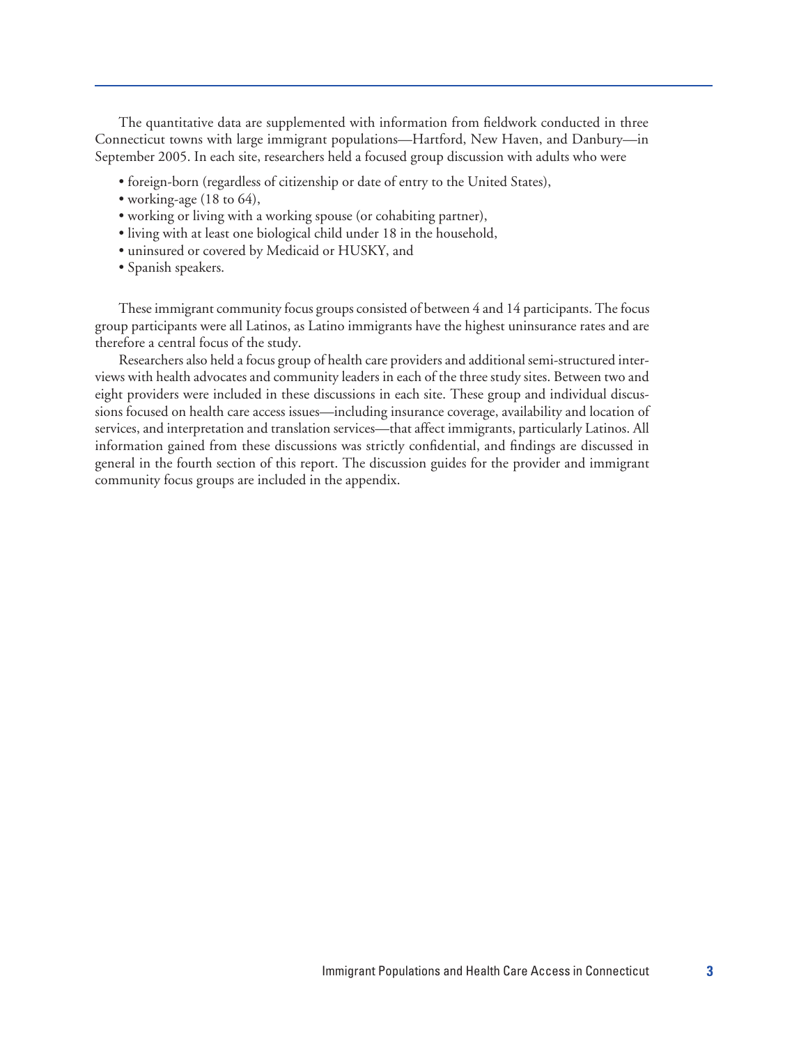The quantitative data are supplemented with information from fieldwork conducted in three Connecticut towns with large immigrant populations—Hartford, New Haven, and Danbury—in September 2005. In each site, researchers held a focused group discussion with adults who were

- foreign-born (regardless of citizenship or date of entry to the United States),
- working-age (18 to 64),
- working or living with a working spouse (or cohabiting partner),
- living with at least one biological child under 18 in the household,
- uninsured or covered by Medicaid or HUSKY, and
- Spanish speakers.

These immigrant community focus groups consisted of between 4 and 14 participants. The focus group participants were all Latinos, as Latino immigrants have the highest uninsurance rates and are therefore a central focus of the study.

Researchers also held a focus group of health care providers and additional semi-structured interviews with health advocates and community leaders in each of the three study sites. Between two and eight providers were included in these discussions in each site. These group and individual discussions focused on health care access issues—including insurance coverage, availability and location of services, and interpretation and translation services—that affect immigrants, particularly Latinos. All information gained from these discussions was strictly confidential, and findings are discussed in general in the fourth section of this report. The discussion guides for the provider and immigrant community focus groups are included in the appendix.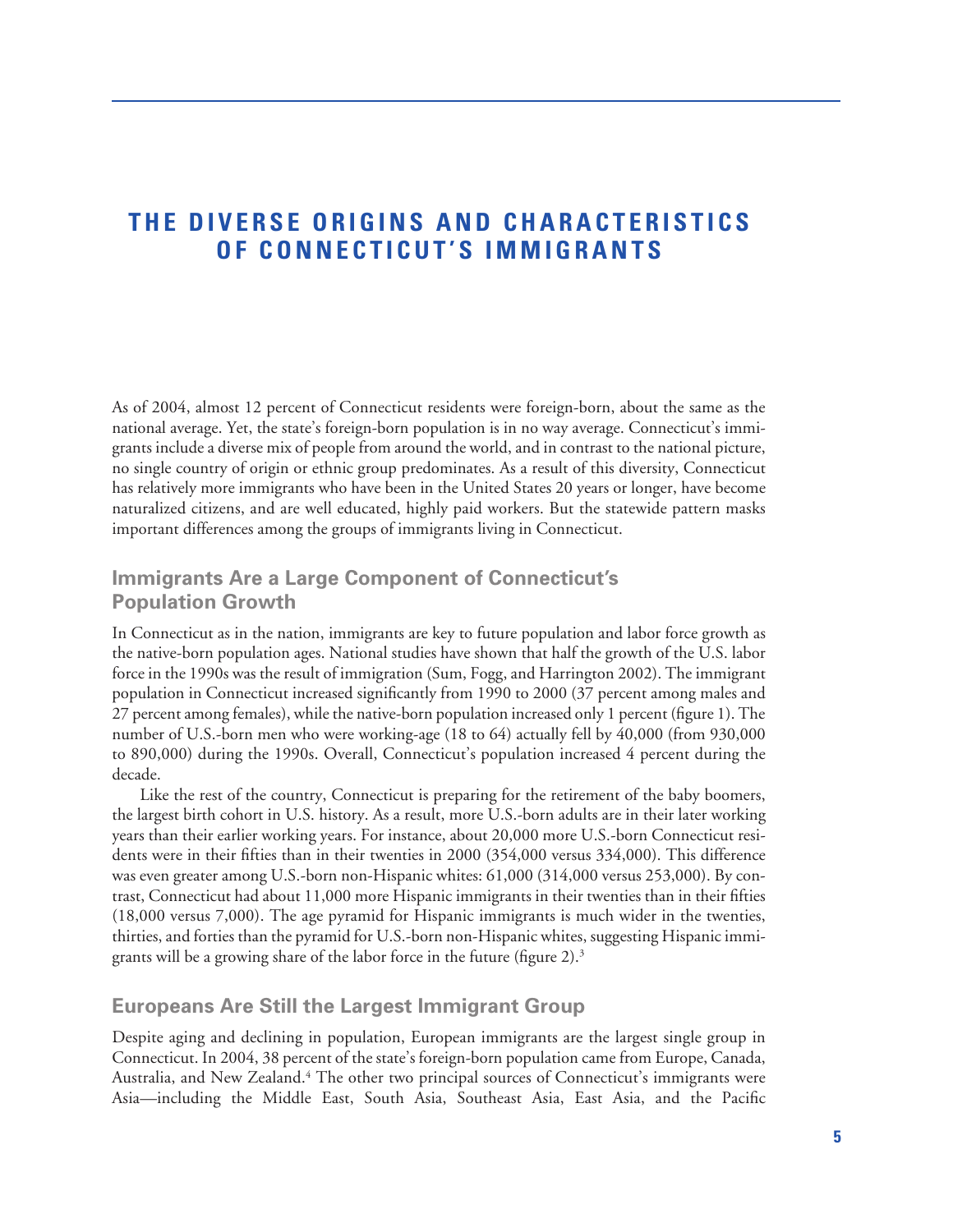# THE DIVERSE ORIGINS AND CHARACTERISTICS OF CONNECTICUT'S IMMIGRANTS

As of 2004, almost 12 percent of Connecticut residents were foreign-born, about the same as the national average. Yet, the state's foreign-born population is in no way average. Connecticut's immigrants include a diverse mix of people from around the world, and in contrast to the national picture, no single country of origin or ethnic group predominates. As a result of this diversity, Connecticut has relatively more immigrants who have been in the United States 20 years or longer, have become naturalized citizens, and are well educated, highly paid workers. But the statewide pattern masks important differences among the groups of immigrants living in Connecticut.

## Immigrants Are a Large Component of Connecticut's Population Growth

In Connecticut as in the nation, immigrants are key to future population and labor force growth as the native-born population ages. National studies have shown that half the growth of the U.S. labor force in the 1990s was the result of immigration (Sum, Fogg, and Harrington 2002). The immigrant population in Connecticut increased significantly from 1990 to 2000 (37 percent among males and 27 percent among females), while the native-born population increased only 1 percent (figure 1). The number of U.S.-born men who were working-age (18 to 64) actually fell by 40,000 (from 930,000 to 890,000) during the 1990s. Overall, Connecticut's population increased 4 percent during the decade.

Like the rest of the country, Connecticut is preparing for the retirement of the baby boomers, the largest birth cohort in U.S. history. As a result, more U.S.-born adults are in their later working years than their earlier working years. For instance, about 20,000 more U.S.-born Connecticut residents were in their fifties than in their twenties in 2000 (354,000 versus 334,000). This difference was even greater among U.S.-born non-Hispanic whites: 61,000 (314,000 versus 253,000). By contrast, Connecticut had about 11,000 more Hispanic immigrants in their twenties than in their fifties (18,000 versus 7,000). The age pyramid for Hispanic immigrants is much wider in the twenties, thirties, and forties than the pyramid for U.S.-born non-Hispanic whites, suggesting Hispanic immigrants will be a growing share of the labor force in the future (figure 2).[3]

## Europeans Are Still the Largest Immigrant Group

Despite aging and declining in population, European immigrants are the largest single group in Connecticut. In 2004, 38 percent of the state's foreign-born population came from Europe, Canada, Australia, and New Zealand.[4] The other two principal sources of Connecticut's immigrants were Asia—including the Middle East, South Asia, Southeast Asia, East Asia, and the Pacific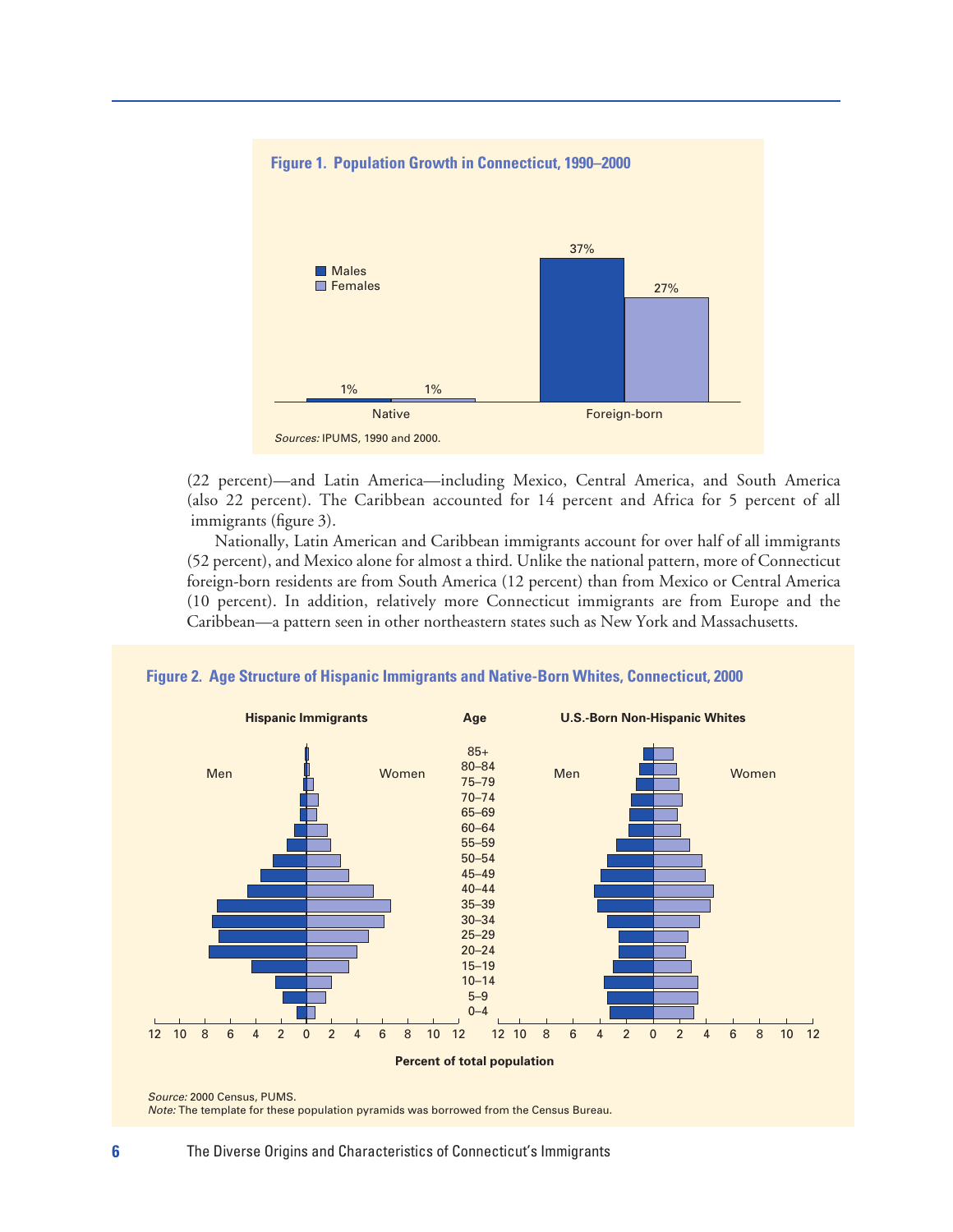**Figure 1. Population Growth in Connecticut, 1990–2000**

| | Males | Females |
|---|---|---|
| Native | 1% | 1% |
| Foreign-born | 37% | 27% |

*Sources:* IPUMS, 1990 and 2000.

(22 percent)—and Latin America—including Mexico, Central America, and South America (also 22 percent). The Caribbean accounted for 14 percent and Africa for 5 percent of all immigrants (figure 3).

Nationally, Latin American and Caribbean immigrants account for over half of all immigrants (52 percent), and Mexico alone for almost a third. Unlike the national pattern, more of Connecticut foreign-born residents are from South America (12 percent) than from Mexico or Central America (10 percent). In addition, relatively more Connecticut immigrants are from Europe and the Caribbean—a pattern seen in other northeastern states such as New York and Massachusetts.

**Figure 2. Age Structure of Hispanic Immigrants and Native-Born Whites, Connecticut, 2000**

Hispanic Immigrants (Men, Women) | Age | U.S.-Born Non-Hispanic Whites (Men, Women)

Ages: 85+, 80–84, 75–79, 70–74, 65–69, 60–64, 55–59, 50–54, 45–49, 40–44, 35–39, 30–34, 25–29, 20–24, 15–19, 10–14, 5–9, 0–4

Percent of total population

*Source:* 2000 Census, PUMS.
*Note:* The template for these population pyramids was borrowed from the Census Bureau.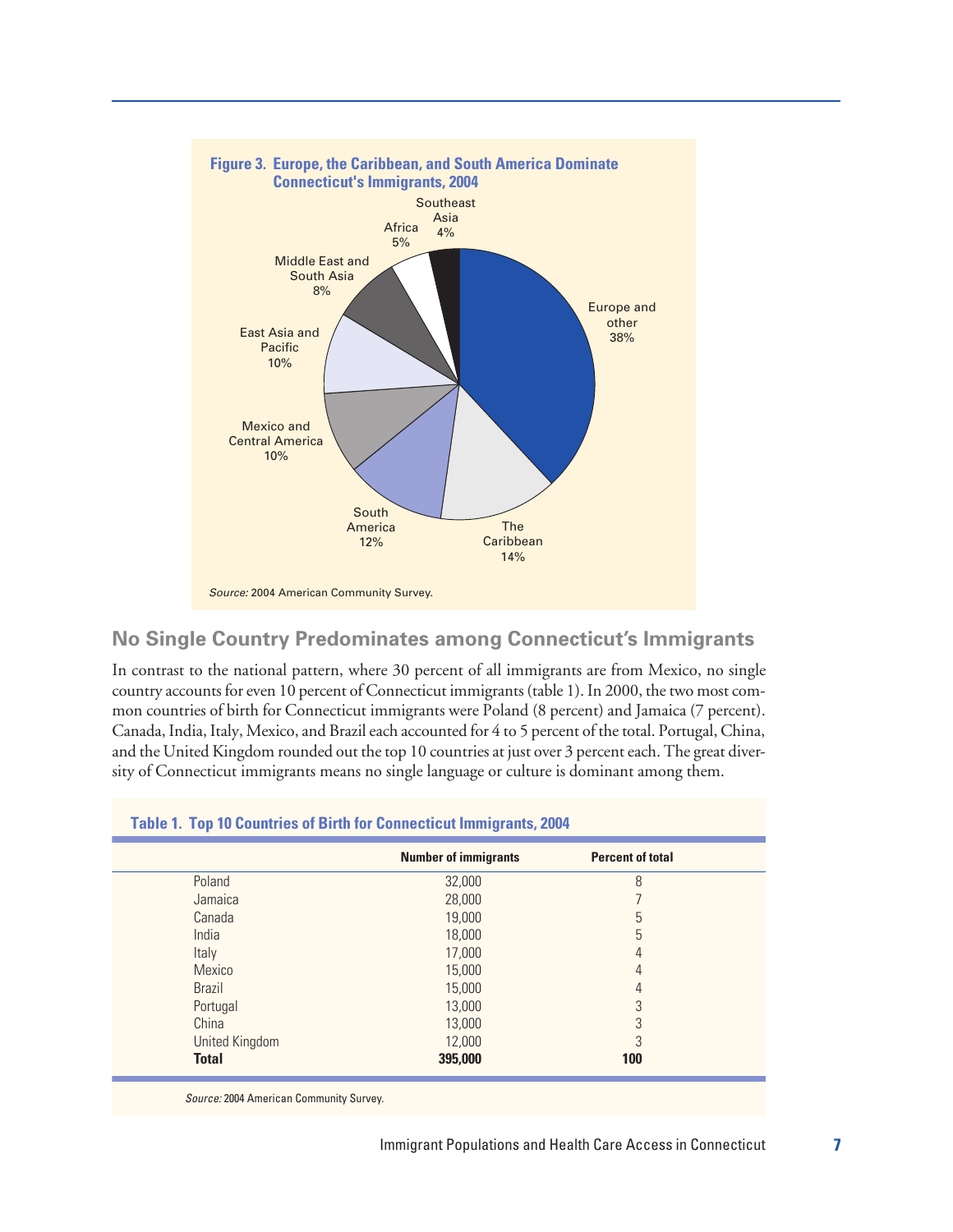**Figure 3. Europe, the Caribbean, and South America Dominate Connecticut's Immigrants, 2004**

| Region | Percent |
|---|---|
| Europe and other | 38% |
| The Caribbean | 14% |
| South America | 12% |
| Mexico and Central America | 10% |
| East Asia and Pacific | 10% |
| Middle East and South Asia | 8% |
| Africa | 5% |
| Southeast Asia | 4% |

*Source:* 2004 American Community Survey.

## No Single Country Predominates among Connecticut's Immigrants

In contrast to the national pattern, where 30 percent of all immigrants are from Mexico, no single country accounts for even 10 percent of Connecticut immigrants (table 1). In 2000, the two most common countries of birth for Connecticut immigrants were Poland (8 percent) and Jamaica (7 percent). Canada, India, Italy, Mexico, and Brazil each accounted for 4 to 5 percent of the total. Portugal, China, and the United Kingdom rounded out the top 10 countries at just over 3 percent each. The great diversity of Connecticut immigrants means no single language or culture is dominant among them.

**Table 1. Top 10 Countries of Birth for Connecticut Immigrants, 2004**

| | Number of immigrants | Percent of total |
|---|---|---|
| Poland | 32,000 | 8 |
| Jamaica | 28,000 | 7 |
| Canada | 19,000 | 5 |
| India | 18,000 | 5 |
| Italy | 17,000 | 4 |
| Mexico | 15,000 | 4 |
| Brazil | 15,000 | 4 |
| Portugal | 13,000 | 3 |
| China | 13,000 | 3 |
| United Kingdom | 12,000 | 3 |
| **Total** | **395,000** | **100** |

*Source:* 2004 American Community Survey.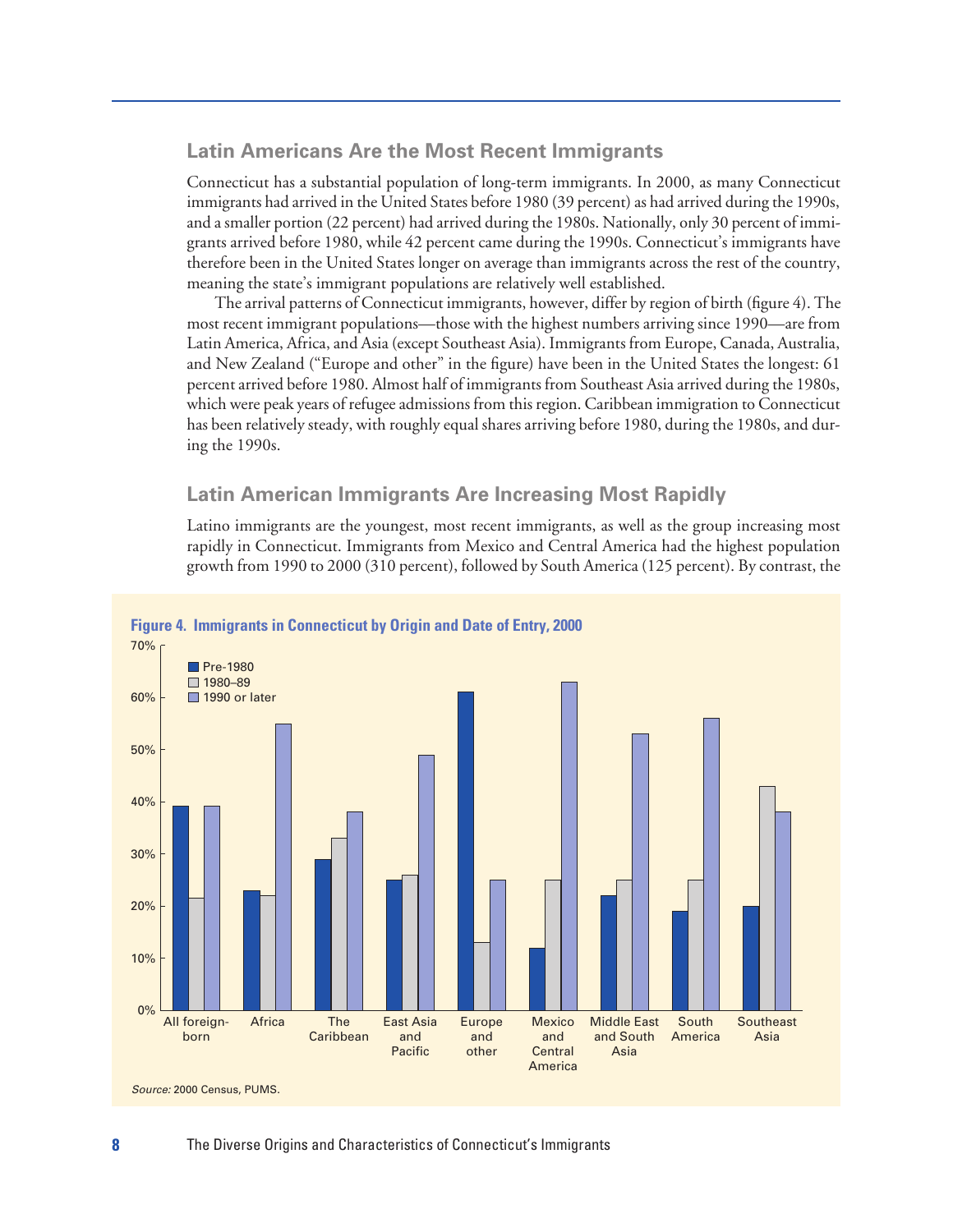## Latin Americans Are the Most Recent Immigrants

Connecticut has a substantial population of long-term immigrants. In 2000, as many Connecticut immigrants had arrived in the United States before 1980 (39 percent) as had arrived during the 1990s, and a smaller portion (22 percent) had arrived during the 1980s. Nationally, only 30 percent of immigrants arrived before 1980, while 42 percent came during the 1990s. Connecticut's immigrants have therefore been in the United States longer on average than immigrants across the rest of the country, meaning the state's immigrant populations are relatively well established.

The arrival patterns of Connecticut immigrants, however, differ by region of birth (figure 4). The most recent immigrant populations—those with the highest numbers arriving since 1990—are from Latin America, Africa, and Asia (except Southeast Asia). Immigrants from Europe, Canada, Australia, and New Zealand ("Europe and other" in the figure) have been in the United States the longest: 61 percent arrived before 1980. Almost half of immigrants from Southeast Asia arrived during the 1980s, which were peak years of refugee admissions from this region. Caribbean immigration to Connecticut has been relatively steady, with roughly equal shares arriving before 1980, during the 1980s, and during the 1990s.

## Latin American Immigrants Are Increasing Most Rapidly

Latino immigrants are the youngest, most recent immigrants, as well as the group increasing most rapidly in Connecticut. Immigrants from Mexico and Central America had the highest population growth from 1990 to 2000 (310 percent), followed by South America (125 percent). By contrast, the

**Figure 4. Immigrants in Connecticut by Origin and Date of Entry, 2000**

| Origin | Pre-1980 | 1980–89 | 1990 or later |
|---|---|---|---|
| All foreign-born | 39% | 22% | 39% |
| Africa | 23% | 22% | 55% |
| The Caribbean | 29% | 33% | 38% |
| East Asia and Pacific | 25% | 26% | 49% |
| Europe and other | 61% | 13% | 25% |
| Mexico and Central America | 12% | 25% | 63% |
| Middle East and South Asia | 22% | 25% | 53% |
| South America | 19% | 25% | 56% |
| Southeast Asia | 20% | 43% | 38% |

*Source:* 2000 Census, PUMS.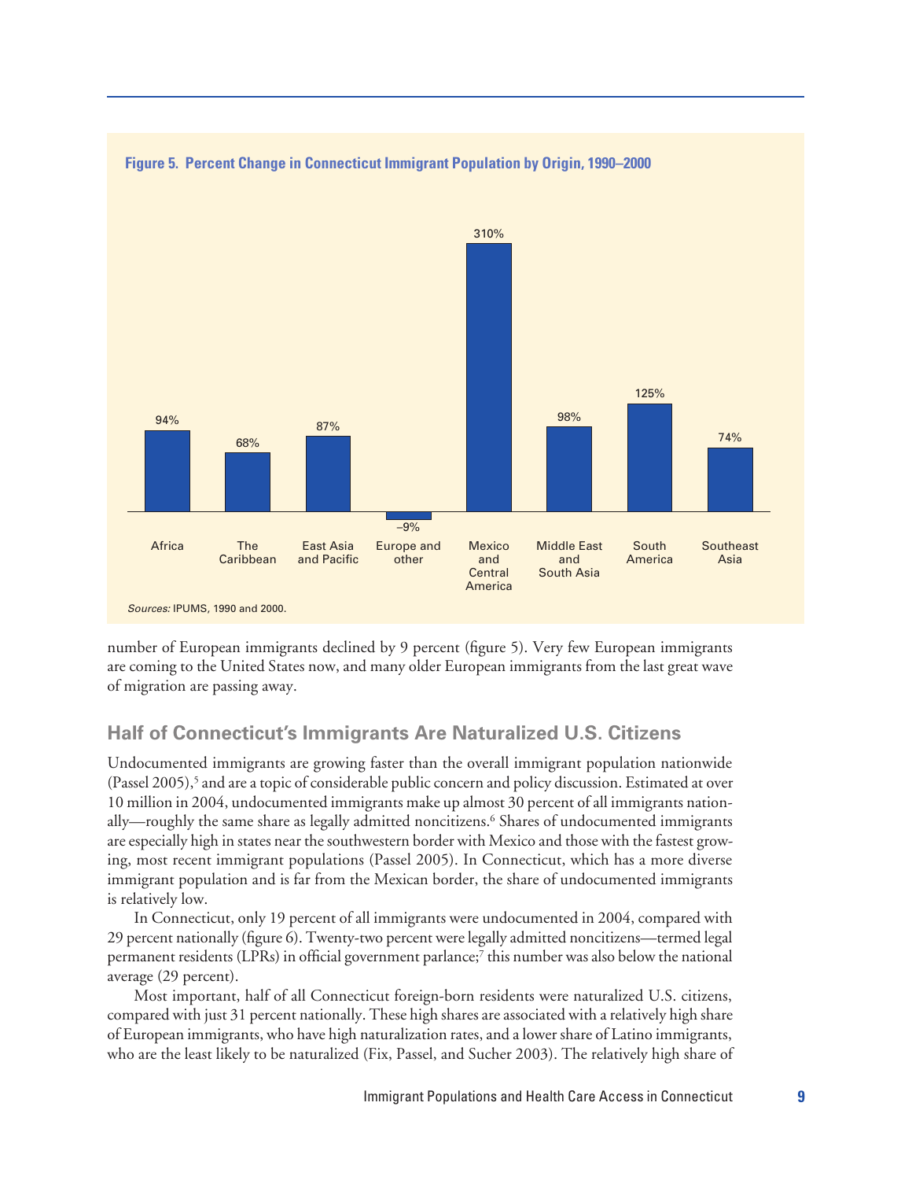**Figure 5. Percent Change in Connecticut Immigrant Population by Origin, 1990–2000**

| Origin | Percent change |
|---|---|
| Africa | 94% |
| The Caribbean | 68% |
| East Asia and Pacific | 87% |
| Europe and other | –9% |
| Mexico and Central America | 310% |
| Middle East and South Asia | 98% |
| South America | 125% |
| Southeast Asia | 74% |

*Sources:* IPUMS, 1990 and 2000.

number of European immigrants declined by 9 percent (figure 5). Very few European immigrants are coming to the United States now, and many older European immigrants from the last great wave of migration are passing away.

## Half of Connecticut's Immigrants Are Naturalized U.S. Citizens

Undocumented immigrants are growing faster than the overall immigrant population nationwide (Passel 2005),[5] and are a topic of considerable public concern and policy discussion. Estimated at over 10 million in 2004, undocumented immigrants make up almost 30 percent of all immigrants nationally—roughly the same share as legally admitted noncitizens.[6] Shares of undocumented immigrants are especially high in states near the southwestern border with Mexico and those with the fastest growing, most recent immigrant populations (Passel 2005). In Connecticut, which has a more diverse immigrant population and is far from the Mexican border, the share of undocumented immigrants is relatively low.

In Connecticut, only 19 percent of all immigrants were undocumented in 2004, compared with 29 percent nationally (figure 6). Twenty-two percent were legally admitted noncitizens—termed legal permanent residents (LPRs) in official government parlance;[7] this number was also below the national average (29 percent).

Most important, half of all Connecticut foreign-born residents were naturalized U.S. citizens, compared with just 31 percent nationally. These high shares are associated with a relatively high share of European immigrants, who have high naturalization rates, and a lower share of Latino immigrants, who are the least likely to be naturalized (Fix, Passel, and Sucher 2003). The relatively high share of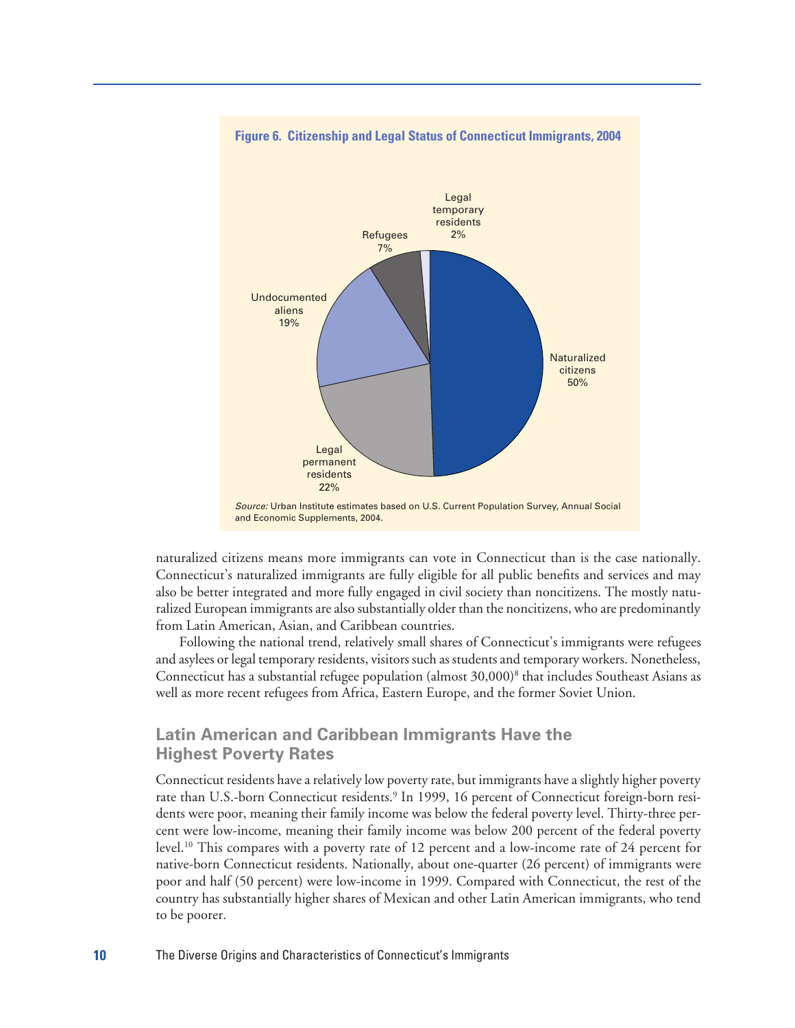**Figure 6. Citizenship and Legal Status of Connecticut Immigrants, 2004**

| Status | Share |
| --- | --- |
| Naturalized citizens | 50% |
| Legal permanent residents | 22% |
| Undocumented aliens | 19% |
| Refugees | 7% |
| Legal temporary residents | 2% |

*Source:* Urban Institute estimates based on U.S. Current Population Survey, Annual Social and Economic Supplements, 2004.

naturalized citizens means more immigrants can vote in Connecticut than is the case nationally. Connecticut's naturalized immigrants are fully eligible for all public benefits and services and may also be better integrated and more fully engaged in civil society than noncitizens. The mostly naturalized European immigrants are also substantially older than the noncitizens, who are predominantly from Latin American, Asian, and Caribbean countries.

Following the national trend, relatively small shares of Connecticut's immigrants were refugees and asylees or legal temporary residents, visitors such as students and temporary workers. Nonetheless, Connecticut has a substantial refugee population (almost 30,000)[8] that includes Southeast Asians as well as more recent refugees from Africa, Eastern Europe, and the former Soviet Union.

## Latin American and Caribbean Immigrants Have the Highest Poverty Rates

Connecticut residents have a relatively low poverty rate, but immigrants have a slightly higher poverty rate than U.S.-born Connecticut residents.[9] In 1999, 16 percent of Connecticut foreign-born residents were poor, meaning their family income was below the federal poverty level. Thirty-three percent were low-income, meaning their family income was below 200 percent of the federal poverty level.[10] This compares with a poverty rate of 12 percent and a low-income rate of 24 percent for native-born Connecticut residents. Nationally, about one-quarter (26 percent) of immigrants were poor and half (50 percent) were low-income in 1999. Compared with Connecticut, the rest of the country has substantially higher shares of Mexican and other Latin American immigrants, who tend to be poorer.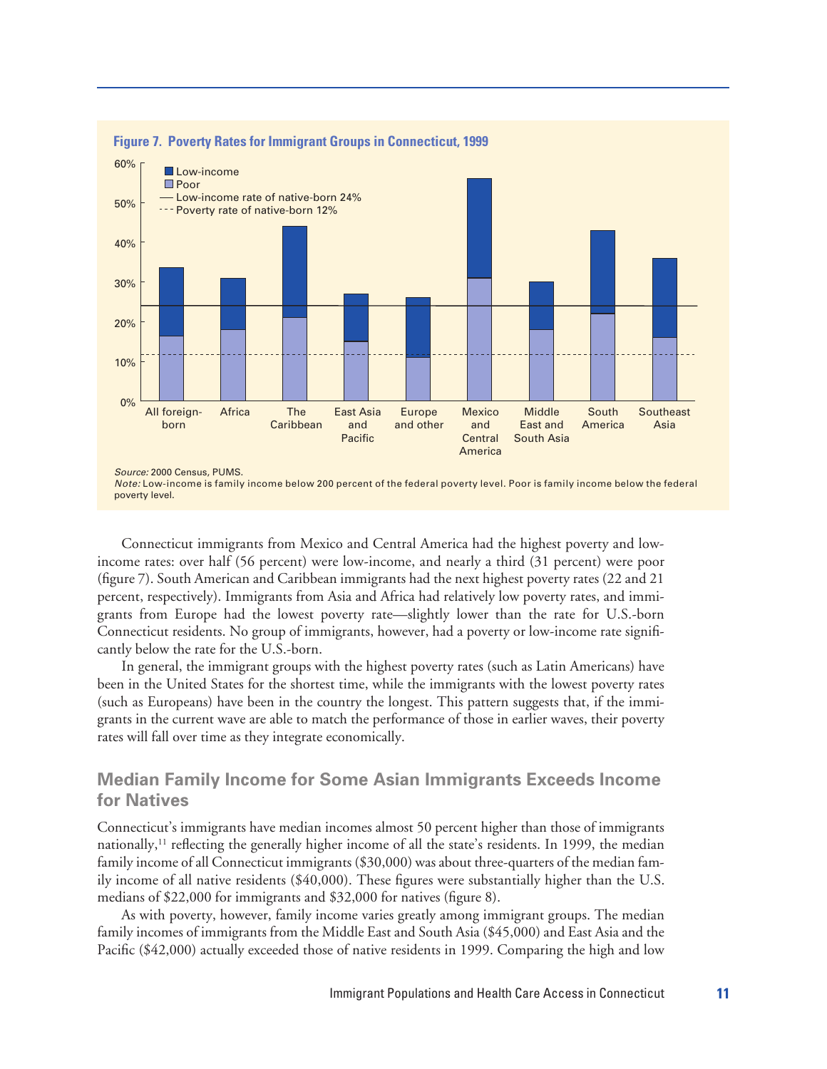**Figure 7. Poverty Rates for Immigrant Groups in Connecticut, 1999**

*Source:* 2000 Census, PUMS.
*Note:* Low-income is family income below 200 percent of the federal poverty level. Poor is family income below the federal poverty level.

Connecticut immigrants from Mexico and Central America had the highest poverty and low-income rates: over half (56 percent) were low-income, and nearly a third (31 percent) were poor (figure 7). South American and Caribbean immigrants had the next highest poverty rates (22 and 21 percent, respectively). Immigrants from Asia and Africa had relatively low poverty rates, and immigrants from Europe had the lowest poverty rate—slightly lower than the rate for U.S.-born Connecticut residents. No group of immigrants, however, had a poverty or low-income rate significantly below the rate for the U.S.-born.

In general, the immigrant groups with the highest poverty rates (such as Latin Americans) have been in the United States for the shortest time, while the immigrants with the lowest poverty rates (such as Europeans) have been in the country the longest. This pattern suggests that, if the immigrants in the current wave are able to match the performance of those in earlier waves, their poverty rates will fall over time as they integrate economically.

## Median Family Income for Some Asian Immigrants Exceeds Income for Natives

Connecticut's immigrants have median incomes almost 50 percent higher than those of immigrants nationally,[11] reflecting the generally higher income of all the state's residents. In 1999, the median family income of all Connecticut immigrants ($30,000) was about three-quarters of the median family income of all native residents ($40,000). These figures were substantially higher than the U.S. medians of $22,000 for immigrants and $32,000 for natives (figure 8).

As with poverty, however, family income varies greatly among immigrant groups. The median family incomes of immigrants from the Middle East and South Asia ($45,000) and East Asia and the Pacific ($42,000) actually exceeded those of native residents in 1999. Comparing the high and low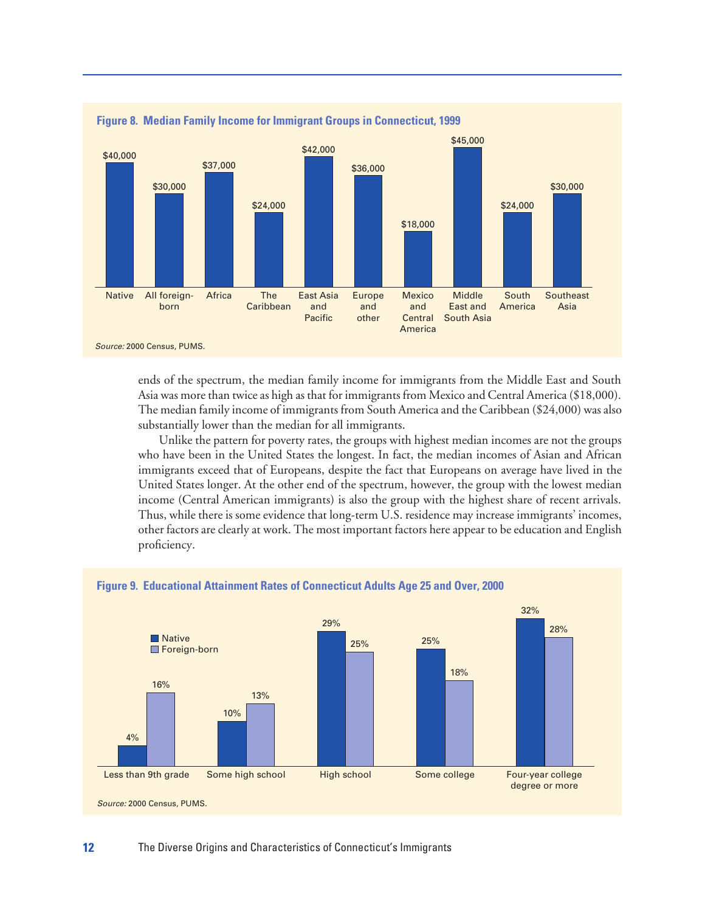**Figure 8. Median Family Income for Immigrant Groups in Connecticut, 1999**

| Group | Median Family Income |
|---|---|
| Native | $40,000 |
| All foreign-born | $30,000 |
| Africa | $37,000 |
| The Caribbean | $24,000 |
| East Asia and Pacific | $42,000 |
| Europe and other | $36,000 |
| Mexico and Central America | $18,000 |
| Middle East and South Asia | $45,000 |
| South America | $24,000 |
| Southeast Asia | $30,000 |

*Source:* 2000 Census, PUMS.

ends of the spectrum, the median family income for immigrants from the Middle East and South Asia was more than twice as high as that for immigrants from Mexico and Central America ($18,000). The median family income of immigrants from South America and the Caribbean ($24,000) was also substantially lower than the median for all immigrants.

Unlike the pattern for poverty rates, the groups with highest median incomes are not the groups who have been in the United States the longest. In fact, the median incomes of Asian and African immigrants exceed that of Europeans, despite the fact that Europeans on average have lived in the United States longer. At the other end of the spectrum, however, the group with the lowest median income (Central American immigrants) is also the group with the highest share of recent arrivals. Thus, while there is some evidence that long-term U.S. residence may increase immigrants' incomes, other factors are clearly at work. The most important factors here appear to be education and English proficiency.

**Figure 9. Educational Attainment Rates of Connecticut Adults Age 25 and Over, 2000**

| Educational attainment | Native | Foreign-born |
|---|---|---|
| Less than 9th grade | 4% | 16% |
| Some high school | 10% | 13% |
| High school | 29% | 25% |
| Some college | 25% | 18% |
| Four-year college degree or more | 32% | 28% |

*Source:* 2000 Census, PUMS.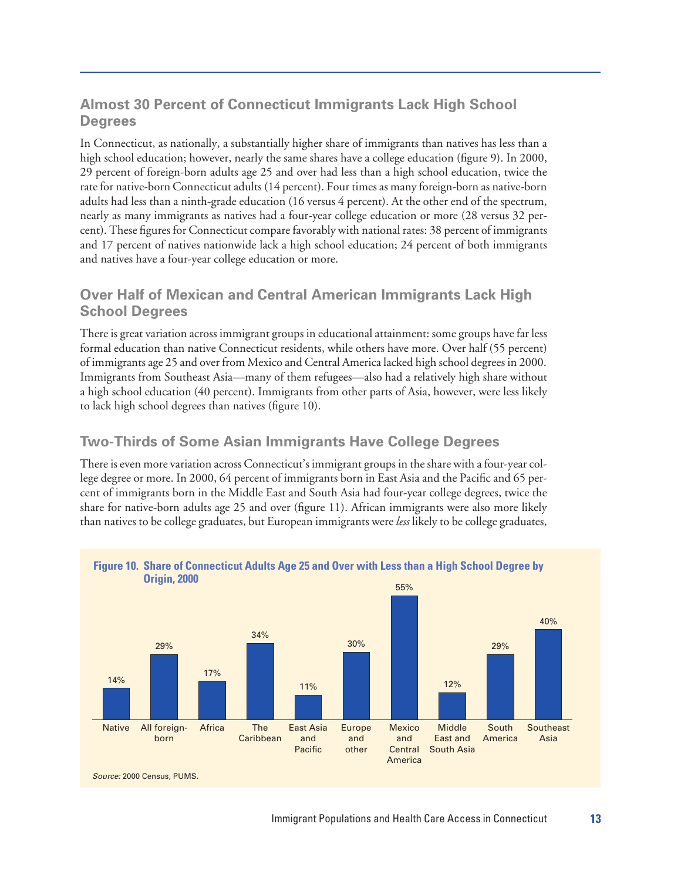## Almost 30 Percent of Connecticut Immigrants Lack High School Degrees

In Connecticut, as nationally, a substantially higher share of immigrants than natives has less than a high school education; however, nearly the same shares have a college education (figure 9). In 2000, 29 percent of foreign-born adults age 25 and over had less than a high school education, twice the rate for native-born Connecticut adults (14 percent). Four times as many foreign-born as native-born adults had less than a ninth-grade education (16 versus 4 percent). At the other end of the spectrum, nearly as many immigrants as natives had a four-year college education or more (28 versus 32 percent). These figures for Connecticut compare favorably with national rates: 38 percent of immigrants and 17 percent of natives nationwide lack a high school education; 24 percent of both immigrants and natives have a four-year college education or more.

## Over Half of Mexican and Central American Immigrants Lack High School Degrees

There is great variation across immigrant groups in educational attainment: some groups have far less formal education than native Connecticut residents, while others have more. Over half (55 percent) of immigrants age 25 and over from Mexico and Central America lacked high school degrees in 2000. Immigrants from Southeast Asia—many of them refugees—also had a relatively high share without a high school education (40 percent). Immigrants from other parts of Asia, however, were less likely to lack high school degrees than natives (figure 10).

## Two-Thirds of Some Asian Immigrants Have College Degrees

There is even more variation across Connecticut's immigrant groups in the share with a four-year college degree or more. In 2000, 64 percent of immigrants born in East Asia and the Pacific and 65 percent of immigrants born in the Middle East and South Asia had four-year college degrees, twice the share for native-born adults age 25 and over (figure 11). African immigrants were also more likely than natives to be college graduates, but European immigrants were *less* likely to be college graduates,

**Figure 10. Share of Connecticut Adults Age 25 and Over with Less than a High School Degree by Origin, 2000**

| Origin | Share |
|---|---|
| Native | 14% |
| All foreign-born | 29% |
| Africa | 17% |
| The Caribbean | 34% |
| East Asia and Pacific | 11% |
| Europe and other | 30% |
| Mexico and Central America | 55% |
| Middle East and South Asia | 12% |
| South America | 29% |
| Southeast Asia | 40% |

*Source:* 2000 Census, PUMS.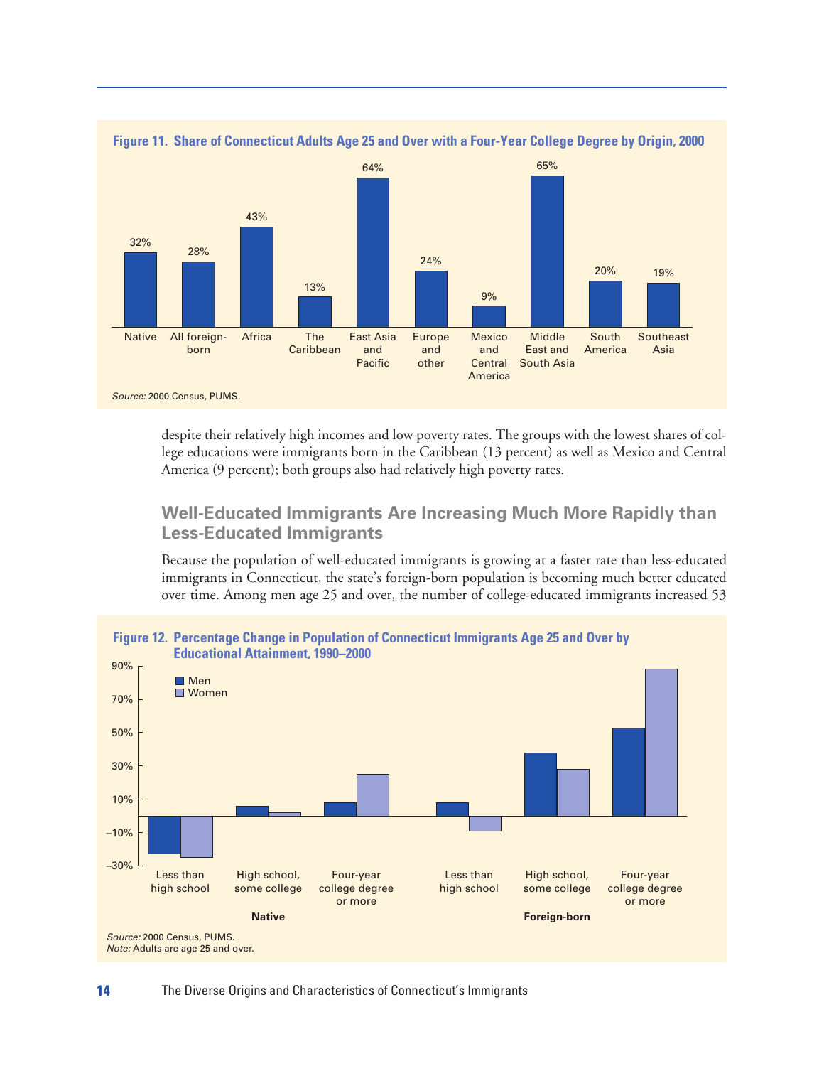**Figure 11. Share of Connecticut Adults Age 25 and Over with a Four-Year College Degree by Origin, 2000**

| Origin | Share |
|---|---|
| Native | 32% |
| All foreign-born | 28% |
| Africa | 43% |
| The Caribbean | 13% |
| East Asia and Pacific | 64% |
| Europe and other | 24% |
| Mexico and Central America | 9% |
| Middle East and South Asia | 65% |
| South America | 20% |
| Southeast Asia | 19% |

*Source:* 2000 Census, PUMS.

despite their relatively high incomes and low poverty rates. The groups with the lowest shares of college educations were immigrants born in the Caribbean (13 percent) as well as Mexico and Central America (9 percent); both groups also had relatively high poverty rates.

## Well-Educated Immigrants Are Increasing Much More Rapidly than Less-Educated Immigrants

Because the population of well-educated immigrants is growing at a faster rate than less-educated immigrants in Connecticut, the state's foreign-born population is becoming much better educated over time. Among men age 25 and over, the number of college-educated immigrants increased 53

**Figure 12. Percentage Change in Population of Connecticut Immigrants Age 25 and Over by Educational Attainment, 1990–2000**

(Bar chart: Men and Women, by educational attainment — Less than high school; High school, some college; Four-year college degree or more — for Native and Foreign-born. Vertical axis from –30% to 90%.)

*Source:* 2000 Census, PUMS.
*Note:* Adults are age 25 and over.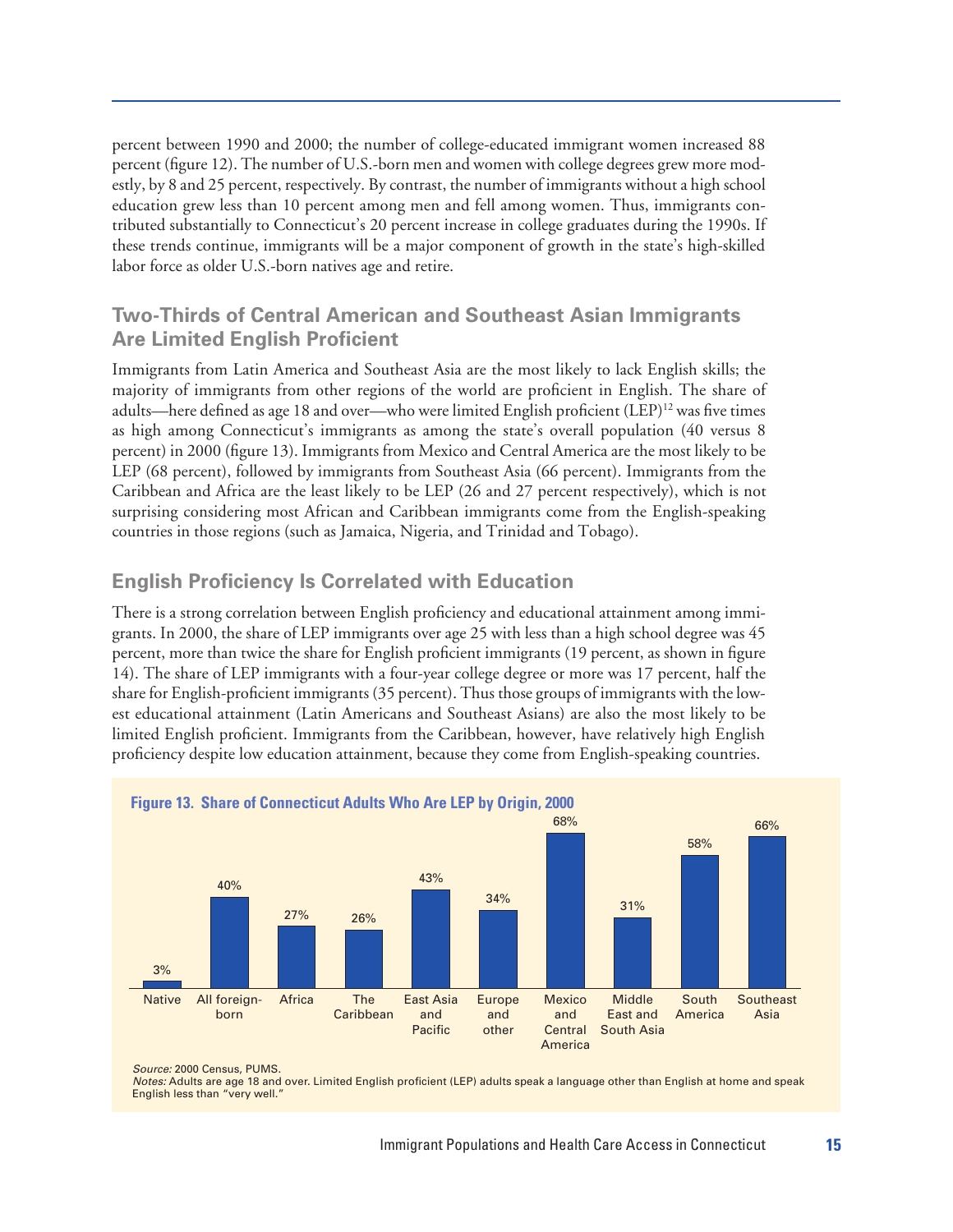percent between 1990 and 2000; the number of college-educated immigrant women increased 88 percent (figure 12). The number of U.S.-born men and women with college degrees grew more modestly, by 8 and 25 percent, respectively. By contrast, the number of immigrants without a high school education grew less than 10 percent among men and fell among women. Thus, immigrants contributed substantially to Connecticut's 20 percent increase in college graduates during the 1990s. If these trends continue, immigrants will be a major component of growth in the state's high-skilled labor force as older U.S.-born natives age and retire.

## Two-Thirds of Central American and Southeast Asian Immigrants Are Limited English Proficient

Immigrants from Latin America and Southeast Asia are the most likely to lack English skills; the majority of immigrants from other regions of the world are proficient in English. The share of adults—here defined as age 18 and over—who were limited English proficient (LEP)[12] was five times as high among Connecticut's immigrants as among the state's overall population (40 versus 8 percent) in 2000 (figure 13). Immigrants from Mexico and Central America are the most likely to be LEP (68 percent), followed by immigrants from Southeast Asia (66 percent). Immigrants from the Caribbean and Africa are the least likely to be LEP (26 and 27 percent respectively), which is not surprising considering most African and Caribbean immigrants come from the English-speaking countries in those regions (such as Jamaica, Nigeria, and Trinidad and Tobago).

## English Proficiency Is Correlated with Education

There is a strong correlation between English proficiency and educational attainment among immigrants. In 2000, the share of LEP immigrants over age 25 with less than a high school degree was 45 percent, more than twice the share for English proficient immigrants (19 percent, as shown in figure 14). The share of LEP immigrants with a four-year college degree or more was 17 percent, half the share for English-proficient immigrants (35 percent). Thus those groups of immigrants with the lowest educational attainment (Latin Americans and Southeast Asians) are also the most likely to be limited English proficient. Immigrants from the Caribbean, however, have relatively high English proficiency despite low education attainment, because they come from English-speaking countries.

**Figure 13. Share of Connecticut Adults Who Are LEP by Origin, 2000**

| Origin | Share LEP |
|---|---|
| Native | 3% |
| All foreign-born | 40% |
| Africa | 27% |
| The Caribbean | 26% |
| East Asia and Pacific | 43% |
| Europe and other | 34% |
| Mexico and Central America | 68% |
| Middle East and South Asia | 31% |
| South America | 58% |
| Southeast Asia | 66% |

*Source:* 2000 Census, PUMS.
*Notes:* Adults are age 18 and over. Limited English proficient (LEP) adults speak a language other than English at home and speak English less than "very well."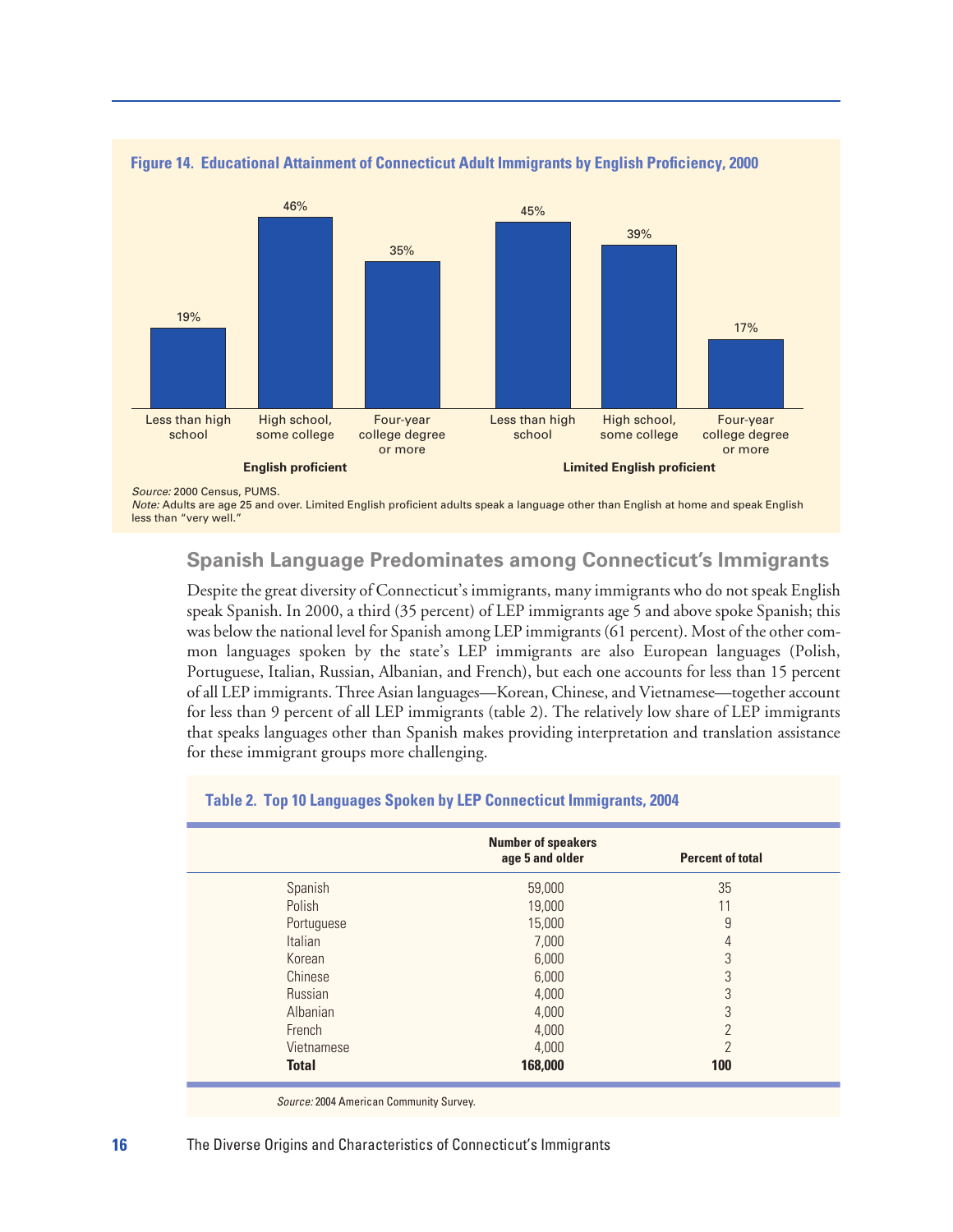**Figure 14. Educational Attainment of Connecticut Adult Immigrants by English Proficiency, 2000**

| | Less than high school | High school, some college | Four-year college degree or more |
|---|---|---|---|
| English proficient | 19% | 46% | 35% |
| Limited English proficient | 45% | 39% | 17% |

*Source:* 2000 Census, PUMS.
*Note:* Adults are age 25 and over. Limited English proficient adults speak a language other than English at home and speak English less than "very well."

## Spanish Language Predominates among Connecticut's Immigrants

Despite the great diversity of Connecticut's immigrants, many immigrants who do not speak English speak Spanish. In 2000, a third (35 percent) of LEP immigrants age 5 and above spoke Spanish; this was below the national level for Spanish among LEP immigrants (61 percent). Most of the other common languages spoken by the state's LEP immigrants are also European languages (Polish, Portuguese, Italian, Russian, Albanian, and French), but each one accounts for less than 15 percent of all LEP immigrants. Three Asian languages—Korean, Chinese, and Vietnamese—together account for less than 9 percent of all LEP immigrants (table 2). The relatively low share of LEP immigrants that speaks languages other than Spanish makes providing interpretation and translation assistance for these immigrant groups more challenging.

**Table 2. Top 10 Languages Spoken by LEP Connecticut Immigrants, 2004**

| | Number of speakers age 5 and older | Percent of total |
|---|---|---|
| Spanish | 59,000 | 35 |
| Polish | 19,000 | 11 |
| Portuguese | 15,000 | 9 |
| Italian | 7,000 | 4 |
| Korean | 6,000 | 3 |
| Chinese | 6,000 | 3 |
| Russian | 4,000 | 3 |
| Albanian | 4,000 | 3 |
| French | 4,000 | 2 |
| Vietnamese | 4,000 | 2 |
| **Total** | **168,000** | **100** |

*Source:* 2004 American Community Survey.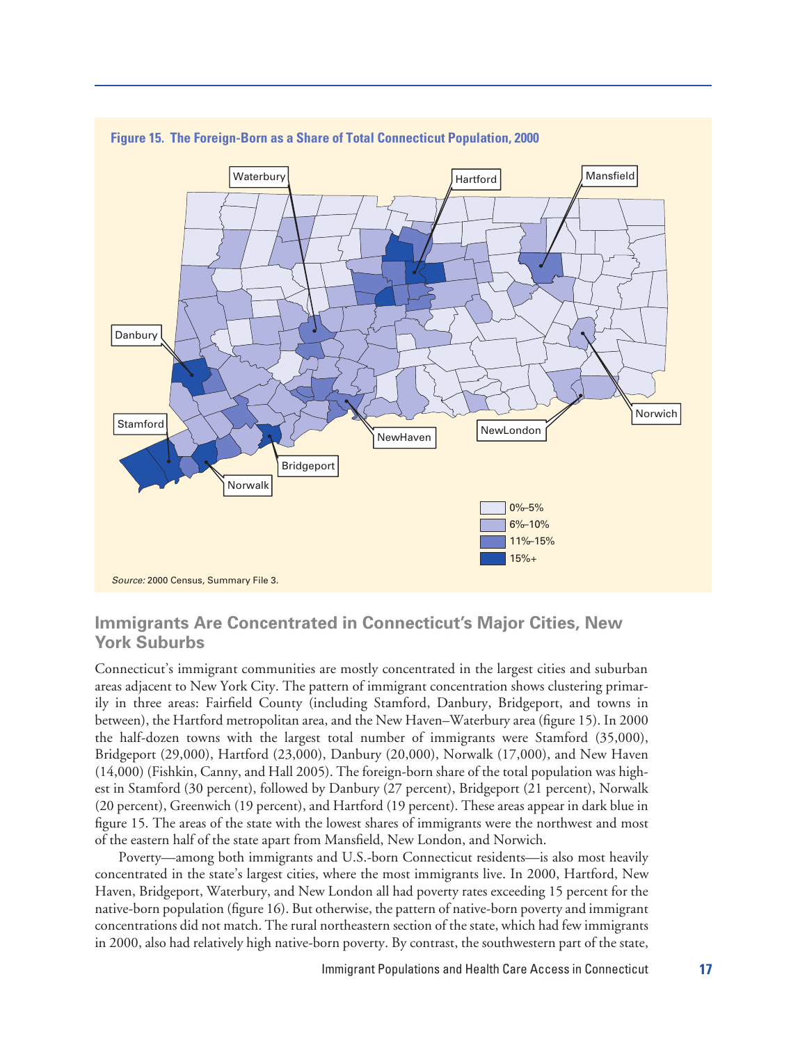**Figure 15. The Foreign-Born as a Share of Total Connecticut Population, 2000**

*Source:* 2000 Census, Summary File 3.

## Immigrants Are Concentrated in Connecticut's Major Cities, New York Suburbs

Connecticut's immigrant communities are mostly concentrated in the largest cities and suburban areas adjacent to New York City. The pattern of immigrant concentration shows clustering primarily in three areas: Fairfield County (including Stamford, Danbury, Bridgeport, and towns in between), the Hartford metropolitan area, and the New Haven–Waterbury area (figure 15). In 2000 the half-dozen towns with the largest total number of immigrants were Stamford (35,000), Bridgeport (29,000), Hartford (23,000), Danbury (20,000), Norwalk (17,000), and New Haven (14,000) (Fishkin, Canny, and Hall 2005). The foreign-born share of the total population was highest in Stamford (30 percent), followed by Danbury (27 percent), Bridgeport (21 percent), Norwalk (20 percent), Greenwich (19 percent), and Hartford (19 percent). These areas appear in dark blue in figure 15. The areas of the state with the lowest shares of immigrants were the northwest and most of the eastern half of the state apart from Mansfield, New London, and Norwich.

Poverty—among both immigrants and U.S.-born Connecticut residents—is also most heavily concentrated in the state's largest cities, where the most immigrants live. In 2000, Hartford, New Haven, Bridgeport, Waterbury, and New London all had poverty rates exceeding 15 percent for the native-born population (figure 16). But otherwise, the pattern of native-born poverty and immigrant concentrations did not match. The rural northeastern section of the state, which had few immigrants in 2000, also had relatively high native-born poverty. By contrast, the southwestern part of the state,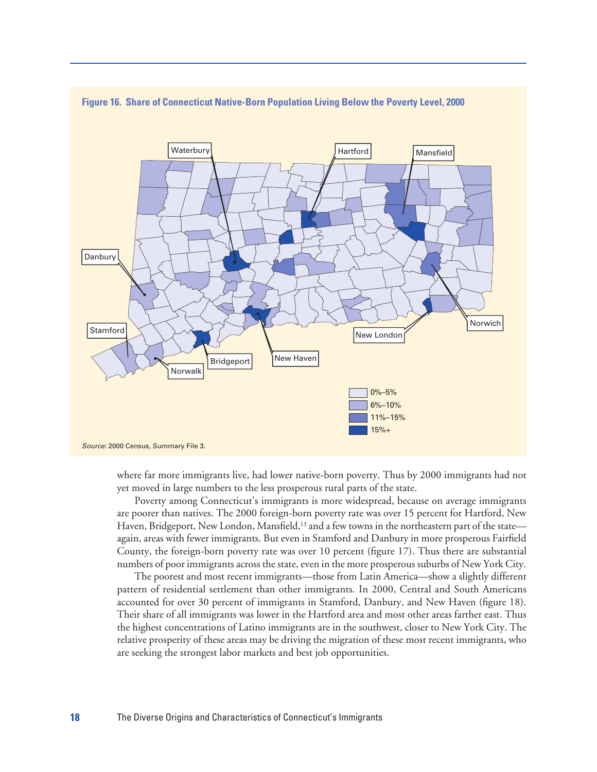**Figure 16. Share of Connecticut Native-Born Population Living Below the Poverty Level, 2000**

*Source:* 2000 Census, Summary File 3.

where far more immigrants live, had lower native-born poverty. Thus by 2000 immigrants had not yet moved in large numbers to the less prosperous rural parts of the state.

Poverty among Connecticut's immigrants is more widespread, because on average immigrants are poorer than natives. The 2000 foreign-born poverty rate was over 15 percent for Hartford, New Haven, Bridgeport, New London, Mansfield,[13] and a few towns in the northeastern part of the state—again, areas with fewer immigrants. But even in Stamford and Danbury in more prosperous Fairfield County, the foreign-born poverty rate was over 10 percent (figure 17). Thus there are substantial numbers of poor immigrants across the state, even in the more prosperous suburbs of New York City.

The poorest and most recent immigrants—those from Latin America—show a slightly different pattern of residential settlement than other immigrants. In 2000, Central and South Americans accounted for over 30 percent of immigrants in Stamford, Danbury, and New Haven (figure 18). Their share of all immigrants was lower in the Hartford area and most other areas farther east. Thus the highest concentrations of Latino immigrants are in the southwest, closer to New York City. The relative prosperity of these areas may be driving the migration of these most recent immigrants, who are seeking the strongest labor markets and best job opportunities.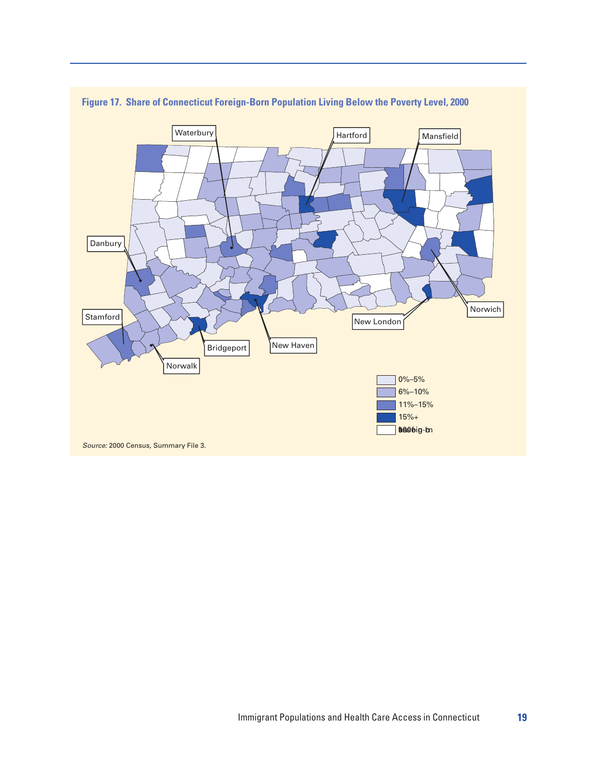**Figure 17. Share of Connecticut Foreign-Born Population Living Below the Poverty Level, 2000**

Waterbury

Hartford

Mansfield

Danbury

Stamford

Norwalk

Bridgeport

New Haven

New London

Norwich

- 0%–5%
- 6%–10%
- 11%–15%
- 15%+

*Source:* 2000 Census, Summary File 3.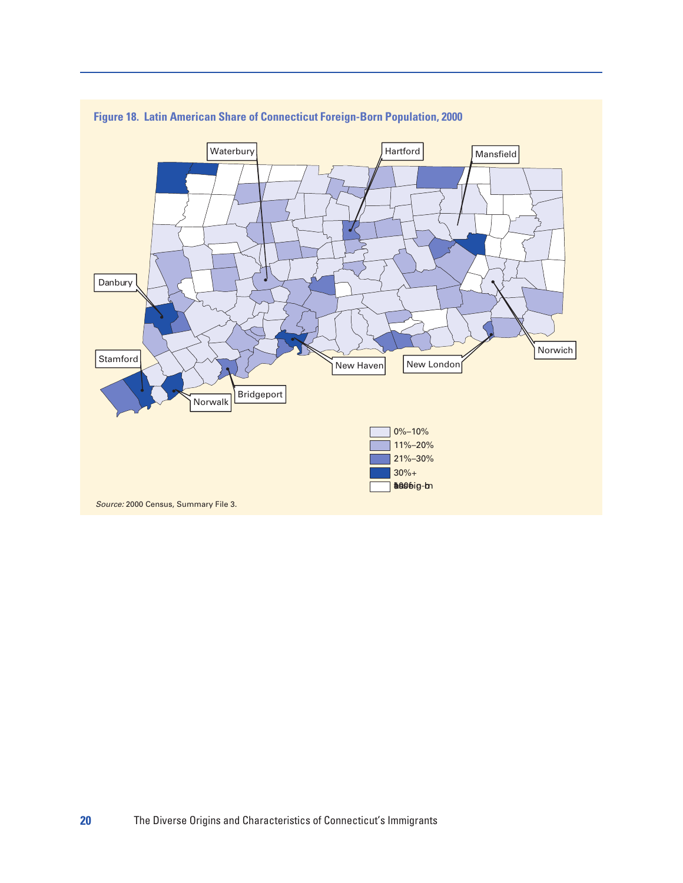**Figure 18. Latin American Share of Connecticut Foreign-Born Population, 2000**

Waterbury

Hartford

Mansfield

Danbury

Norwich

Stamford

New Haven

New London

Bridgeport

Norwalk

0%–10%

11%–20%

21%–30%

30%+

Less than 100 foreign-born

*Source:* 2000 Census, Summary File 3.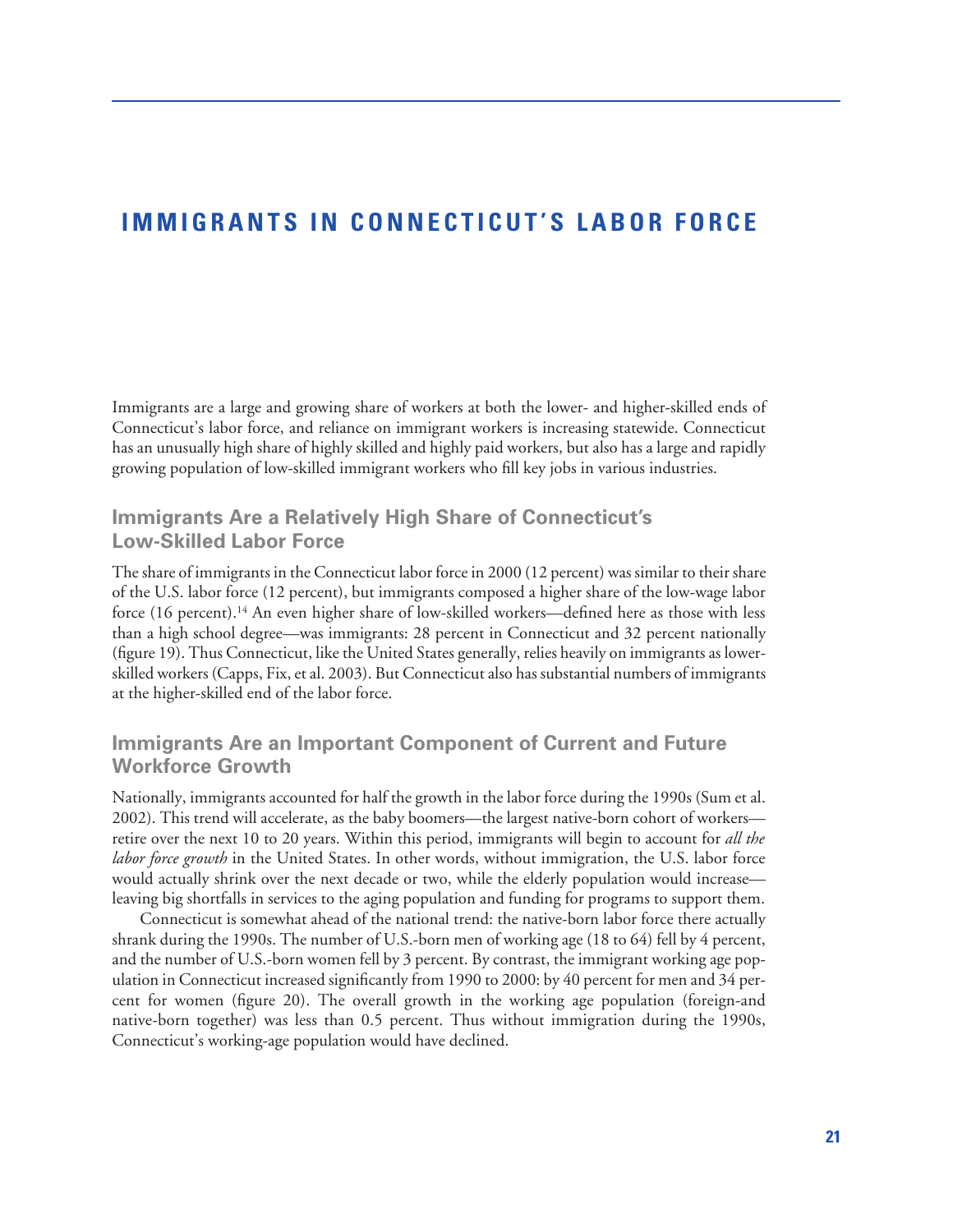# IMMIGRANTS IN CONNECTICUT'S LABOR FORCE

Immigrants are a large and growing share of workers at both the lower- and higher-skilled ends of Connecticut's labor force, and reliance on immigrant workers is increasing statewide. Connecticut has an unusually high share of highly skilled and highly paid workers, but also has a large and rapidly growing population of low-skilled immigrant workers who fill key jobs in various industries.

## Immigrants Are a Relatively High Share of Connecticut's Low-Skilled Labor Force

The share of immigrants in the Connecticut labor force in 2000 (12 percent) was similar to their share of the U.S. labor force (12 percent), but immigrants composed a higher share of the low-wage labor force (16 percent).[14] An even higher share of low-skilled workers—defined here as those with less than a high school degree—was immigrants: 28 percent in Connecticut and 32 percent nationally (figure 19). Thus Connecticut, like the United States generally, relies heavily on immigrants as lower-skilled workers (Capps, Fix, et al. 2003). But Connecticut also has substantial numbers of immigrants at the higher-skilled end of the labor force.

## Immigrants Are an Important Component of Current and Future Workforce Growth

Nationally, immigrants accounted for half the growth in the labor force during the 1990s (Sum et al. 2002). This trend will accelerate, as the baby boomers—the largest native-born cohort of workers—retire over the next 10 to 20 years. Within this period, immigrants will begin to account for *all the labor force growth* in the United States. In other words, without immigration, the U.S. labor force would actually shrink over the next decade or two, while the elderly population would increase—leaving big shortfalls in services to the aging population and funding for programs to support them.

Connecticut is somewhat ahead of the national trend: the native-born labor force there actually shrank during the 1990s. The number of U.S.-born men of working age (18 to 64) fell by 4 percent, and the number of U.S.-born women fell by 3 percent. By contrast, the immigrant working age population in Connecticut increased significantly from 1990 to 2000: by 40 percent for men and 34 percent for women (figure 20). The overall growth in the working age population (foreign-and native-born together) was less than 0.5 percent. Thus without immigration during the 1990s, Connecticut's working-age population would have declined.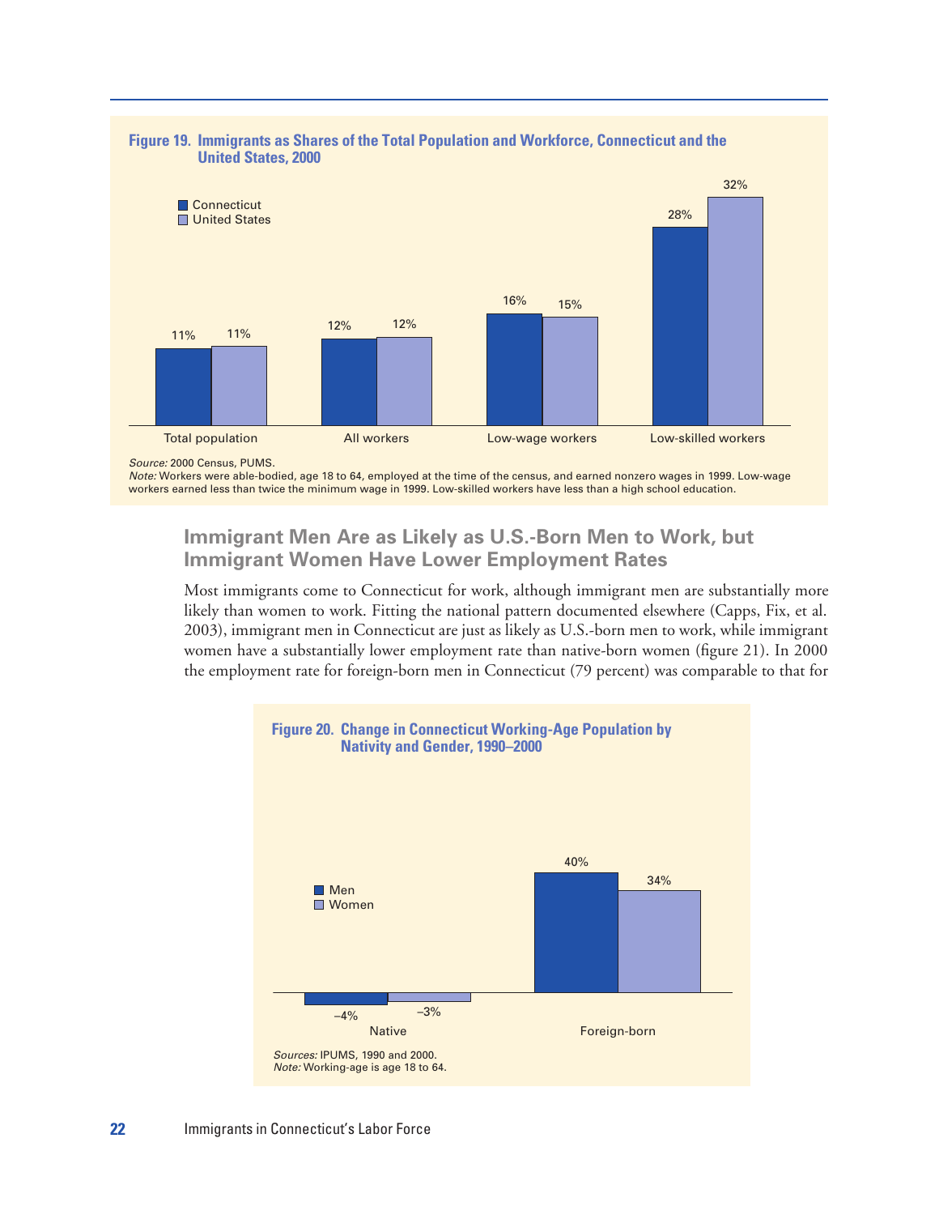**Figure 19. Immigrants as Shares of the Total Population and Workforce, Connecticut and the United States, 2000**

| | Connecticut | United States |
|---|---|---|
| Total population | 11% | 11% |
| All workers | 12% | 12% |
| Low-wage workers | 16% | 15% |
| Low-skilled workers | 28% | 32% |

*Source:* 2000 Census, PUMS.
*Note:* Workers were able-bodied, age 18 to 64, employed at the time of the census, and earned nonzero wages in 1999. Low-wage workers earned less than twice the minimum wage in 1999. Low-skilled workers have less than a high school education.

## Immigrant Men Are as Likely as U.S.-Born Men to Work, but Immigrant Women Have Lower Employment Rates

Most immigrants come to Connecticut for work, although immigrant men are substantially more likely than women to work. Fitting the national pattern documented elsewhere (Capps, Fix, et al. 2003), immigrant men in Connecticut are just as likely as U.S.-born men to work, while immigrant women have a substantially lower employment rate than native-born women (figure 21). In 2000 the employment rate for foreign-born men in Connecticut (79 percent) was comparable to that for

**Figure 20. Change in Connecticut Working-Age Population by Nativity and Gender, 1990–2000**

| | Men | Women |
|---|---|---|
| Native | –4% | –3% |
| Foreign-born | 40% | 34% |

*Sources:* IPUMS, 1990 and 2000.
*Note:* Working-age is age 18 to 64.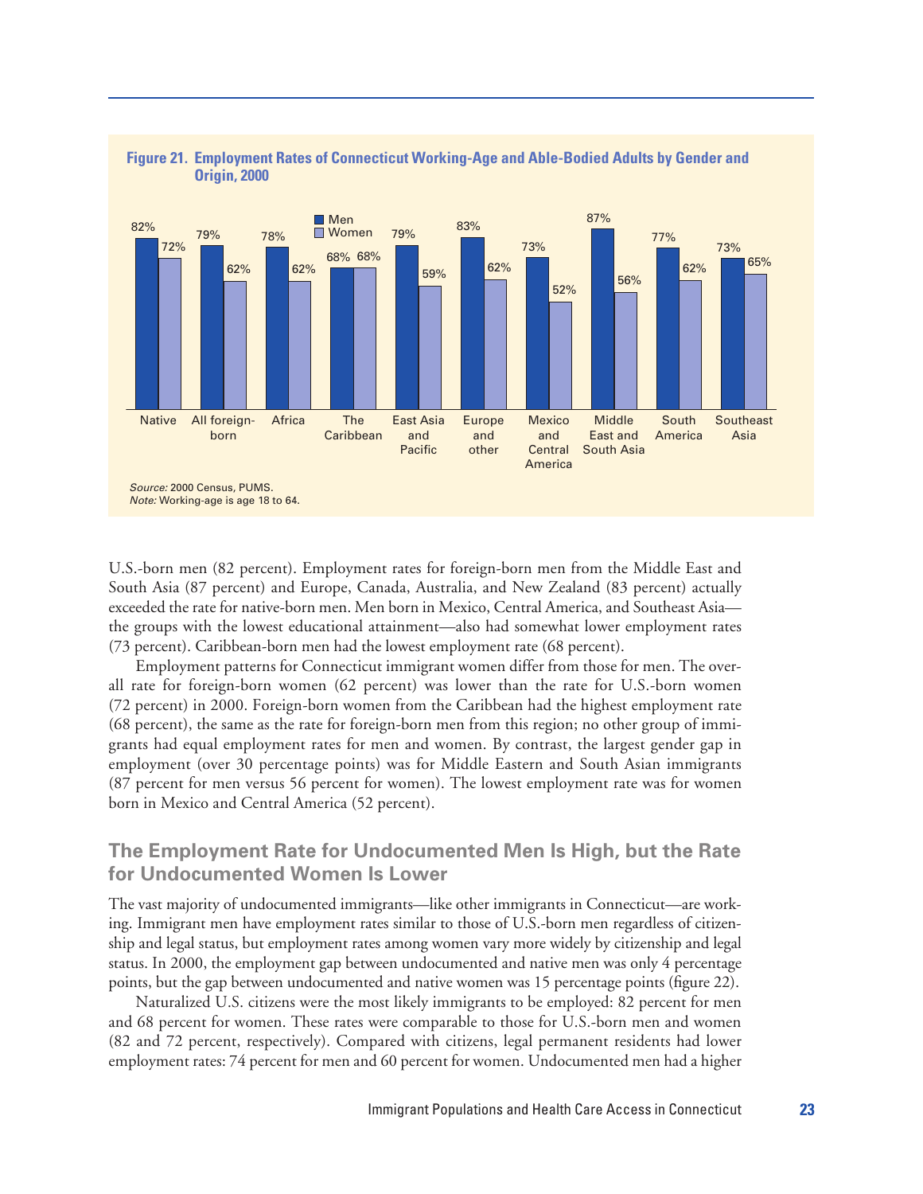**Figure 21. Employment Rates of Connecticut Working-Age and Able-Bodied Adults by Gender and Origin, 2000**

| Origin | Men | Women |
|---|---|---|
| Native | 82% | 72% |
| All foreign-born | 79% | 62% |
| Africa | 78% | 62% |
| The Caribbean | 68% | 68% |
| East Asia and Pacific | 79% | 59% |
| Europe and other | 83% | 62% |
| Mexico and Central America | 73% | 52% |
| Middle East and South Asia | 87% | 56% |
| South America | 77% | 62% |
| Southeast Asia | 73% | 65% |

*Source:* 2000 Census, PUMS.
*Note:* Working-age is age 18 to 64.

U.S.-born men (82 percent). Employment rates for foreign-born men from the Middle East and South Asia (87 percent) and Europe, Canada, Australia, and New Zealand (83 percent) actually exceeded the rate for native-born men. Men born in Mexico, Central America, and Southeast Asia—the groups with the lowest educational attainment—also had somewhat lower employment rates (73 percent). Caribbean-born men had the lowest employment rate (68 percent).

Employment patterns for Connecticut immigrant women differ from those for men. The overall rate for foreign-born women (62 percent) was lower than the rate for U.S.-born women (72 percent) in 2000. Foreign-born women from the Caribbean had the highest employment rate (68 percent), the same as the rate for foreign-born men from this region; no other group of immigrants had equal employment rates for men and women. By contrast, the largest gender gap in employment (over 30 percentage points) was for Middle Eastern and South Asian immigrants (87 percent for men versus 56 percent for women). The lowest employment rate was for women born in Mexico and Central America (52 percent).

## The Employment Rate for Undocumented Men Is High, but the Rate for Undocumented Women Is Lower

The vast majority of undocumented immigrants—like other immigrants in Connecticut—are working. Immigrant men have employment rates similar to those of U.S.-born men regardless of citizenship and legal status, but employment rates among women vary more widely by citizenship and legal status. In 2000, the employment gap between undocumented and native men was only 4 percentage points, but the gap between undocumented and native women was 15 percentage points (figure 22).

Naturalized U.S. citizens were the most likely immigrants to be employed: 82 percent for men and 68 percent for women. These rates were comparable to those for U.S.-born men and women (82 and 72 percent, respectively). Compared with citizens, legal permanent residents had lower employment rates: 74 percent for men and 60 percent for women. Undocumented men had a higher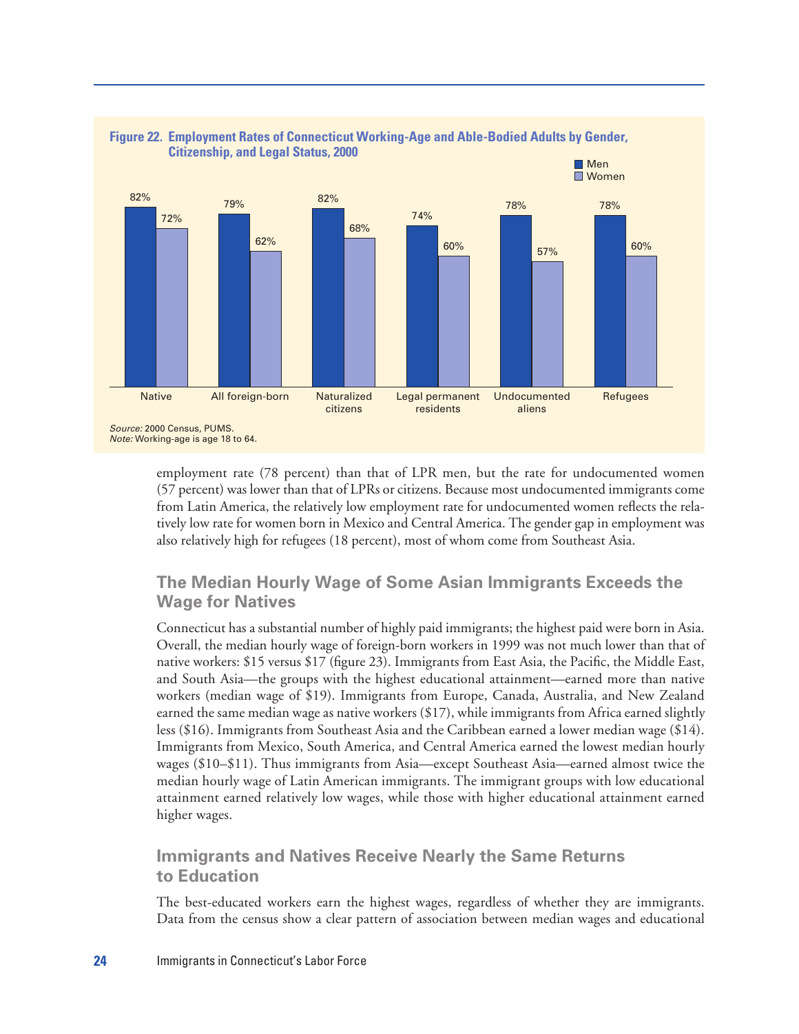**Figure 22. Employment Rates of Connecticut Working-Age and Able-Bodied Adults by Gender, Citizenship, and Legal Status, 2000**

| | Men | Women |
|---|---|---|
| Native | 82% | 72% |
| All foreign-born | 79% | 62% |
| Naturalized citizens | 82% | 68% |
| Legal permanent residents | 74% | 60% |
| Undocumented aliens | 78% | 57% |
| Refugees | 78% | 60% |

*Source:* 2000 Census, PUMS.
*Note:* Working-age is age 18 to 64.

employment rate (78 percent) than that of LPR men, but the rate for undocumented women (57 percent) was lower than that of LPRs or citizens. Because most undocumented immigrants come from Latin America, the relatively low employment rate for undocumented women reflects the relatively low rate for women born in Mexico and Central America. The gender gap in employment was also relatively high for refugees (18 percent), most of whom come from Southeast Asia.

## The Median Hourly Wage of Some Asian Immigrants Exceeds the Wage for Natives

Connecticut has a substantial number of highly paid immigrants; the highest paid were born in Asia. Overall, the median hourly wage of foreign-born workers in 1999 was not much lower than that of native workers: $15 versus $17 (figure 23). Immigrants from East Asia, the Pacific, the Middle East, and South Asia—the groups with the highest educational attainment—earned more than native workers (median wage of $19). Immigrants from Europe, Canada, Australia, and New Zealand earned the same median wage as native workers ($17), while immigrants from Africa earned slightly less ($16). Immigrants from Southeast Asia and the Caribbean earned a lower median wage ($14). Immigrants from Mexico, South America, and Central America earned the lowest median hourly wages ($10–$11). Thus immigrants from Asia—except Southeast Asia—earned almost twice the median hourly wage of Latin American immigrants. The immigrant groups with low educational attainment earned relatively low wages, while those with higher educational attainment earned higher wages.

## Immigrants and Natives Receive Nearly the Same Returns to Education

The best-educated workers earn the highest wages, regardless of whether they are immigrants. Data from the census show a clear pattern of association between median wages and educational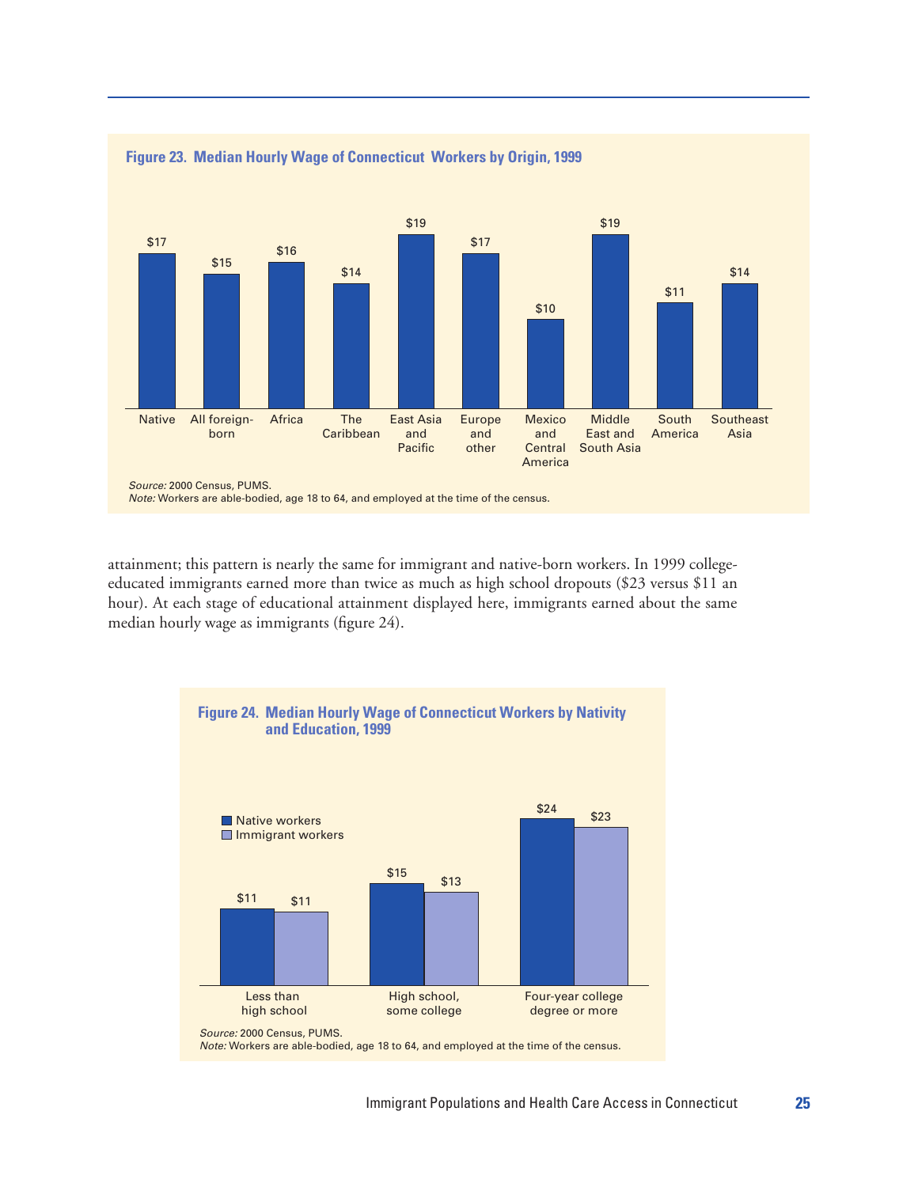**Figure 23. Median Hourly Wage of Connecticut Workers by Origin, 1999**

| Origin | Median hourly wage |
|---|---|
| Native | $17 |
| All foreign-born | $15 |
| Africa | $16 |
| The Caribbean | $14 |
| East Asia and Pacific | $19 |
| Europe and other | $17 |
| Mexico and Central America | $10 |
| Middle East and South Asia | $19 |
| South America | $11 |
| Southeast Asia | $14 |

*Source:* 2000 Census, PUMS.
*Note:* Workers are able-bodied, age 18 to 64, and employed at the time of the census.

attainment; this pattern is nearly the same for immigrant and native-born workers. In 1999 college-educated immigrants earned more than twice as much as high school dropouts ($23 versus $11 an hour). At each stage of educational attainment displayed here, immigrants earned about the same median hourly wage as immigrants (figure 24).

**Figure 24. Median Hourly Wage of Connecticut Workers by Nativity and Education, 1999**

| Education | Native workers | Immigrant workers |
|---|---|---|
| Less than high school | $11 | $11 |
| High school, some college | $15 | $13 |
| Four-year college degree or more | $24 | $23 |

*Source:* 2000 Census, PUMS.
*Note:* Workers are able-bodied, age 18 to 64, and employed at the time of the census.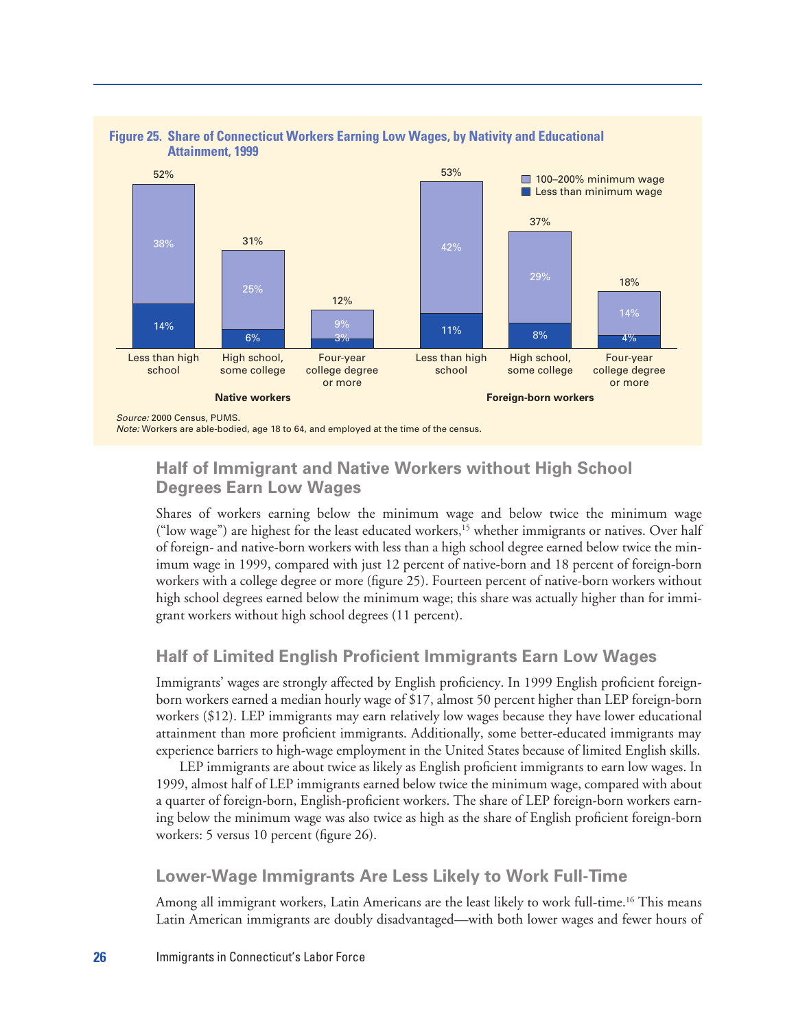**Figure 25. Share of Connecticut Workers Earning Low Wages, by Nativity and Educational Attainment, 1999**

| | Native workers: Less than high school | Native workers: High school, some college | Native workers: Four-year college degree or more | Foreign-born workers: Less than high school | Foreign-born workers: High school, some college | Foreign-born workers: Four-year college degree or more |
|---|---|---|---|---|---|---|
| 100–200% minimum wage | 38% | 25% | 9% | 42% | 29% | 14% |
| Less than minimum wage | 14% | 6% | 3% | 11% | 8% | 4% |
| Total | 52% | 31% | 12% | 53% | 37% | 18% |

*Source:* 2000 Census, PUMS.
*Note:* Workers are able-bodied, age 18 to 64, and employed at the time of the census.

## Half of Immigrant and Native Workers without High School Degrees Earn Low Wages

Shares of workers earning below the minimum wage and below twice the minimum wage ("low wage") are highest for the least educated workers,[15] whether immigrants or natives. Over half of foreign- and native-born workers with less than a high school degree earned below twice the minimum wage in 1999, compared with just 12 percent of native-born and 18 percent of foreign-born workers with a college degree or more (figure 25). Fourteen percent of native-born workers without high school degrees earned below the minimum wage; this share was actually higher than for immigrant workers without high school degrees (11 percent).

## Half of Limited English Proficient Immigrants Earn Low Wages

Immigrants' wages are strongly affected by English proficiency. In 1999 English proficient foreign-born workers earned a median hourly wage of $17, almost 50 percent higher than LEP foreign-born workers ($12). LEP immigrants may earn relatively low wages because they have lower educational attainment than more proficient immigrants. Additionally, some better-educated immigrants may experience barriers to high-wage employment in the United States because of limited English skills.

LEP immigrants are about twice as likely as English proficient immigrants to earn low wages. In 1999, almost half of LEP immigrants earned below twice the minimum wage, compared with about a quarter of foreign-born, English-proficient workers. The share of LEP foreign-born workers earning below the minimum wage was also twice as high as the share of English proficient foreign-born workers: 5 versus 10 percent (figure 26).

## Lower-Wage Immigrants Are Less Likely to Work Full-Time

Among all immigrant workers, Latin Americans are the least likely to work full-time.[16] This means Latin American immigrants are doubly disadvantaged—with both lower wages and fewer hours of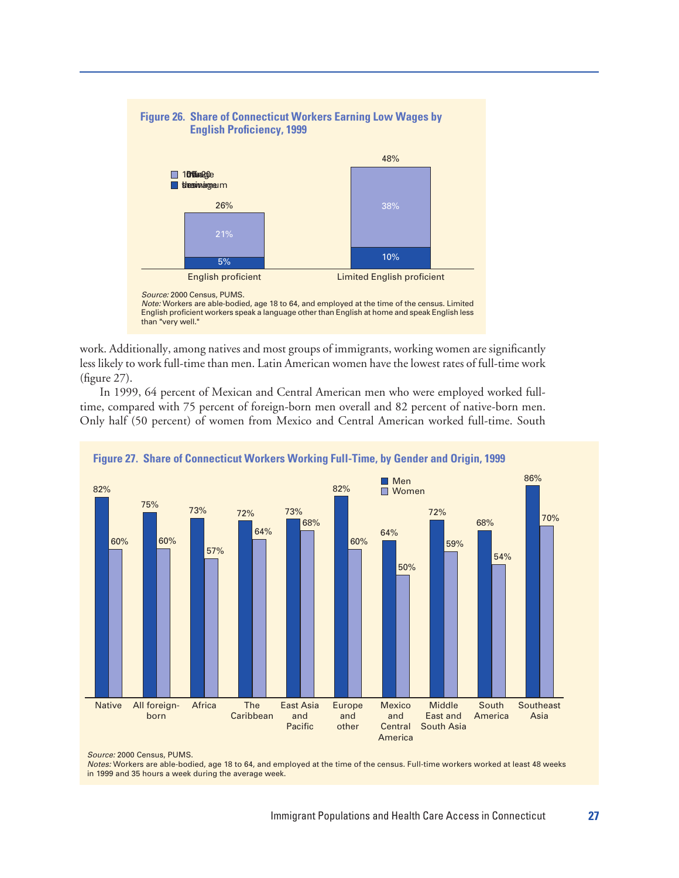**Figure 26. Share of Connecticut Workers Earning Low Wages by English Proficiency, 1999**

| | English proficient | Limited English proficient |
|---|---|---|
| 100–200% of minimum wage | 21% | 38% |
| Less than minimum wage | 5% | 10% |
| Total | 26% | 48% |

*Source:* 2000 Census, PUMS.
*Note:* Workers are able-bodied, age 18 to 64, and employed at the time of the census. Limited English proficient workers speak a language other than English at home and speak English less than "very well."

work. Additionally, among natives and most groups of immigrants, working women are significantly less likely to work full-time than men. Latin American women have the lowest rates of full-time work (figure 27).

In 1999, 64 percent of Mexican and Central American men who were employed worked full-time, compared with 75 percent of foreign-born men overall and 82 percent of native-born men. Only half (50 percent) of women from Mexico and Central American worked full-time. South

**Figure 27. Share of Connecticut Workers Working Full-Time, by Gender and Origin, 1999**

| Origin | Men | Women |
|---|---|---|
| Native | 82% | 60% |
| All foreign-born | 75% | 60% |
| Africa | 73% | 57% |
| The Caribbean | 72% | 64% |
| East Asia and Pacific | 73% | 68% |
| Europe and other | 82% | 60% |
| Mexico and Central America | 64% | 50% |
| Middle East and South Asia | 72% | 59% |
| South America | 68% | 54% |
| Southeast Asia | 86% | 70% |

*Source:* 2000 Census, PUMS.
*Notes:* Workers are able-bodied, age 18 to 64, and employed at the time of the census. Full-time workers worked at least 48 weeks in 1999 and 35 hours a week during the average week.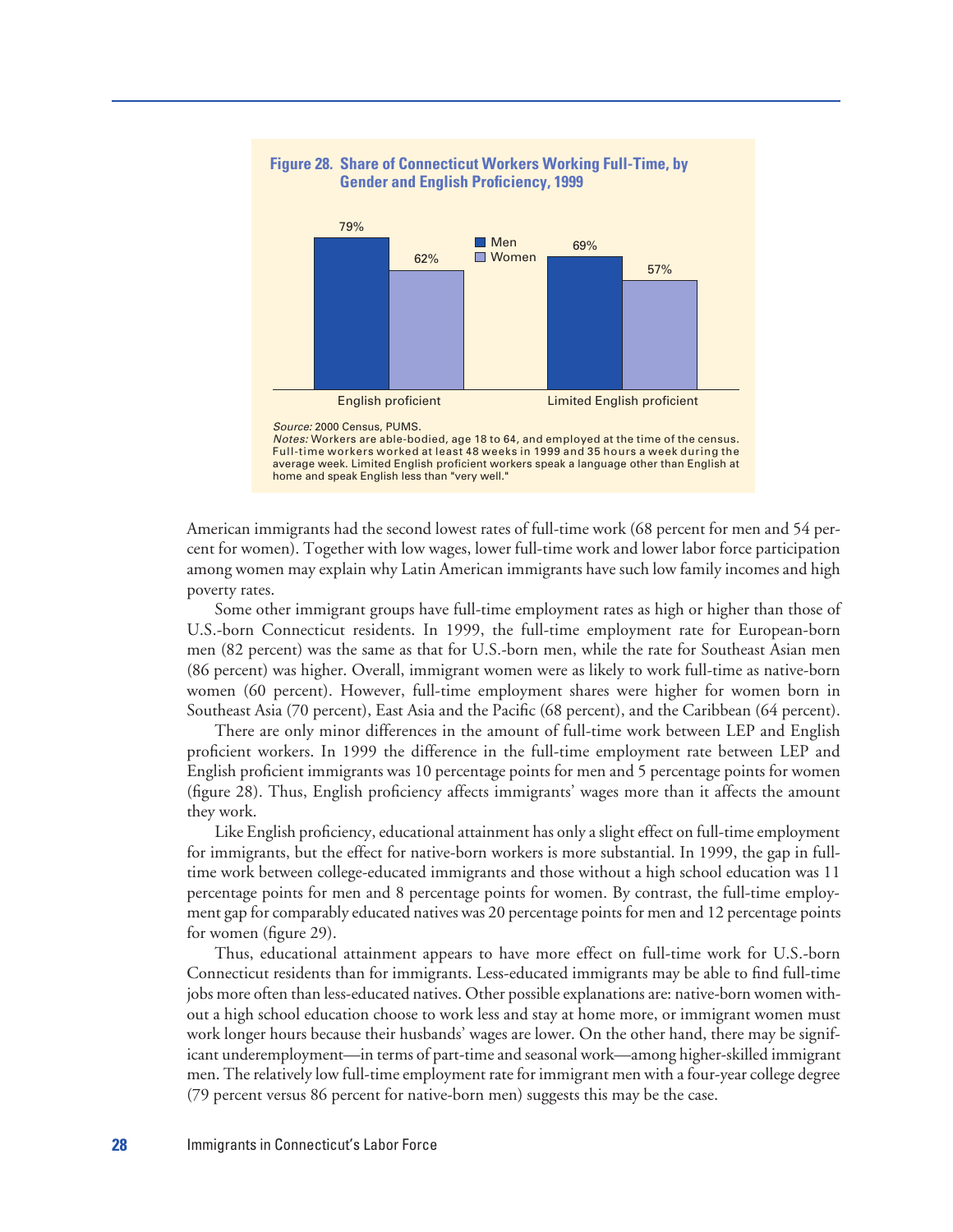**Figure 28. Share of Connecticut Workers Working Full-Time, by Gender and English Proficiency, 1999**

| | Men | Women |
| --- | --- | --- |
| English proficient | 79% | 62% |
| Limited English proficient | 69% | 57% |

*Source:* 2000 Census, PUMS.
*Notes:* Workers are able-bodied, age 18 to 64, and employed at the time of the census. Full-time workers worked at least 48 weeks in 1999 and 35 hours a week during the average week. Limited English proficient workers speak a language other than English at home and speak English less than "very well."

American immigrants had the second lowest rates of full-time work (68 percent for men and 54 percent for women). Together with low wages, lower full-time work and lower labor force participation among women may explain why Latin American immigrants have such low family incomes and high poverty rates.

Some other immigrant groups have full-time employment rates as high or higher than those of U.S.-born Connecticut residents. In 1999, the full-time employment rate for European-born men (82 percent) was the same as that for U.S.-born men, while the rate for Southeast Asian men (86 percent) was higher. Overall, immigrant women were as likely to work full-time as native-born women (60 percent). However, full-time employment shares were higher for women born in Southeast Asia (70 percent), East Asia and the Pacific (68 percent), and the Caribbean (64 percent).

There are only minor differences in the amount of full-time work between LEP and English proficient workers. In 1999 the difference in the full-time employment rate between LEP and English proficient immigrants was 10 percentage points for men and 5 percentage points for women (figure 28). Thus, English proficiency affects immigrants' wages more than it affects the amount they work.

Like English proficiency, educational attainment has only a slight effect on full-time employment for immigrants, but the effect for native-born workers is more substantial. In 1999, the gap in full-time work between college-educated immigrants and those without a high school education was 11 percentage points for men and 8 percentage points for women. By contrast, the full-time employment gap for comparably educated natives was 20 percentage points for men and 12 percentage points for women (figure 29).

Thus, educational attainment appears to have more effect on full-time work for U.S.-born Connecticut residents than for immigrants. Less-educated immigrants may be able to find full-time jobs more often than less-educated natives. Other possible explanations are: native-born women without a high school education choose to work less and stay at home more, or immigrant women must work longer hours because their husbands' wages are lower. On the other hand, there may be significant underemployment—in terms of part-time and seasonal work—among higher-skilled immigrant men. The relatively low full-time employment rate for immigrant men with a four-year college degree (79 percent versus 86 percent for native-born men) suggests this may be the case.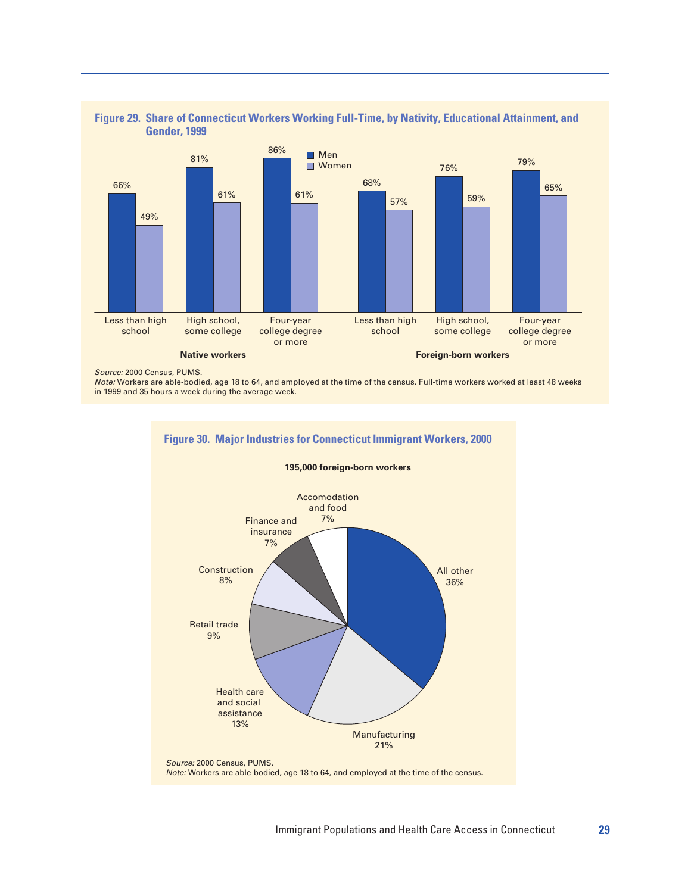**Figure 29. Share of Connecticut Workers Working Full-Time, by Nativity, Educational Attainment, and Gender, 1999**

| | Less than high school | High school, some college | Four-year college degree or more |
|---|---|---|---|
| **Native workers** | | | |
| Men | 66% | 81% | 86% |
| Women | 49% | 61% | 61% |
| **Foreign-born workers** | | | |
| Men | 68% | 76% | 79% |
| Women | 57% | 59% | 65% |

*Source:* 2000 Census, PUMS.
*Note:* Workers are able-bodied, age 18 to 64, and employed at the time of the census. Full-time workers worked at least 48 weeks in 1999 and 35 hours a week during the average week.

**Figure 30. Major Industries for Connecticut Immigrant Workers, 2000**

**195,000 foreign-born workers**

| Industry | Share |
|---|---|
| All other | 36% |
| Manufacturing | 21% |
| Health care and social assistance | 13% |
| Retail trade | 9% |
| Construction | 8% |
| Finance and insurance | 7% |
| Accomodation and food | 7% |

*Source:* 2000 Census, PUMS.
*Note:* Workers are able-bodied, age 18 to 64, and employed at the time of the census.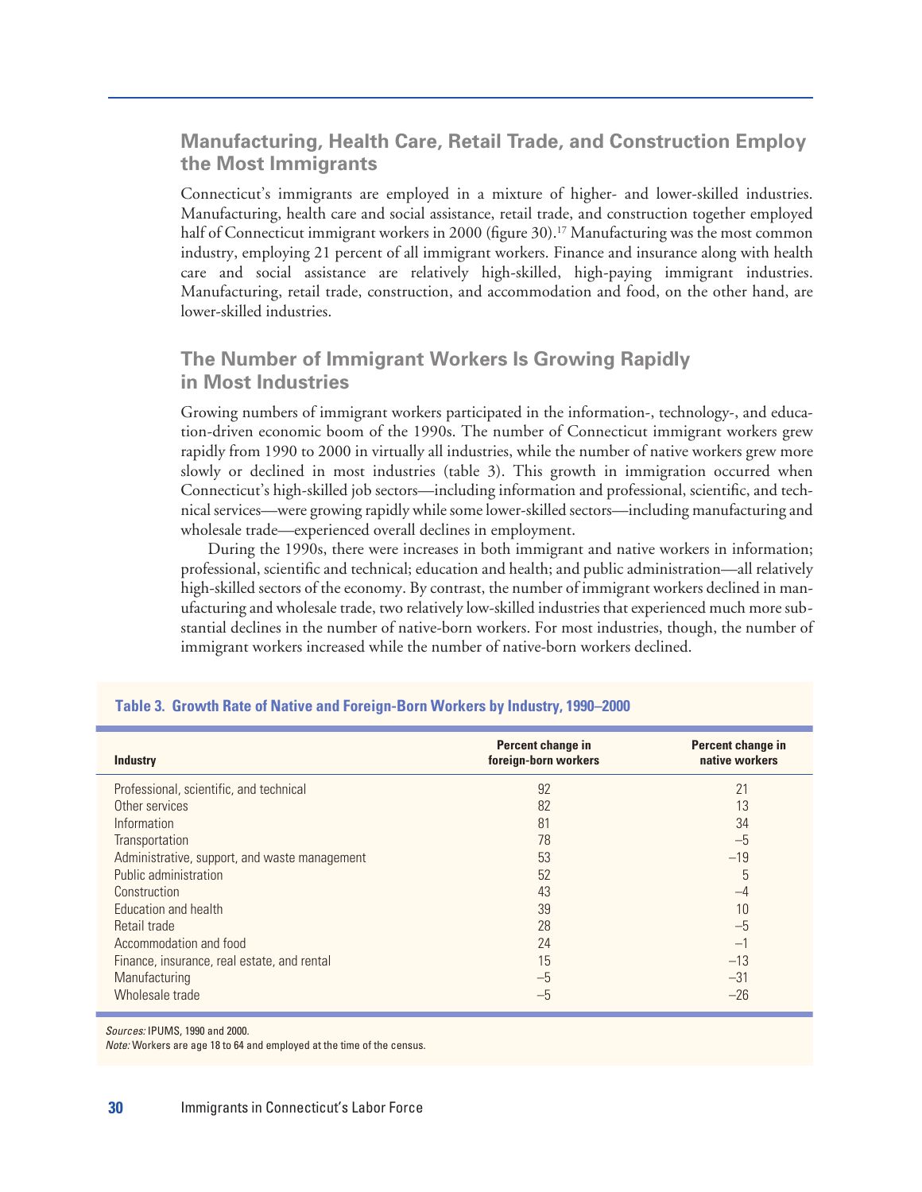## Manufacturing, Health Care, Retail Trade, and Construction Employ the Most Immigrants

Connecticut's immigrants are employed in a mixture of higher- and lower-skilled industries. Manufacturing, health care and social assistance, retail trade, and construction together employed half of Connecticut immigrant workers in 2000 (figure 30).[17] Manufacturing was the most common industry, employing 21 percent of all immigrant workers. Finance and insurance along with health care and social assistance are relatively high-skilled, high-paying immigrant industries. Manufacturing, retail trade, construction, and accommodation and food, on the other hand, are lower-skilled industries.

## The Number of Immigrant Workers Is Growing Rapidly in Most Industries

Growing numbers of immigrant workers participated in the information-, technology-, and education-driven economic boom of the 1990s. The number of Connecticut immigrant workers grew rapidly from 1990 to 2000 in virtually all industries, while the number of native workers grew more slowly or declined in most industries (table 3). This growth in immigration occurred when Connecticut's high-skilled job sectors—including information and professional, scientific, and technical services—were growing rapidly while some lower-skilled sectors—including manufacturing and wholesale trade—experienced overall declines in employment.

During the 1990s, there were increases in both immigrant and native workers in information; professional, scientific and technical; education and health; and public administration—all relatively high-skilled sectors of the economy. By contrast, the number of immigrant workers declined in manufacturing and wholesale trade, two relatively low-skilled industries that experienced much more substantial declines in the number of native-born workers. For most industries, though, the number of immigrant workers increased while the number of native-born workers declined.

**Table 3. Growth Rate of Native and Foreign-Born Workers by Industry, 1990–2000**

| Industry | Percent change in foreign-born workers | Percent change in native workers |
|---|---|---|
| Professional, scientific, and technical | 92 | 21 |
| Other services | 82 | 13 |
| Information | 81 | 34 |
| Transportation | 78 | −5 |
| Administrative, support, and waste management | 53 | −19 |
| Public administration | 52 | 5 |
| Construction | 43 | −4 |
| Education and health | 39 | 10 |
| Retail trade | 28 | −5 |
| Accommodation and food | 24 | −1 |
| Finance, insurance, real estate, and rental | 15 | −13 |
| Manufacturing | −5 | −31 |
| Wholesale trade | −5 | −26 |

*Sources:* IPUMS, 1990 and 2000.
*Note:* Workers are age 18 to 64 and employed at the time of the census.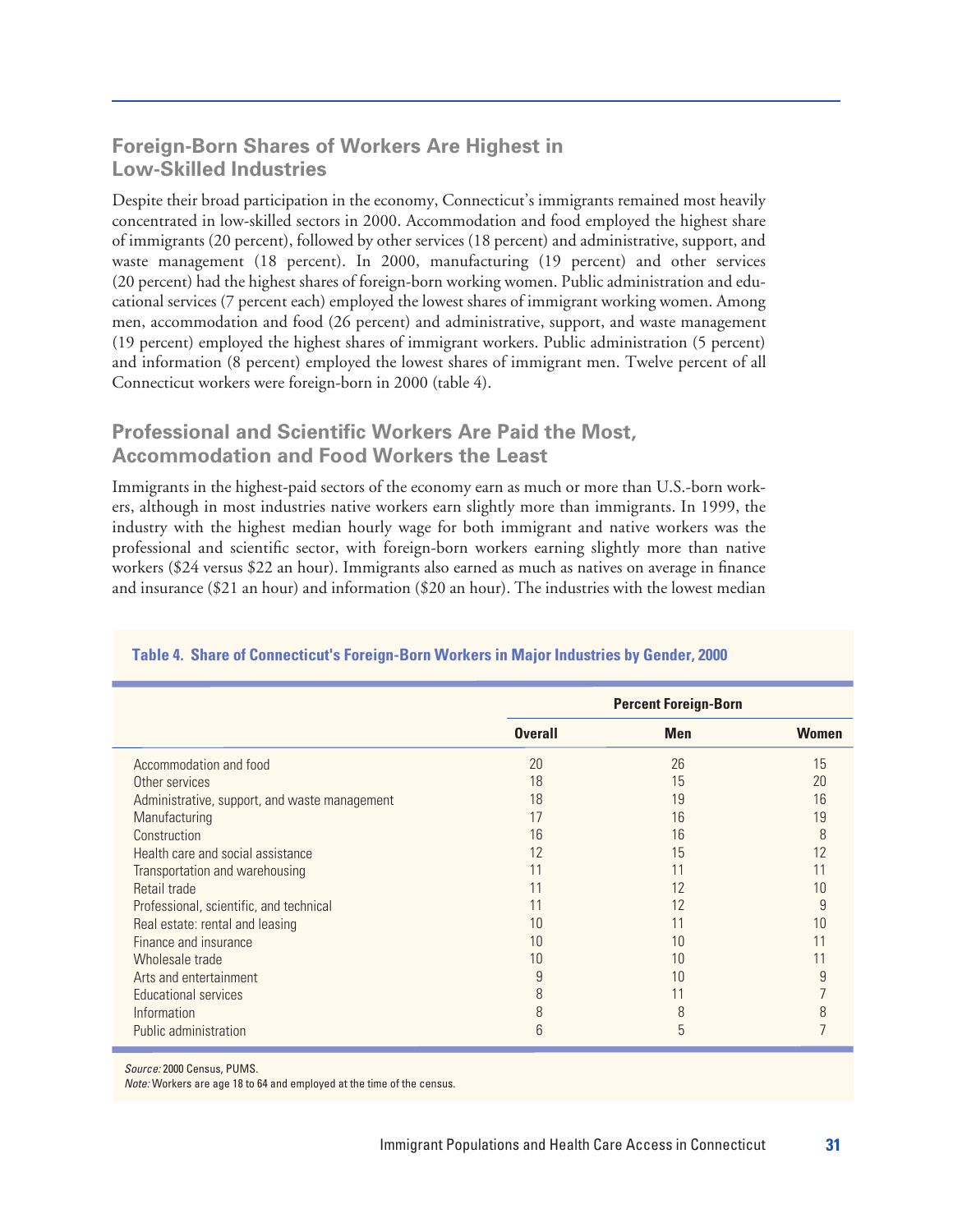## Foreign-Born Shares of Workers Are Highest in Low-Skilled Industries

Despite their broad participation in the economy, Connecticut's immigrants remained most heavily concentrated in low-skilled sectors in 2000. Accommodation and food employed the highest share of immigrants (20 percent), followed by other services (18 percent) and administrative, support, and waste management (18 percent). In 2000, manufacturing (19 percent) and other services (20 percent) had the highest shares of foreign-born working women. Public administration and educational services (7 percent each) employed the lowest shares of immigrant working women. Among men, accommodation and food (26 percent) and administrative, support, and waste management (19 percent) employed the highest shares of immigrant workers. Public administration (5 percent) and information (8 percent) employed the lowest shares of immigrant men. Twelve percent of all Connecticut workers were foreign-born in 2000 (table 4).

## Professional and Scientific Workers Are Paid the Most, Accommodation and Food Workers the Least

Immigrants in the highest-paid sectors of the economy earn as much or more than U.S.-born workers, although in most industries native workers earn slightly more than immigrants. In 1999, the industry with the highest median hourly wage for both immigrant and native workers was the professional and scientific sector, with foreign-born workers earning slightly more than native workers ($24 versus $22 an hour). Immigrants also earned as much as natives on average in finance and insurance ($21 an hour) and information ($20 an hour). The industries with the lowest median

**Table 4. Share of Connecticut's Foreign-Born Workers in Major Industries by Gender, 2000**

| | Percent Foreign-Born | | |
|---|---|---|---|
| | **Overall** | **Men** | **Women** |
| Accommodation and food | 20 | 26 | 15 |
| Other services | 18 | 15 | 20 |
| Administrative, support, and waste management | 18 | 19 | 16 |
| Manufacturing | 17 | 16 | 19 |
| Construction | 16 | 16 | 8 |
| Health care and social assistance | 12 | 15 | 12 |
| Transportation and warehousing | 11 | 11 | 11 |
| Retail trade | 11 | 12 | 10 |
| Professional, scientific, and technical | 11 | 12 | 9 |
| Real estate: rental and leasing | 10 | 11 | 10 |
| Finance and insurance | 10 | 10 | 11 |
| Wholesale trade | 10 | 10 | 11 |
| Arts and entertainment | 9 | 10 | 9 |
| Educational services | 8 | 11 | 7 |
| Information | 8 | 8 | 8 |
| Public administration | 6 | 5 | 7 |

*Source:* 2000 Census, PUMS.
*Note:* Workers are age 18 to 64 and employed at the time of the census.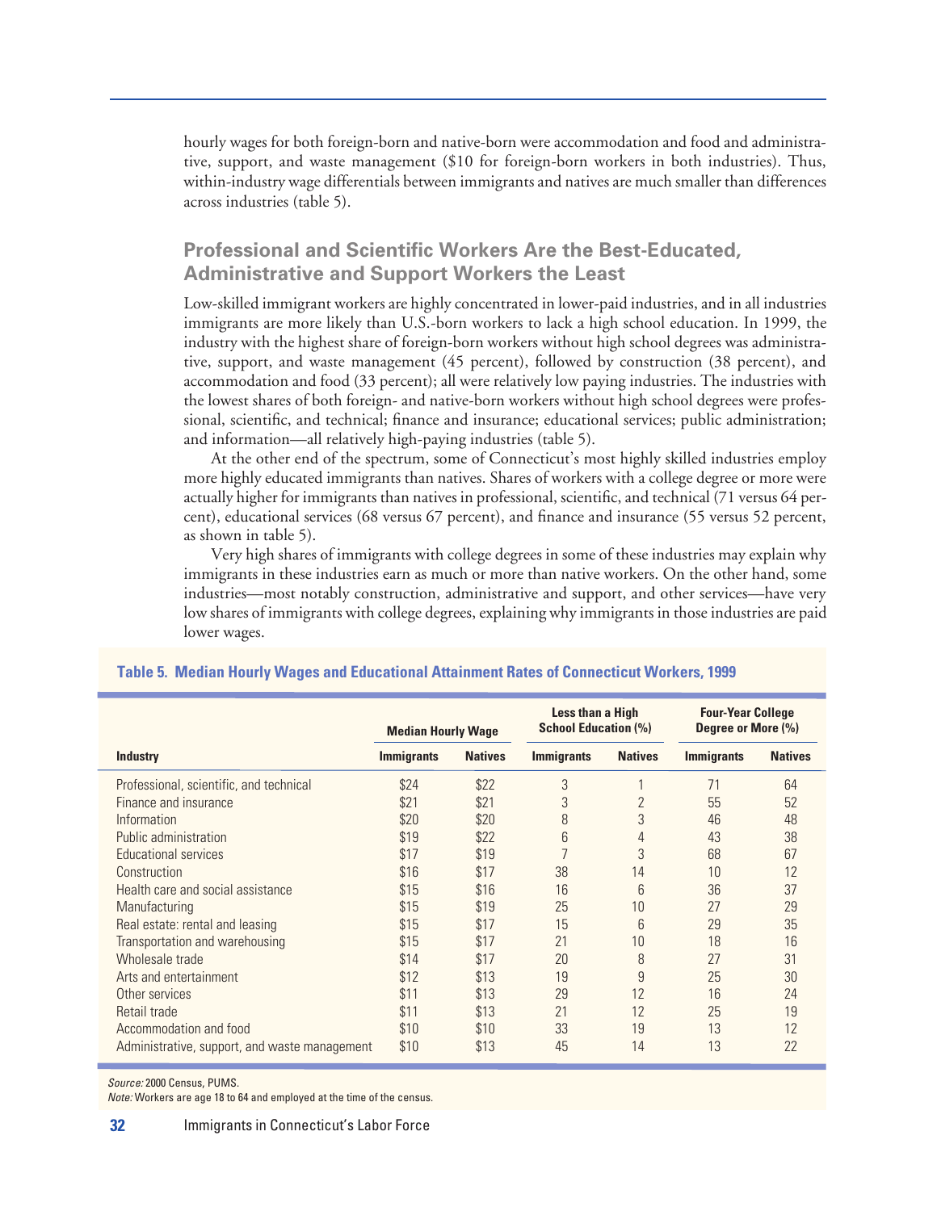hourly wages for both foreign-born and native-born were accommodation and food and administrative, support, and waste management ($10 for foreign-born workers in both industries). Thus, within-industry wage differentials between immigrants and natives are much smaller than differences across industries (table 5).

## Professional and Scientific Workers Are the Best-Educated, Administrative and Support Workers the Least

Low-skilled immigrant workers are highly concentrated in lower-paid industries, and in all industries immigrants are more likely than U.S.-born workers to lack a high school education. In 1999, the industry with the highest share of foreign-born workers without high school degrees was administrative, support, and waste management (45 percent), followed by construction (38 percent), and accommodation and food (33 percent); all were relatively low paying industries. The industries with the lowest shares of both foreign- and native-born workers without high school degrees were professional, scientific, and technical; finance and insurance; educational services; public administration; and information—all relatively high-paying industries (table 5).

At the other end of the spectrum, some of Connecticut's most highly skilled industries employ more highly educated immigrants than natives. Shares of workers with a college degree or more were actually higher for immigrants than natives in professional, scientific, and technical (71 versus 64 percent), educational services (68 versus 67 percent), and finance and insurance (55 versus 52 percent, as shown in table 5).

Very high shares of immigrants with college degrees in some of these industries may explain why immigrants in these industries earn as much or more than native workers. On the other hand, some industries—most notably construction, administrative and support, and other services—have very low shares of immigrants with college degrees, explaining why immigrants in those industries are paid lower wages.

**Table 5. Median Hourly Wages and Educational Attainment Rates of Connecticut Workers, 1999**

| | Median Hourly Wage | | Less than a High School Education (%) | | Four-Year College Degree or More (%) | |
|---|---|---|---|---|---|---|
| **Industry** | **Immigrants** | **Natives** | **Immigrants** | **Natives** | **Immigrants** | **Natives** |
| Professional, scientific, and technical | $24 | $22 | 3 | 1 | 71 | 64 |
| Finance and insurance | $21 | $21 | 3 | 2 | 55 | 52 |
| Information | $20 | $20 | 8 | 3 | 46 | 48 |
| Public administration | $19 | $22 | 6 | 4 | 43 | 38 |
| Educational services | $17 | $19 | 7 | 3 | 68 | 67 |
| Construction | $16 | $17 | 38 | 14 | 10 | 12 |
| Health care and social assistance | $15 | $16 | 16 | 6 | 36 | 37 |
| Manufacturing | $15 | $19 | 25 | 10 | 27 | 29 |
| Real estate: rental and leasing | $15 | $17 | 15 | 6 | 29 | 35 |
| Transportation and warehousing | $15 | $17 | 21 | 10 | 18 | 16 |
| Wholesale trade | $14 | $17 | 20 | 8 | 27 | 31 |
| Arts and entertainment | $12 | $13 | 19 | 9 | 25 | 30 |
| Other services | $11 | $13 | 29 | 12 | 16 | 24 |
| Retail trade | $11 | $13 | 21 | 12 | 25 | 19 |
| Accommodation and food | $10 | $10 | 33 | 19 | 13 | 12 |
| Administrative, support, and waste management | $10 | $13 | 45 | 14 | 13 | 22 |

*Source:* 2000 Census, PUMS.
*Note:* Workers are age 18 to 64 and employed at the time of the census.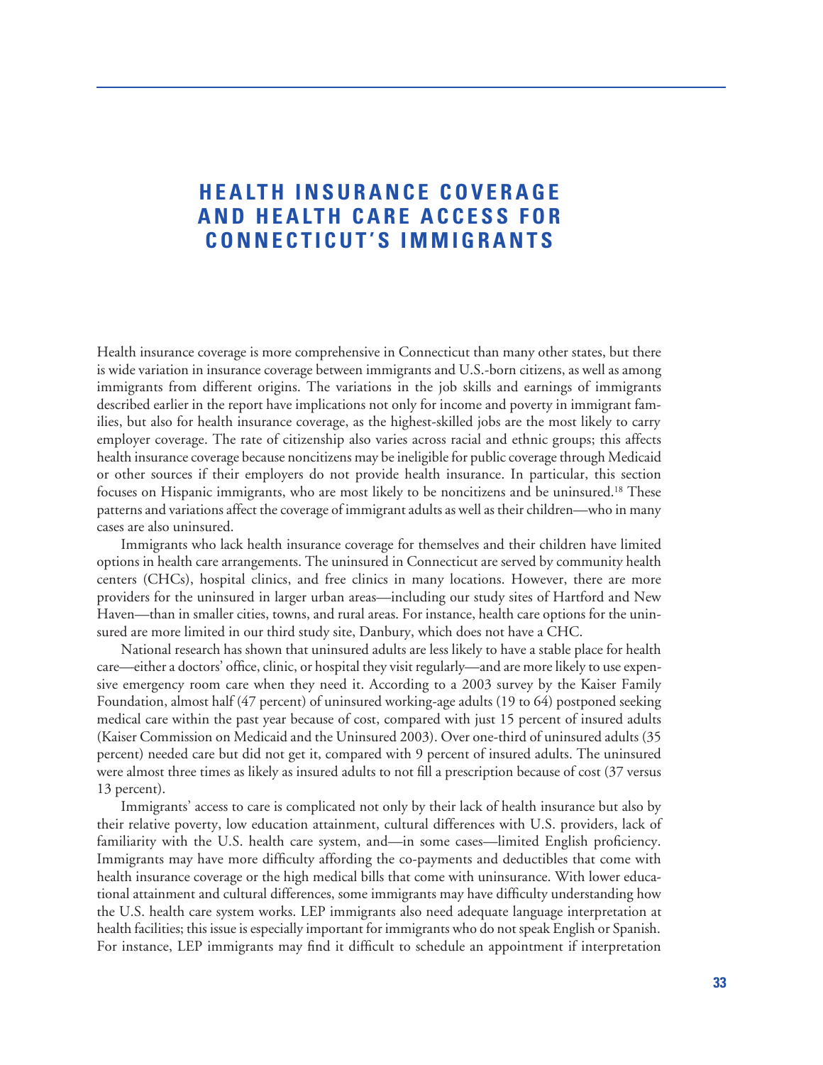# HEALTH INSURANCE COVERAGE AND HEALTH CARE ACCESS FOR CONNECTICUT'S IMMIGRANTS

Health insurance coverage is more comprehensive in Connecticut than many other states, but there is wide variation in insurance coverage between immigrants and U.S.-born citizens, as well as among immigrants from different origins. The variations in the job skills and earnings of immigrants described earlier in the report have implications not only for income and poverty in immigrant families, but also for health insurance coverage, as the highest-skilled jobs are the most likely to carry employer coverage. The rate of citizenship also varies across racial and ethnic groups; this affects health insurance coverage because noncitizens may be ineligible for public coverage through Medicaid or other sources if their employers do not provide health insurance. In particular, this section focuses on Hispanic immigrants, who are most likely to be noncitizens and be uninsured.[18] These patterns and variations affect the coverage of immigrant adults as well as their children—who in many cases are also uninsured.

Immigrants who lack health insurance coverage for themselves and their children have limited options in health care arrangements. The uninsured in Connecticut are served by community health centers (CHCs), hospital clinics, and free clinics in many locations. However, there are more providers for the uninsured in larger urban areas—including our study sites of Hartford and New Haven—than in smaller cities, towns, and rural areas. For instance, health care options for the uninsured are more limited in our third study site, Danbury, which does not have a CHC.

National research has shown that uninsured adults are less likely to have a stable place for health care—either a doctors' office, clinic, or hospital they visit regularly—and are more likely to use expensive emergency room care when they need it. According to a 2003 survey by the Kaiser Family Foundation, almost half (47 percent) of uninsured working-age adults (19 to 64) postponed seeking medical care within the past year because of cost, compared with just 15 percent of insured adults (Kaiser Commission on Medicaid and the Uninsured 2003). Over one-third of uninsured adults (35 percent) needed care but did not get it, compared with 9 percent of insured adults. The uninsured were almost three times as likely as insured adults to not fill a prescription because of cost (37 versus 13 percent).

Immigrants' access to care is complicated not only by their lack of health insurance but also by their relative poverty, low education attainment, cultural differences with U.S. providers, lack of familiarity with the U.S. health care system, and—in some cases—limited English proficiency. Immigrants may have more difficulty affording the co-payments and deductibles that come with health insurance coverage or the high medical bills that come with uninsurance. With lower educational attainment and cultural differences, some immigrants may have difficulty understanding how the U.S. health care system works. LEP immigrants also need adequate language interpretation at health facilities; this issue is especially important for immigrants who do not speak English or Spanish. For instance, LEP immigrants may find it difficult to schedule an appointment if interpretation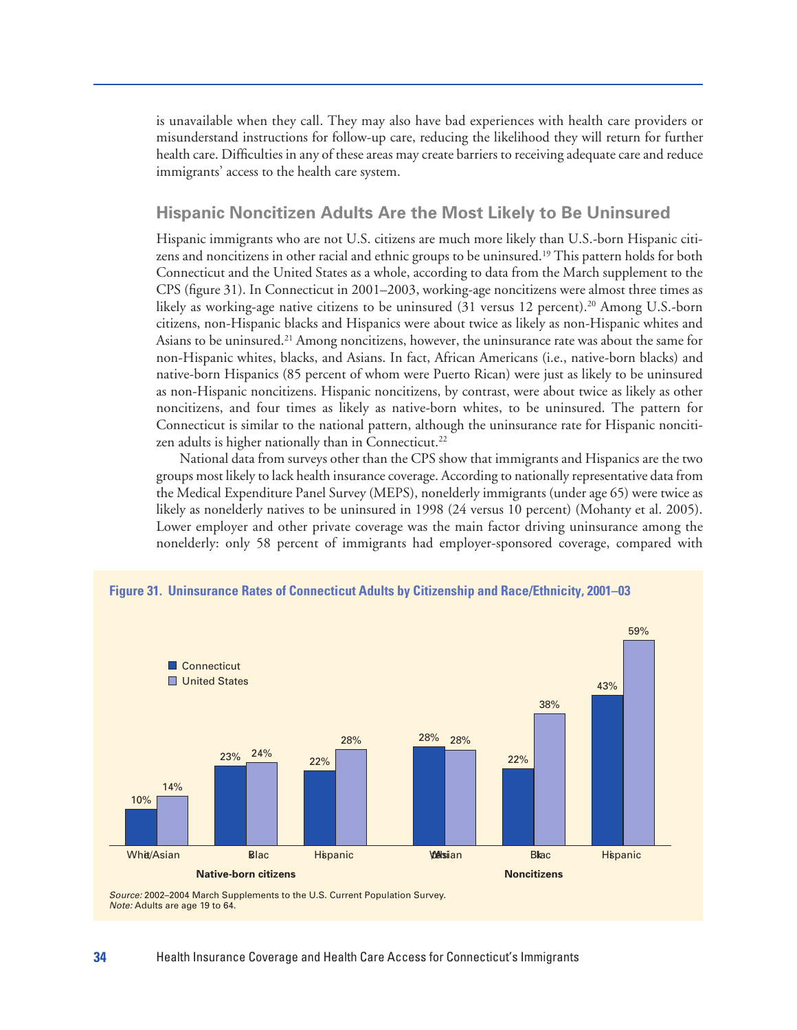is unavailable when they call. They may also have bad experiences with health care providers or misunderstand instructions for follow-up care, reducing the likelihood they will return for further health care. Difficulties in any of these areas may create barriers to receiving adequate care and reduce immigrants' access to the health care system.

## Hispanic Noncitizen Adults Are the Most Likely to Be Uninsured

Hispanic immigrants who are not U.S. citizens are much more likely than U.S.-born Hispanic citizens and noncitizens in other racial and ethnic groups to be uninsured.[19] This pattern holds for both Connecticut and the United States as a whole, according to data from the March supplement to the CPS (figure 31). In Connecticut in 2001–2003, working-age noncitizens were almost three times as likely as working-age native citizens to be uninsured (31 versus 12 percent).[20] Among U.S.-born citizens, non-Hispanic blacks and Hispanics were about twice as likely as non-Hispanic whites and Asians to be uninsured.[21] Among noncitizens, however, the uninsurance rate was about the same for non-Hispanic whites, blacks, and Asians. In fact, African Americans (i.e., native-born blacks) and native-born Hispanics (85 percent of whom were Puerto Rican) were just as likely to be uninsured as non-Hispanic noncitizens. Hispanic noncitizens, by contrast, were about twice as likely as other noncitizens, and four times as likely as native-born whites, to be uninsured. The pattern for Connecticut is similar to the national pattern, although the uninsurance rate for Hispanic noncitizen adults is higher nationally than in Connecticut.[22]

National data from surveys other than the CPS show that immigrants and Hispanics are the two groups most likely to lack health insurance coverage. According to nationally representative data from the Medical Expenditure Panel Survey (MEPS), nonelderly immigrants (under age 65) were twice as likely as nonelderly natives to be uninsured in 1998 (24 versus 10 percent) (Mohanty et al. 2005). Lower employer and other private coverage was the main factor driving uninsurance among the nonelderly: only 58 percent of immigrants had employer-sponsored coverage, compared with

**Figure 31. Uninsurance Rates of Connecticut Adults by Citizenship and Race/Ethnicity, 2001–03**

| | | Connecticut | United States |
|---|---|---|---|
| Native-born citizens | White/Asian | 10% | 14% |
| | Black | 23% | 24% |
| | Hispanic | 22% | 28% |
| Noncitizens | White/Asian | 28% | 28% |
| | Black | 22% | 38% |
| | Hispanic | 43% | 59% |

*Source:* 2002–2004 March Supplements to the U.S. Current Population Survey.
*Note:* Adults are age 19 to 64.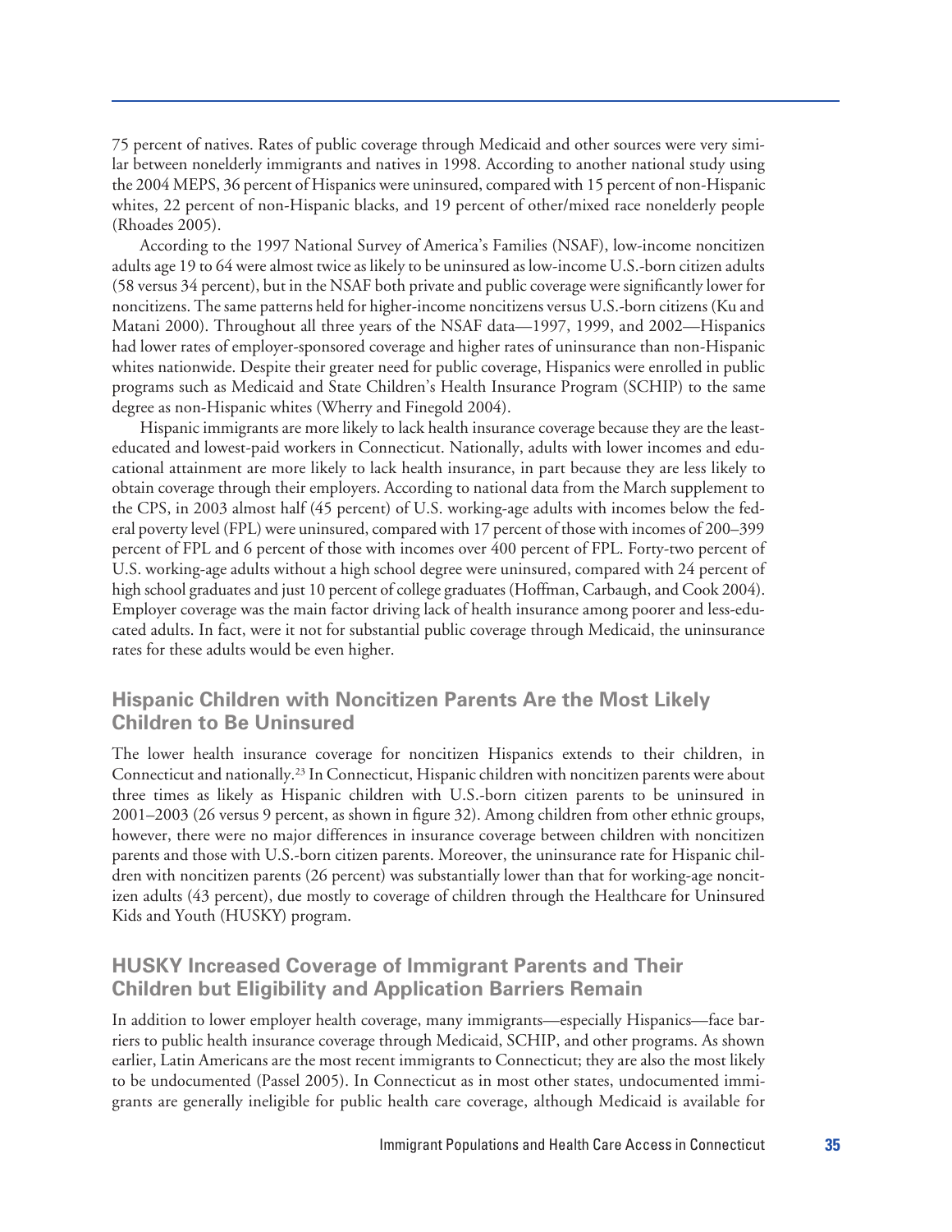75 percent of natives. Rates of public coverage through Medicaid and other sources were very similar between nonelderly immigrants and natives in 1998. According to another national study using the 2004 MEPS, 36 percent of Hispanics were uninsured, compared with 15 percent of non-Hispanic whites, 22 percent of non-Hispanic blacks, and 19 percent of other/mixed race nonelderly people (Rhoades 2005).

According to the 1997 National Survey of America's Families (NSAF), low-income noncitizen adults age 19 to 64 were almost twice as likely to be uninsured as low-income U.S.-born citizen adults (58 versus 34 percent), but in the NSAF both private and public coverage were significantly lower for noncitizens. The same patterns held for higher-income noncitizens versus U.S.-born citizens (Ku and Matani 2000). Throughout all three years of the NSAF data—1997, 1999, and 2002—Hispanics had lower rates of employer-sponsored coverage and higher rates of uninsurance than non-Hispanic whites nationwide. Despite their greater need for public coverage, Hispanics were enrolled in public programs such as Medicaid and State Children's Health Insurance Program (SCHIP) to the same degree as non-Hispanic whites (Wherry and Finegold 2004).

Hispanic immigrants are more likely to lack health insurance coverage because they are the least-educated and lowest-paid workers in Connecticut. Nationally, adults with lower incomes and educational attainment are more likely to lack health insurance, in part because they are less likely to obtain coverage through their employers. According to national data from the March supplement to the CPS, in 2003 almost half (45 percent) of U.S. working-age adults with incomes below the federal poverty level (FPL) were uninsured, compared with 17 percent of those with incomes of 200–399 percent of FPL and 6 percent of those with incomes over 400 percent of FPL. Forty-two percent of U.S. working-age adults without a high school degree were uninsured, compared with 24 percent of high school graduates and just 10 percent of college graduates (Hoffman, Carbaugh, and Cook 2004). Employer coverage was the main factor driving lack of health insurance among poorer and less-educated adults. In fact, were it not for substantial public coverage through Medicaid, the uninsurance rates for these adults would be even higher.

## Hispanic Children with Noncitizen Parents Are the Most Likely Children to Be Uninsured

The lower health insurance coverage for noncitizen Hispanics extends to their children, in Connecticut and nationally.[23] In Connecticut, Hispanic children with noncitizen parents were about three times as likely as Hispanic children with U.S.-born citizen parents to be uninsured in 2001–2003 (26 versus 9 percent, as shown in figure 32). Among children from other ethnic groups, however, there were no major differences in insurance coverage between children with noncitizen parents and those with U.S.-born citizen parents. Moreover, the uninsurance rate for Hispanic children with noncitizen parents (26 percent) was substantially lower than that for working-age noncitizen adults (43 percent), due mostly to coverage of children through the Healthcare for Uninsured Kids and Youth (HUSKY) program.

## HUSKY Increased Coverage of Immigrant Parents and Their Children but Eligibility and Application Barriers Remain

In addition to lower employer health coverage, many immigrants—especially Hispanics—face barriers to public health insurance coverage through Medicaid, SCHIP, and other programs. As shown earlier, Latin Americans are the most recent immigrants to Connecticut; they are also the most likely to be undocumented (Passel 2005). In Connecticut as in most other states, undocumented immigrants are generally ineligible for public health care coverage, although Medicaid is available for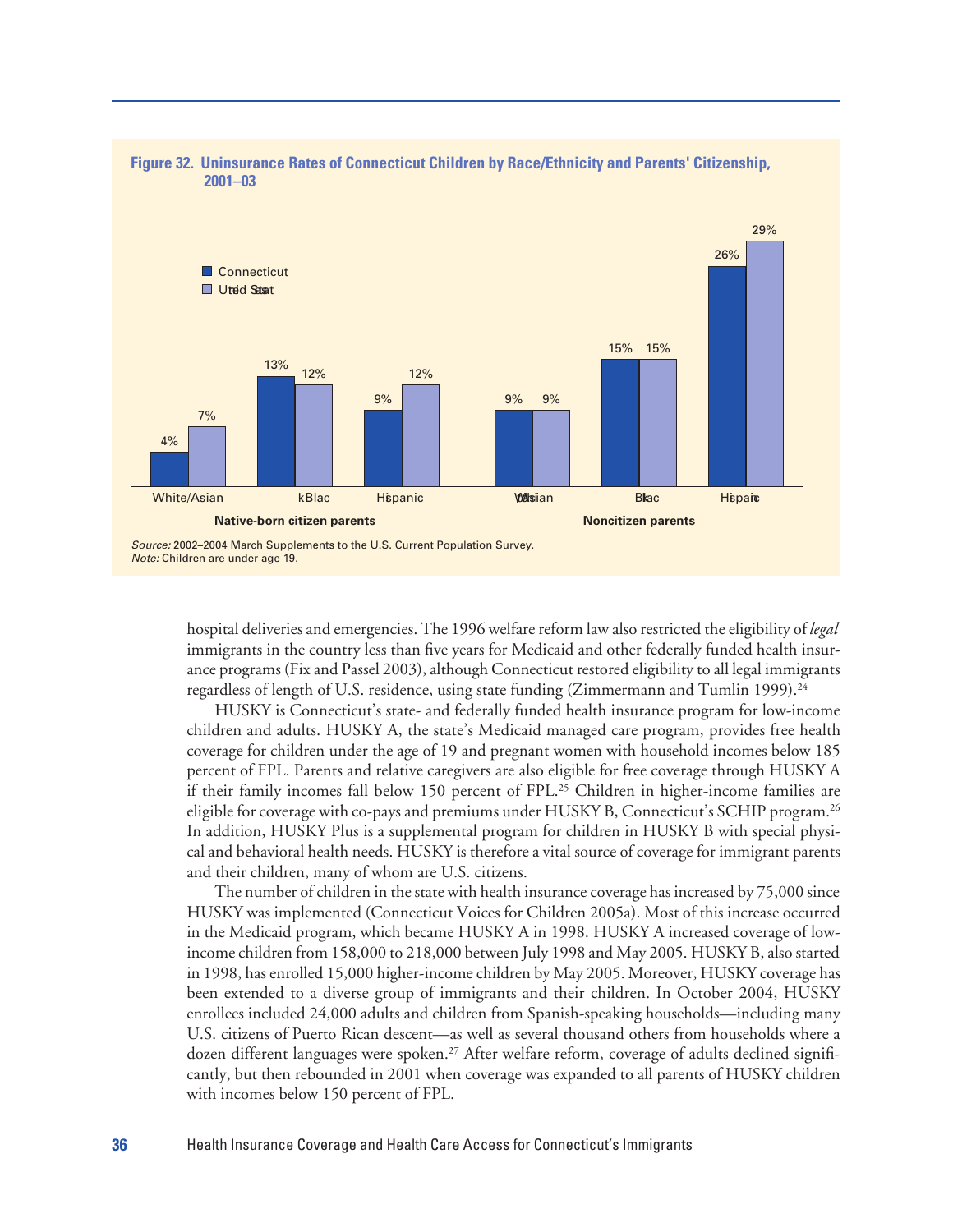**Figure 32. Uninsurance Rates of Connecticut Children by Race/Ethnicity and Parents' Citizenship, 2001–03**

| Parents' citizenship | Race/Ethnicity | Connecticut | United States |
|---|---|---|---|
| Native-born citizen parents | White/Asian | 4% | 7% |
| | Black | 13% | 12% |
| | Hispanic | 9% | 12% |
| Noncitizen parents | White/Asian | 9% | 9% |
| | Black | 15% | 15% |
| | Hispanic | 26% | 29% |

*Source:* 2002–2004 March Supplements to the U.S. Current Population Survey.
*Note:* Children are under age 19.

hospital deliveries and emergencies. The 1996 welfare reform law also restricted the eligibility of *legal* immigrants in the country less than five years for Medicaid and other federally funded health insurance programs (Fix and Passel 2003), although Connecticut restored eligibility to all legal immigrants regardless of length of U.S. residence, using state funding (Zimmermann and Tumlin 1999).[24]

HUSKY is Connecticut's state- and federally funded health insurance program for low-income children and adults. HUSKY A, the state's Medicaid managed care program, provides free health coverage for children under the age of 19 and pregnant women with household incomes below 185 percent of FPL. Parents and relative caregivers are also eligible for free coverage through HUSKY A if their family incomes fall below 150 percent of FPL.[25] Children in higher-income families are eligible for coverage with co-pays and premiums under HUSKY B, Connecticut's SCHIP program.[26] In addition, HUSKY Plus is a supplemental program for children in HUSKY B with special physical and behavioral health needs. HUSKY is therefore a vital source of coverage for immigrant parents and their children, many of whom are U.S. citizens.

The number of children in the state with health insurance coverage has increased by 75,000 since HUSKY was implemented (Connecticut Voices for Children 2005a). Most of this increase occurred in the Medicaid program, which became HUSKY A in 1998. HUSKY A increased coverage of low-income children from 158,000 to 218,000 between July 1998 and May 2005. HUSKY B, also started in 1998, has enrolled 15,000 higher-income children by May 2005. Moreover, HUSKY coverage has been extended to a diverse group of immigrants and their children. In October 2004, HUSKY enrollees included 24,000 adults and children from Spanish-speaking households—including many U.S. citizens of Puerto Rican descent—as well as several thousand others from households where a dozen different languages were spoken.[27] After welfare reform, coverage of adults declined significantly, but then rebounded in 2001 when coverage was expanded to all parents of HUSKY children with incomes below 150 percent of FPL.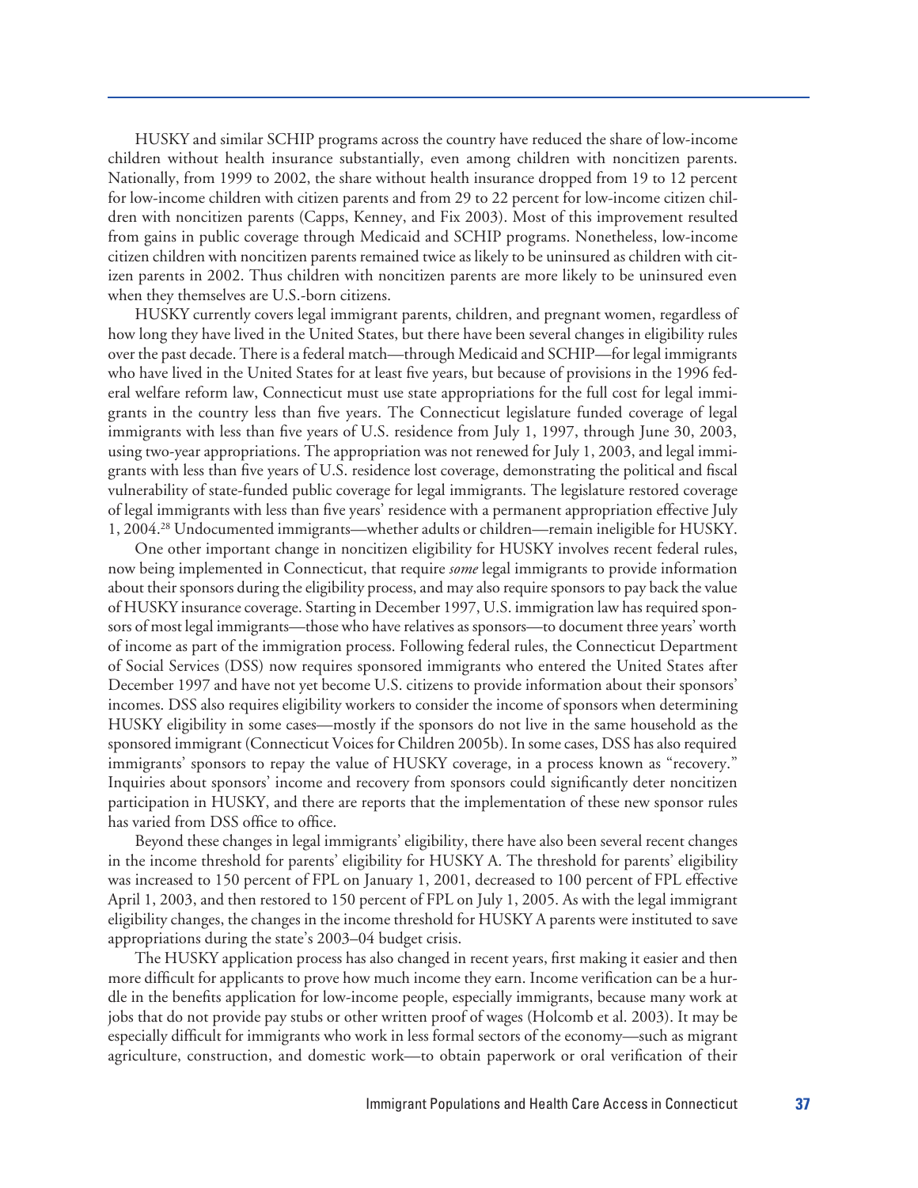HUSKY and similar SCHIP programs across the country have reduced the share of low-income children without health insurance substantially, even among children with noncitizen parents. Nationally, from 1999 to 2002, the share without health insurance dropped from 19 to 12 percent for low-income children with citizen parents and from 29 to 22 percent for low-income citizen children with noncitizen parents (Capps, Kenney, and Fix 2003). Most of this improvement resulted from gains in public coverage through Medicaid and SCHIP programs. Nonetheless, low-income citizen children with noncitizen parents remained twice as likely to be uninsured as children with citizen parents in 2002. Thus children with noncitizen parents are more likely to be uninsured even when they themselves are U.S.-born citizens.

HUSKY currently covers legal immigrant parents, children, and pregnant women, regardless of how long they have lived in the United States, but there have been several changes in eligibility rules over the past decade. There is a federal match—through Medicaid and SCHIP—for legal immigrants who have lived in the United States for at least five years, but because of provisions in the 1996 federal welfare reform law, Connecticut must use state appropriations for the full cost for legal immigrants in the country less than five years. The Connecticut legislature funded coverage of legal immigrants with less than five years of U.S. residence from July 1, 1997, through June 30, 2003, using two-year appropriations. The appropriation was not renewed for July 1, 2003, and legal immigrants with less than five years of U.S. residence lost coverage, demonstrating the political and fiscal vulnerability of state-funded public coverage for legal immigrants. The legislature restored coverage of legal immigrants with less than five years' residence with a permanent appropriation effective July 1, 2004.[28] Undocumented immigrants—whether adults or children—remain ineligible for HUSKY.

One other important change in noncitizen eligibility for HUSKY involves recent federal rules, now being implemented in Connecticut, that require *some* legal immigrants to provide information about their sponsors during the eligibility process, and may also require sponsors to pay back the value of HUSKY insurance coverage. Starting in December 1997, U.S. immigration law has required sponsors of most legal immigrants—those who have relatives as sponsors—to document three years' worth of income as part of the immigration process. Following federal rules, the Connecticut Department of Social Services (DSS) now requires sponsored immigrants who entered the United States after December 1997 and have not yet become U.S. citizens to provide information about their sponsors' incomes. DSS also requires eligibility workers to consider the income of sponsors when determining HUSKY eligibility in some cases—mostly if the sponsors do not live in the same household as the sponsored immigrant (Connecticut Voices for Children 2005b). In some cases, DSS has also required immigrants' sponsors to repay the value of HUSKY coverage, in a process known as "recovery." Inquiries about sponsors' income and recovery from sponsors could significantly deter noncitizen participation in HUSKY, and there are reports that the implementation of these new sponsor rules has varied from DSS office to office.

Beyond these changes in legal immigrants' eligibility, there have also been several recent changes in the income threshold for parents' eligibility for HUSKY A. The threshold for parents' eligibility was increased to 150 percent of FPL on January 1, 2001, decreased to 100 percent of FPL effective April 1, 2003, and then restored to 150 percent of FPL on July 1, 2005. As with the legal immigrant eligibility changes, the changes in the income threshold for HUSKY A parents were instituted to save appropriations during the state's 2003–04 budget crisis.

The HUSKY application process has also changed in recent years, first making it easier and then more difficult for applicants to prove how much income they earn. Income verification can be a hurdle in the benefits application for low-income people, especially immigrants, because many work at jobs that do not provide pay stubs or other written proof of wages (Holcomb et al. 2003). It may be especially difficult for immigrants who work in less formal sectors of the economy—such as migrant agriculture, construction, and domestic work—to obtain paperwork or oral verification of their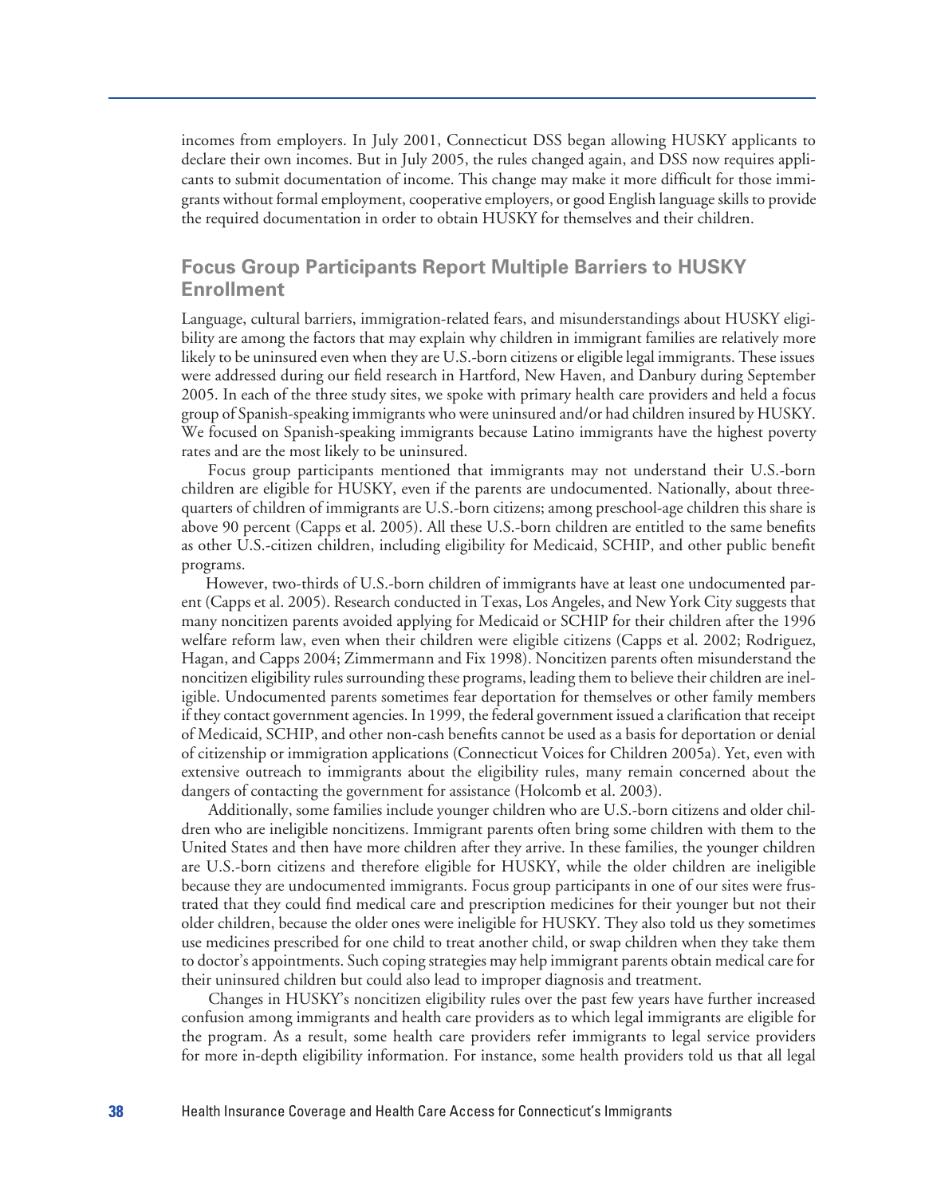incomes from employers. In July 2001, Connecticut DSS began allowing HUSKY applicants to declare their own incomes. But in July 2005, the rules changed again, and DSS now requires applicants to submit documentation of income. This change may make it more difficult for those immigrants without formal employment, cooperative employers, or good English language skills to provide the required documentation in order to obtain HUSKY for themselves and their children.

## Focus Group Participants Report Multiple Barriers to HUSKY Enrollment

Language, cultural barriers, immigration-related fears, and misunderstandings about HUSKY eligibility are among the factors that may explain why children in immigrant families are relatively more likely to be uninsured even when they are U.S.-born citizens or eligible legal immigrants. These issues were addressed during our field research in Hartford, New Haven, and Danbury during September 2005. In each of the three study sites, we spoke with primary health care providers and held a focus group of Spanish-speaking immigrants who were uninsured and/or had children insured by HUSKY. We focused on Spanish-speaking immigrants because Latino immigrants have the highest poverty rates and are the most likely to be uninsured.

Focus group participants mentioned that immigrants may not understand their U.S.-born children are eligible for HUSKY, even if the parents are undocumented. Nationally, about three-quarters of children of immigrants are U.S.-born citizens; among preschool-age children this share is above 90 percent (Capps et al. 2005). All these U.S.-born children are entitled to the same benefits as other U.S.-citizen children, including eligibility for Medicaid, SCHIP, and other public benefit programs.

However, two-thirds of U.S.-born children of immigrants have at least one undocumented parent (Capps et al. 2005). Research conducted in Texas, Los Angeles, and New York City suggests that many noncitizen parents avoided applying for Medicaid or SCHIP for their children after the 1996 welfare reform law, even when their children were eligible citizens (Capps et al. 2002; Rodriguez, Hagan, and Capps 2004; Zimmermann and Fix 1998). Noncitizen parents often misunderstand the noncitizen eligibility rules surrounding these programs, leading them to believe their children are ineligible. Undocumented parents sometimes fear deportation for themselves or other family members if they contact government agencies. In 1999, the federal government issued a clarification that receipt of Medicaid, SCHIP, and other non-cash benefits cannot be used as a basis for deportation or denial of citizenship or immigration applications (Connecticut Voices for Children 2005a). Yet, even with extensive outreach to immigrants about the eligibility rules, many remain concerned about the dangers of contacting the government for assistance (Holcomb et al. 2003).

Additionally, some families include younger children who are U.S.-born citizens and older children who are ineligible noncitizens. Immigrant parents often bring some children with them to the United States and then have more children after they arrive. In these families, the younger children are U.S.-born citizens and therefore eligible for HUSKY, while the older children are ineligible because they are undocumented immigrants. Focus group participants in one of our sites were frustrated that they could find medical care and prescription medicines for their younger but not their older children, because the older ones were ineligible for HUSKY. They also told us they sometimes use medicines prescribed for one child to treat another child, or swap children when they take them to doctor's appointments. Such coping strategies may help immigrant parents obtain medical care for their uninsured children but could also lead to improper diagnosis and treatment.

Changes in HUSKY's noncitizen eligibility rules over the past few years have further increased confusion among immigrants and health care providers as to which legal immigrants are eligible for the program. As a result, some health care providers refer immigrants to legal service providers for more in-depth eligibility information. For instance, some health providers told us that all legal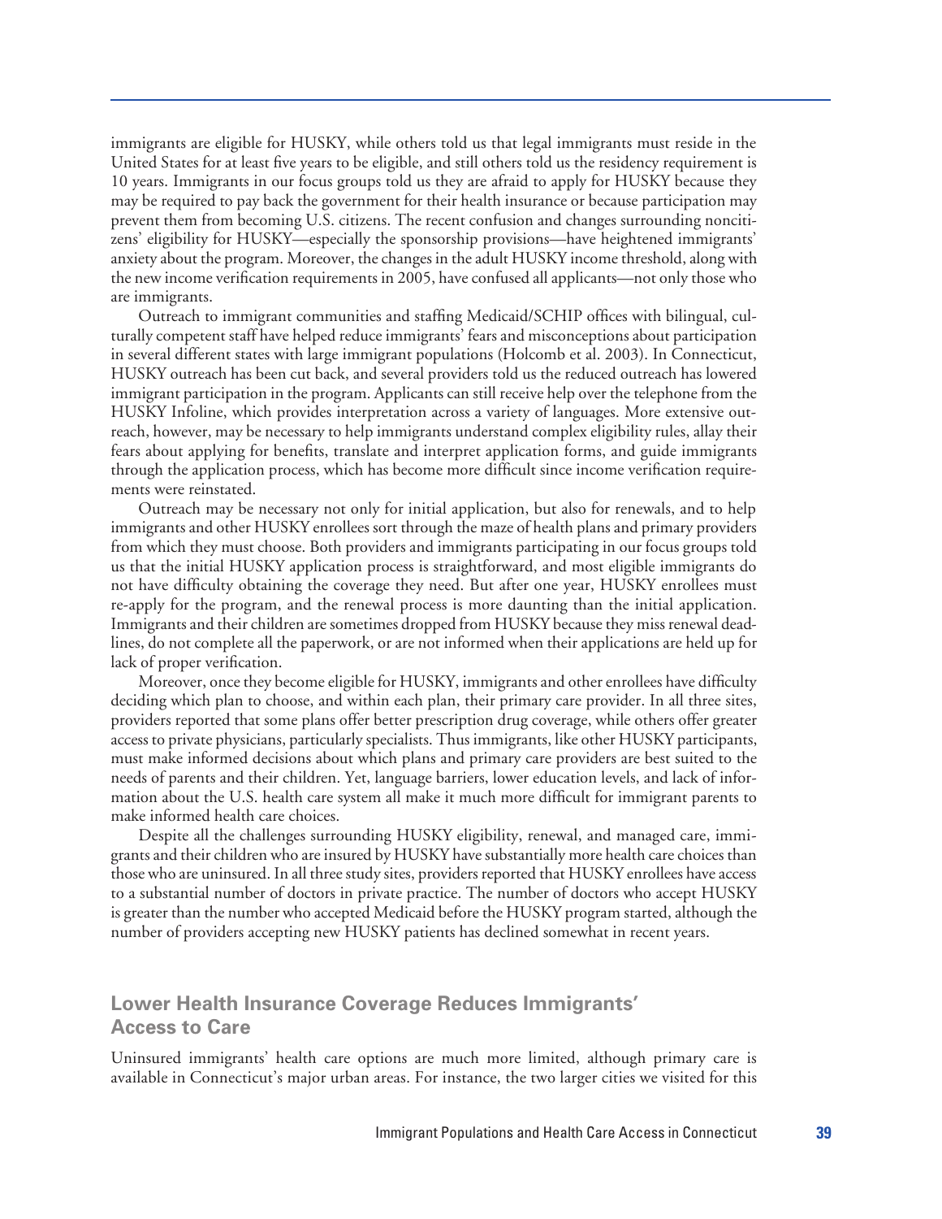immigrants are eligible for HUSKY, while others told us that legal immigrants must reside in the United States for at least five years to be eligible, and still others told us the residency requirement is 10 years. Immigrants in our focus groups told us they are afraid to apply for HUSKY because they may be required to pay back the government for their health insurance or because participation may prevent them from becoming U.S. citizens. The recent confusion and changes surrounding noncitizens' eligibility for HUSKY—especially the sponsorship provisions—have heightened immigrants' anxiety about the program. Moreover, the changes in the adult HUSKY income threshold, along with the new income verification requirements in 2005, have confused all applicants—not only those who are immigrants.

Outreach to immigrant communities and staffing Medicaid/SCHIP offices with bilingual, culturally competent staff have helped reduce immigrants' fears and misconceptions about participation in several different states with large immigrant populations (Holcomb et al. 2003). In Connecticut, HUSKY outreach has been cut back, and several providers told us the reduced outreach has lowered immigrant participation in the program. Applicants can still receive help over the telephone from the HUSKY Infoline, which provides interpretation across a variety of languages. More extensive outreach, however, may be necessary to help immigrants understand complex eligibility rules, allay their fears about applying for benefits, translate and interpret application forms, and guide immigrants through the application process, which has become more difficult since income verification requirements were reinstated.

Outreach may be necessary not only for initial application, but also for renewals, and to help immigrants and other HUSKY enrollees sort through the maze of health plans and primary providers from which they must choose. Both providers and immigrants participating in our focus groups told us that the initial HUSKY application process is straightforward, and most eligible immigrants do not have difficulty obtaining the coverage they need. But after one year, HUSKY enrollees must re-apply for the program, and the renewal process is more daunting than the initial application. Immigrants and their children are sometimes dropped from HUSKY because they miss renewal deadlines, do not complete all the paperwork, or are not informed when their applications are held up for lack of proper verification.

Moreover, once they become eligible for HUSKY, immigrants and other enrollees have difficulty deciding which plan to choose, and within each plan, their primary care provider. In all three sites, providers reported that some plans offer better prescription drug coverage, while others offer greater access to private physicians, particularly specialists. Thus immigrants, like other HUSKY participants, must make informed decisions about which plans and primary care providers are best suited to the needs of parents and their children. Yet, language barriers, lower education levels, and lack of information about the U.S. health care system all make it much more difficult for immigrant parents to make informed health care choices.

Despite all the challenges surrounding HUSKY eligibility, renewal, and managed care, immigrants and their children who are insured by HUSKY have substantially more health care choices than those who are uninsured. In all three study sites, providers reported that HUSKY enrollees have access to a substantial number of doctors in private practice. The number of doctors who accept HUSKY is greater than the number who accepted Medicaid before the HUSKY program started, although the number of providers accepting new HUSKY patients has declined somewhat in recent years.

## Lower Health Insurance Coverage Reduces Immigrants' Access to Care

Uninsured immigrants' health care options are much more limited, although primary care is available in Connecticut's major urban areas. For instance, the two larger cities we visited for this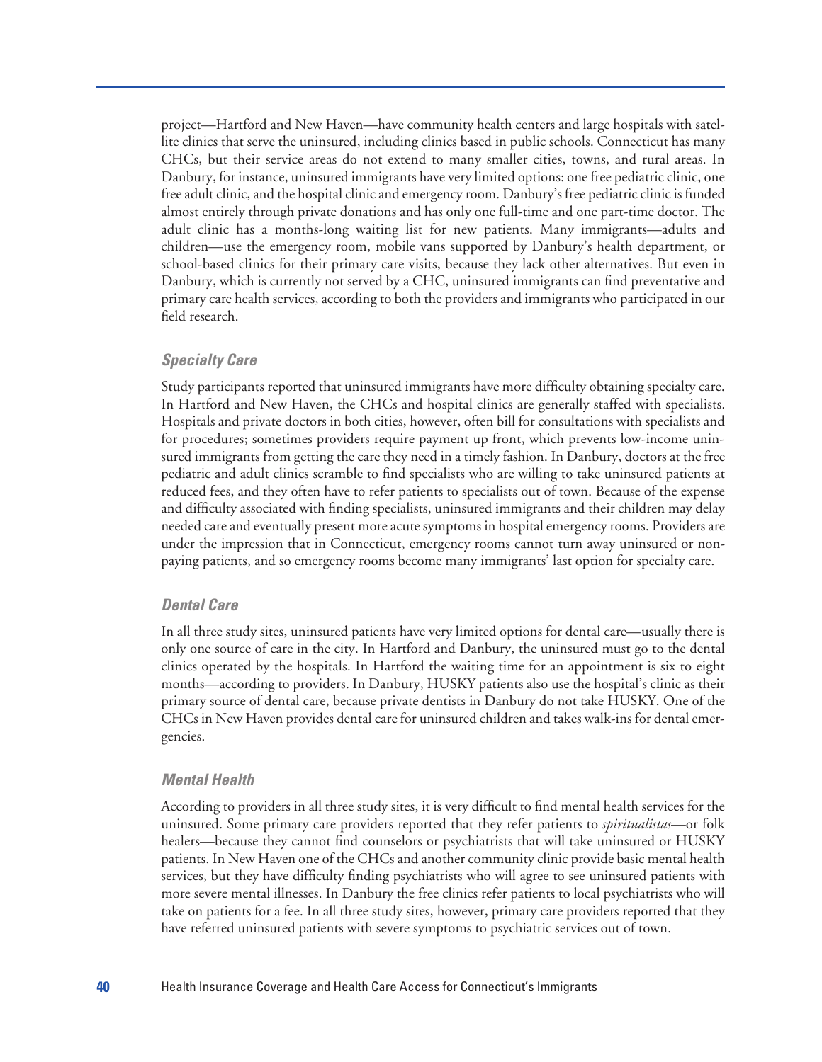project—Hartford and New Haven—have community health centers and large hospitals with satellite clinics that serve the uninsured, including clinics based in public schools. Connecticut has many CHCs, but their service areas do not extend to many smaller cities, towns, and rural areas. In Danbury, for instance, uninsured immigrants have very limited options: one free pediatric clinic, one free adult clinic, and the hospital clinic and emergency room. Danbury's free pediatric clinic is funded almost entirely through private donations and has only one full-time and one part-time doctor. The adult clinic has a months-long waiting list for new patients. Many immigrants—adults and children—use the emergency room, mobile vans supported by Danbury's health department, or school-based clinics for their primary care visits, because they lack other alternatives. But even in Danbury, which is currently not served by a CHC, uninsured immigrants can find preventative and primary care health services, according to both the providers and immigrants who participated in our field research.

### *Specialty Care*

Study participants reported that uninsured immigrants have more difficulty obtaining specialty care. In Hartford and New Haven, the CHCs and hospital clinics are generally staffed with specialists. Hospitals and private doctors in both cities, however, often bill for consultations with specialists and for procedures; sometimes providers require payment up front, which prevents low-income uninsured immigrants from getting the care they need in a timely fashion. In Danbury, doctors at the free pediatric and adult clinics scramble to find specialists who are willing to take uninsured patients at reduced fees, and they often have to refer patients to specialists out of town. Because of the expense and difficulty associated with finding specialists, uninsured immigrants and their children may delay needed care and eventually present more acute symptoms in hospital emergency rooms. Providers are under the impression that in Connecticut, emergency rooms cannot turn away uninsured or non-paying patients, and so emergency rooms become many immigrants' last option for specialty care.

### *Dental Care*

In all three study sites, uninsured patients have very limited options for dental care—usually there is only one source of care in the city. In Hartford and Danbury, the uninsured must go to the dental clinics operated by the hospitals. In Hartford the waiting time for an appointment is six to eight months—according to providers. In Danbury, HUSKY patients also use the hospital's clinic as their primary source of dental care, because private dentists in Danbury do not take HUSKY. One of the CHCs in New Haven provides dental care for uninsured children and takes walk-ins for dental emergencies.

### *Mental Health*

According to providers in all three study sites, it is very difficult to find mental health services for the uninsured. Some primary care providers reported that they refer patients to *spiritualistas*—or folk healers—because they cannot find counselors or psychiatrists that will take uninsured or HUSKY patients. In New Haven one of the CHCs and another community clinic provide basic mental health services, but they have difficulty finding psychiatrists who will agree to see uninsured patients with more severe mental illnesses. In Danbury the free clinics refer patients to local psychiatrists who will take on patients for a fee. In all three study sites, however, primary care providers reported that they have referred uninsured patients with severe symptoms to psychiatric services out of town.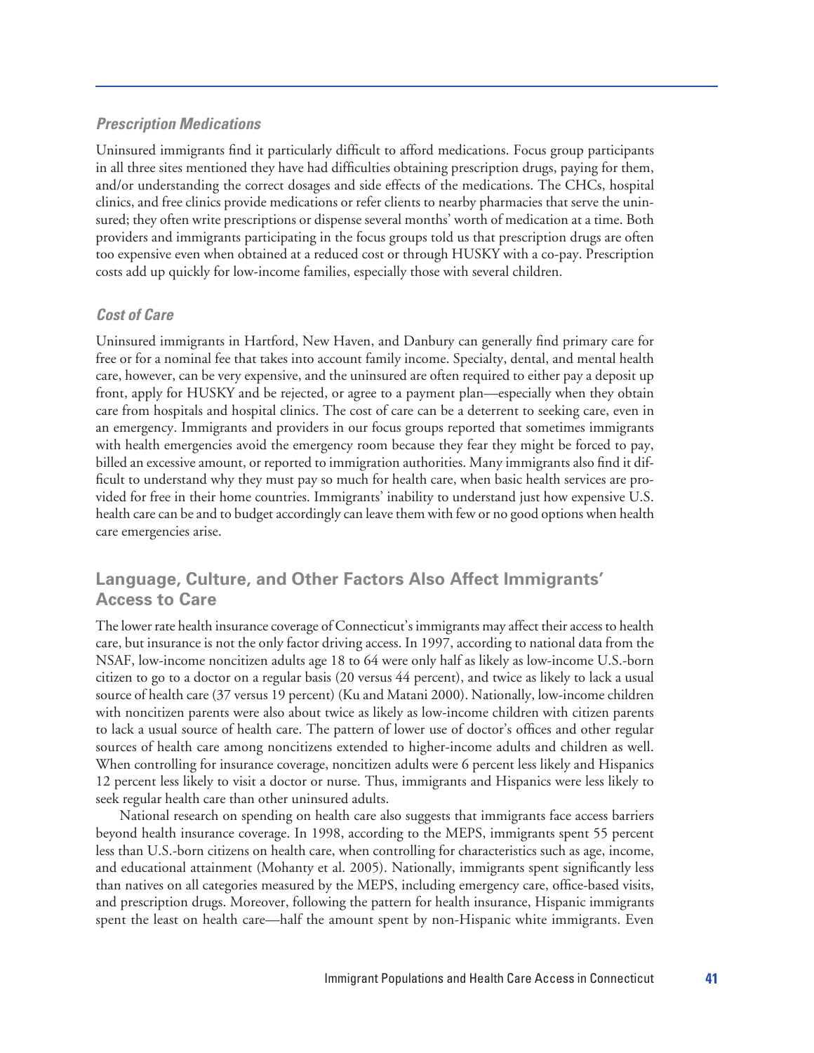### *Prescription Medications*

Uninsured immigrants find it particularly difficult to afford medications. Focus group participants in all three sites mentioned they have had difficulties obtaining prescription drugs, paying for them, and/or understanding the correct dosages and side effects of the medications. The CHCs, hospital clinics, and free clinics provide medications or refer clients to nearby pharmacies that serve the uninsured; they often write prescriptions or dispense several months' worth of medication at a time. Both providers and immigrants participating in the focus groups told us that prescription drugs are often too expensive even when obtained at a reduced cost or through HUSKY with a co-pay. Prescription costs add up quickly for low-income families, especially those with several children.

### *Cost of Care*

Uninsured immigrants in Hartford, New Haven, and Danbury can generally find primary care for free or for a nominal fee that takes into account family income. Specialty, dental, and mental health care, however, can be very expensive, and the uninsured are often required to either pay a deposit up front, apply for HUSKY and be rejected, or agree to a payment plan—especially when they obtain care from hospitals and hospital clinics. The cost of care can be a deterrent to seeking care, even in an emergency. Immigrants and providers in our focus groups reported that sometimes immigrants with health emergencies avoid the emergency room because they fear they might be forced to pay, billed an excessive amount, or reported to immigration authorities. Many immigrants also find it difficult to understand why they must pay so much for health care, when basic health services are provided for free in their home countries. Immigrants' inability to understand just how expensive U.S. health care can be and to budget accordingly can leave them with few or no good options when health care emergencies arise.

## Language, Culture, and Other Factors Also Affect Immigrants' Access to Care

The lower rate health insurance coverage of Connecticut's immigrants may affect their access to health care, but insurance is not the only factor driving access. In 1997, according to national data from the NSAF, low-income noncitizen adults age 18 to 64 were only half as likely as low-income U.S.-born citizen to go to a doctor on a regular basis (20 versus 44 percent), and twice as likely to lack a usual source of health care (37 versus 19 percent) (Ku and Matani 2000). Nationally, low-income children with noncitizen parents were also about twice as likely as low-income children with citizen parents to lack a usual source of health care. The pattern of lower use of doctor's offices and other regular sources of health care among noncitizens extended to higher-income adults and children as well. When controlling for insurance coverage, noncitizen adults were 6 percent less likely and Hispanics 12 percent less likely to visit a doctor or nurse. Thus, immigrants and Hispanics were less likely to seek regular health care than other uninsured adults.

National research on spending on health care also suggests that immigrants face access barriers beyond health insurance coverage. In 1998, according to the MEPS, immigrants spent 55 percent less than U.S.-born citizens on health care, when controlling for characteristics such as age, income, and educational attainment (Mohanty et al. 2005). Nationally, immigrants spent significantly less than natives on all categories measured by the MEPS, including emergency care, office-based visits, and prescription drugs. Moreover, following the pattern for health insurance, Hispanic immigrants spent the least on health care—half the amount spent by non-Hispanic white immigrants. Even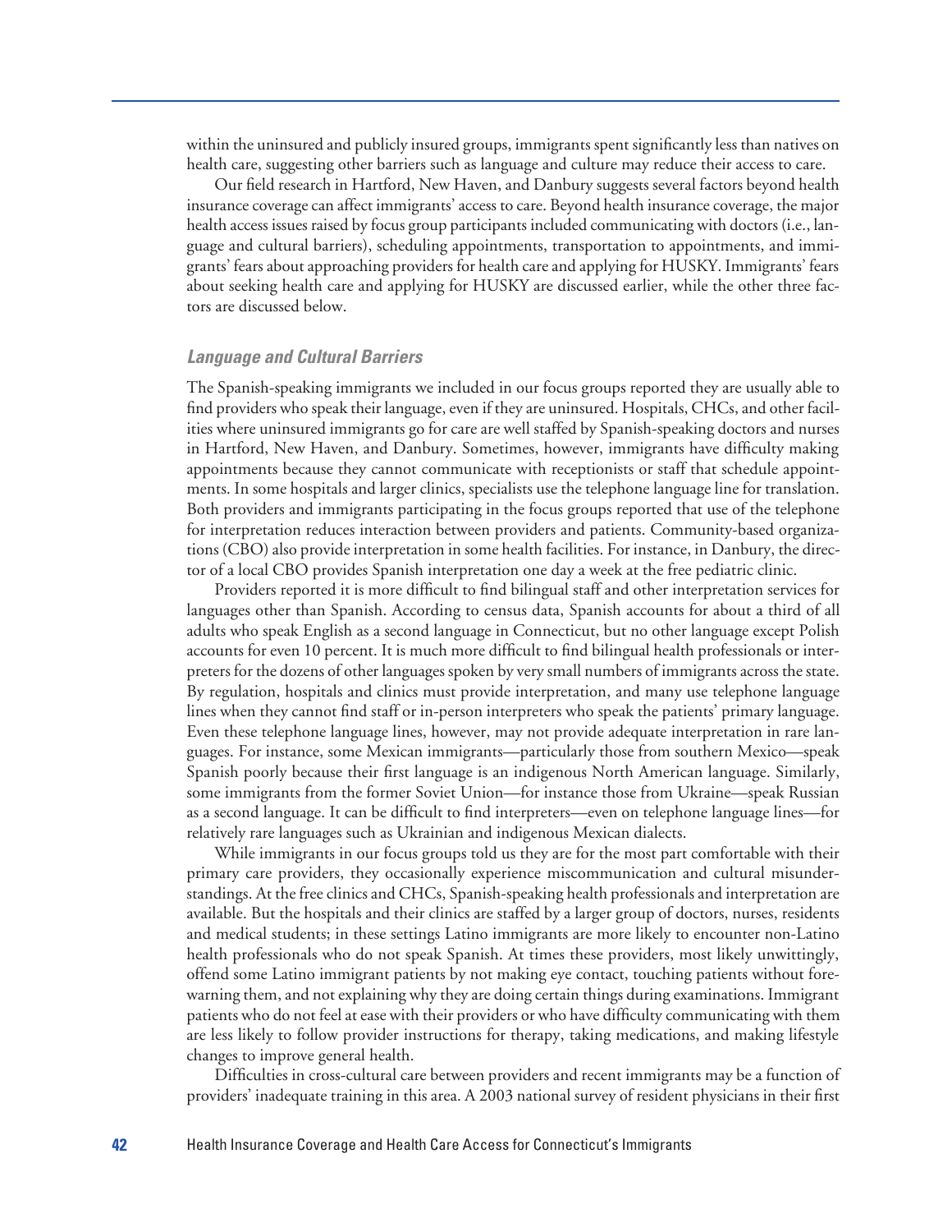within the uninsured and publicly insured groups, immigrants spent significantly less than natives on health care, suggesting other barriers such as language and culture may reduce their access to care.

Our field research in Hartford, New Haven, and Danbury suggests several factors beyond health insurance coverage can affect immigrants' access to care. Beyond health insurance coverage, the major health access issues raised by focus group participants included communicating with doctors (i.e., language and cultural barriers), scheduling appointments, transportation to appointments, and immigrants' fears about approaching providers for health care and applying for HUSKY. Immigrants' fears about seeking health care and applying for HUSKY are discussed earlier, while the other three factors are discussed below.

### *Language and Cultural Barriers*

The Spanish-speaking immigrants we included in our focus groups reported they are usually able to find providers who speak their language, even if they are uninsured. Hospitals, CHCs, and other facilities where uninsured immigrants go for care are well staffed by Spanish-speaking doctors and nurses in Hartford, New Haven, and Danbury. Sometimes, however, immigrants have difficulty making appointments because they cannot communicate with receptionists or staff that schedule appointments. In some hospitals and larger clinics, specialists use the telephone language line for translation. Both providers and immigrants participating in the focus groups reported that use of the telephone for interpretation reduces interaction between providers and patients. Community-based organizations (CBO) also provide interpretation in some health facilities. For instance, in Danbury, the director of a local CBO provides Spanish interpretation one day a week at the free pediatric clinic.

Providers reported it is more difficult to find bilingual staff and other interpretation services for languages other than Spanish. According to census data, Spanish accounts for about a third of all adults who speak English as a second language in Connecticut, but no other language except Polish accounts for even 10 percent. It is much more difficult to find bilingual health professionals or interpreters for the dozens of other languages spoken by very small numbers of immigrants across the state. By regulation, hospitals and clinics must provide interpretation, and many use telephone language lines when they cannot find staff or in-person interpreters who speak the patients' primary language. Even these telephone language lines, however, may not provide adequate interpretation in rare languages. For instance, some Mexican immigrants—particularly those from southern Mexico—speak Spanish poorly because their first language is an indigenous North American language. Similarly, some immigrants from the former Soviet Union—for instance those from Ukraine—speak Russian as a second language. It can be difficult to find interpreters—even on telephone language lines—for relatively rare languages such as Ukrainian and indigenous Mexican dialects.

While immigrants in our focus groups told us they are for the most part comfortable with their primary care providers, they occasionally experience miscommunication and cultural misunderstandings. At the free clinics and CHCs, Spanish-speaking health professionals and interpretation are available. But the hospitals and their clinics are staffed by a larger group of doctors, nurses, residents and medical students; in these settings Latino immigrants are more likely to encounter non-Latino health professionals who do not speak Spanish. At times these providers, most likely unwittingly, offend some Latino immigrant patients by not making eye contact, touching patients without forewarning them, and not explaining why they are doing certain things during examinations. Immigrant patients who do not feel at ease with their providers or who have difficulty communicating with them are less likely to follow provider instructions for therapy, taking medications, and making lifestyle changes to improve general health.

Difficulties in cross-cultural care between providers and recent immigrants may be a function of providers' inadequate training in this area. A 2003 national survey of resident physicians in their first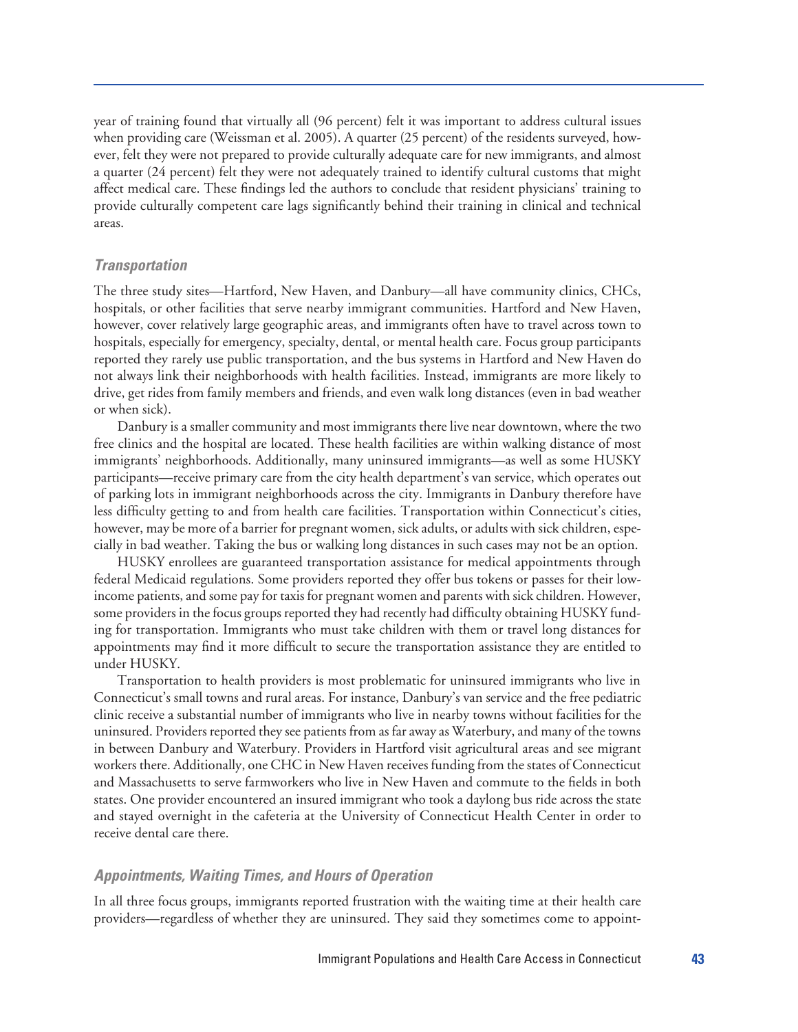year of training found that virtually all (96 percent) felt it was important to address cultural issues when providing care (Weissman et al. 2005). A quarter (25 percent) of the residents surveyed, however, felt they were not prepared to provide culturally adequate care for new immigrants, and almost a quarter (24 percent) felt they were not adequately trained to identify cultural customs that might affect medical care. These findings led the authors to conclude that resident physicians' training to provide culturally competent care lags significantly behind their training in clinical and technical areas.

### *Transportation*

The three study sites—Hartford, New Haven, and Danbury—all have community clinics, CHCs, hospitals, or other facilities that serve nearby immigrant communities. Hartford and New Haven, however, cover relatively large geographic areas, and immigrants often have to travel across town to hospitals, especially for emergency, specialty, dental, or mental health care. Focus group participants reported they rarely use public transportation, and the bus systems in Hartford and New Haven do not always link their neighborhoods with health facilities. Instead, immigrants are more likely to drive, get rides from family members and friends, and even walk long distances (even in bad weather or when sick).

Danbury is a smaller community and most immigrants there live near downtown, where the two free clinics and the hospital are located. These health facilities are within walking distance of most immigrants' neighborhoods. Additionally, many uninsured immigrants—as well as some HUSKY participants—receive primary care from the city health department's van service, which operates out of parking lots in immigrant neighborhoods across the city. Immigrants in Danbury therefore have less difficulty getting to and from health care facilities. Transportation within Connecticut's cities, however, may be more of a barrier for pregnant women, sick adults, or adults with sick children, especially in bad weather. Taking the bus or walking long distances in such cases may not be an option.

HUSKY enrollees are guaranteed transportation assistance for medical appointments through federal Medicaid regulations. Some providers reported they offer bus tokens or passes for their low-income patients, and some pay for taxis for pregnant women and parents with sick children. However, some providers in the focus groups reported they had recently had difficulty obtaining HUSKY funding for transportation. Immigrants who must take children with them or travel long distances for appointments may find it more difficult to secure the transportation assistance they are entitled to under HUSKY.

Transportation to health providers is most problematic for uninsured immigrants who live in Connecticut's small towns and rural areas. For instance, Danbury's van service and the free pediatric clinic receive a substantial number of immigrants who live in nearby towns without facilities for the uninsured. Providers reported they see patients from as far away as Waterbury, and many of the towns in between Danbury and Waterbury. Providers in Hartford visit agricultural areas and see migrant workers there. Additionally, one CHC in New Haven receives funding from the states of Connecticut and Massachusetts to serve farmworkers who live in New Haven and commute to the fields in both states. One provider encountered an insured immigrant who took a daylong bus ride across the state and stayed overnight in the cafeteria at the University of Connecticut Health Center in order to receive dental care there.

### *Appointments, Waiting Times, and Hours of Operation*

In all three focus groups, immigrants reported frustration with the waiting time at their health care providers—regardless of whether they are uninsured. They said they sometimes come to appoint-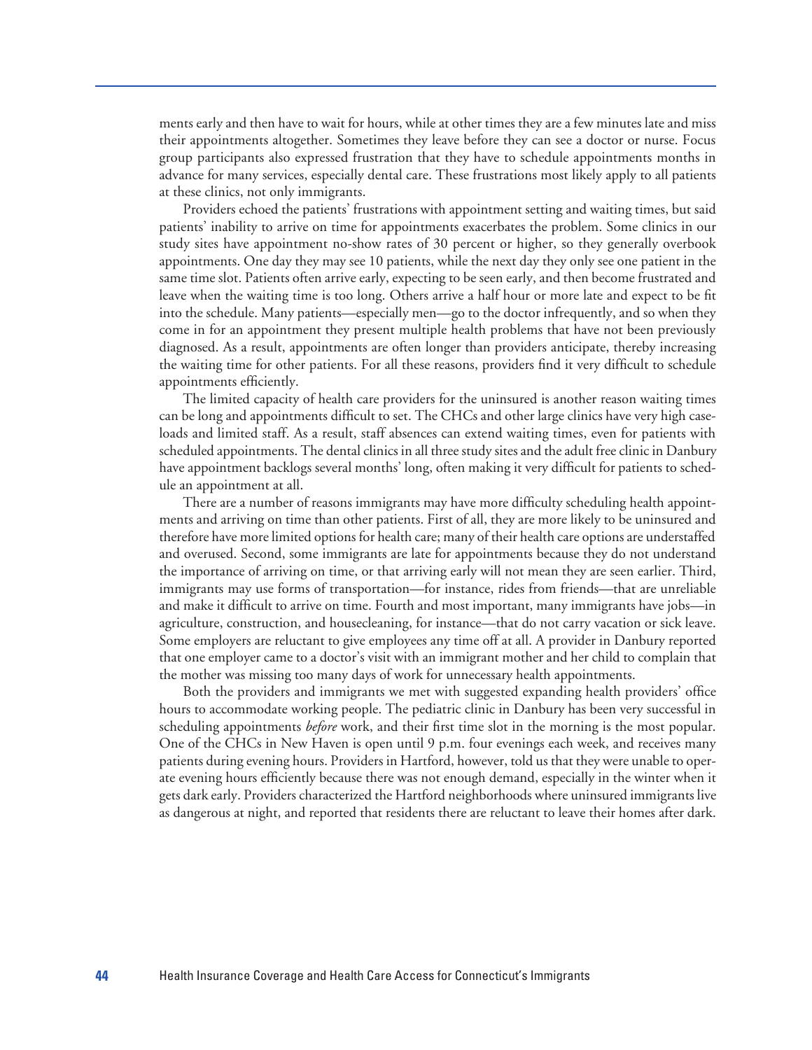ments early and then have to wait for hours, while at other times they are a few minutes late and miss their appointments altogether. Sometimes they leave before they can see a doctor or nurse. Focus group participants also expressed frustration that they have to schedule appointments months in advance for many services, especially dental care. These frustrations most likely apply to all patients at these clinics, not only immigrants.

Providers echoed the patients' frustrations with appointment setting and waiting times, but said patients' inability to arrive on time for appointments exacerbates the problem. Some clinics in our study sites have appointment no-show rates of 30 percent or higher, so they generally overbook appointments. One day they may see 10 patients, while the next day they only see one patient in the same time slot. Patients often arrive early, expecting to be seen early, and then become frustrated and leave when the waiting time is too long. Others arrive a half hour or more late and expect to be fit into the schedule. Many patients—especially men—go to the doctor infrequently, and so when they come in for an appointment they present multiple health problems that have not been previously diagnosed. As a result, appointments are often longer than providers anticipate, thereby increasing the waiting time for other patients. For all these reasons, providers find it very difficult to schedule appointments efficiently.

The limited capacity of health care providers for the uninsured is another reason waiting times can be long and appointments difficult to set. The CHCs and other large clinics have very high caseloads and limited staff. As a result, staff absences can extend waiting times, even for patients with scheduled appointments. The dental clinics in all three study sites and the adult free clinic in Danbury have appointment backlogs several months' long, often making it very difficult for patients to schedule an appointment at all.

There are a number of reasons immigrants may have more difficulty scheduling health appointments and arriving on time than other patients. First of all, they are more likely to be uninsured and therefore have more limited options for health care; many of their health care options are understaffed and overused. Second, some immigrants are late for appointments because they do not understand the importance of arriving on time, or that arriving early will not mean they are seen earlier. Third, immigrants may use forms of transportation—for instance, rides from friends—that are unreliable and make it difficult to arrive on time. Fourth and most important, many immigrants have jobs—in agriculture, construction, and housecleaning, for instance—that do not carry vacation or sick leave. Some employers are reluctant to give employees any time off at all. A provider in Danbury reported that one employer came to a doctor's visit with an immigrant mother and her child to complain that the mother was missing too many days of work for unnecessary health appointments.

Both the providers and immigrants we met with suggested expanding health providers' office hours to accommodate working people. The pediatric clinic in Danbury has been very successful in scheduling appointments *before* work, and their first time slot in the morning is the most popular. One of the CHCs in New Haven is open until 9 p.m. four evenings each week, and receives many patients during evening hours. Providers in Hartford, however, told us that they were unable to operate evening hours efficiently because there was not enough demand, especially in the winter when it gets dark early. Providers characterized the Hartford neighborhoods where uninsured immigrants live as dangerous at night, and reported that residents there are reluctant to leave their homes after dark.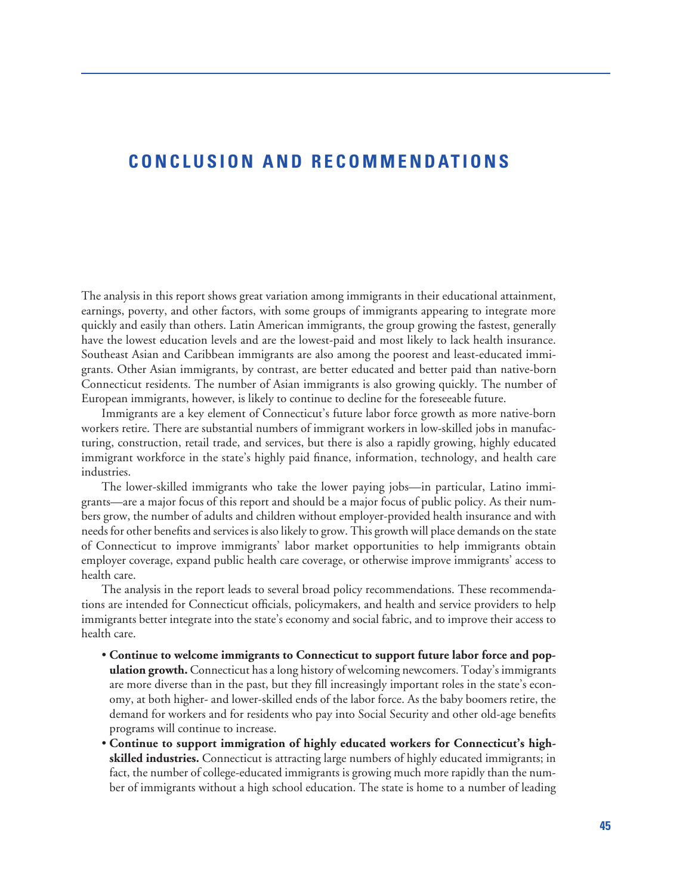# CONCLUSION AND RECOMMENDATIONS

The analysis in this report shows great variation among immigrants in their educational attainment, earnings, poverty, and other factors, with some groups of immigrants appearing to integrate more quickly and easily than others. Latin American immigrants, the group growing the fastest, generally have the lowest education levels and are the lowest-paid and most likely to lack health insurance. Southeast Asian and Caribbean immigrants are also among the poorest and least-educated immigrants. Other Asian immigrants, by contrast, are better educated and better paid than native-born Connecticut residents. The number of Asian immigrants is also growing quickly. The number of European immigrants, however, is likely to continue to decline for the foreseeable future.

Immigrants are a key element of Connecticut's future labor force growth as more native-born workers retire. There are substantial numbers of immigrant workers in low-skilled jobs in manufacturing, construction, retail trade, and services, but there is also a rapidly growing, highly educated immigrant workforce in the state's highly paid finance, information, technology, and health care industries.

The lower-skilled immigrants who take the lower paying jobs—in particular, Latino immigrants—are a major focus of this report and should be a major focus of public policy. As their numbers grow, the number of adults and children without employer-provided health insurance and with needs for other benefits and services is also likely to grow. This growth will place demands on the state of Connecticut to improve immigrants' labor market opportunities to help immigrants obtain employer coverage, expand public health care coverage, or otherwise improve immigrants' access to health care.

The analysis in the report leads to several broad policy recommendations. These recommendations are intended for Connecticut officials, policymakers, and health and service providers to help immigrants better integrate into the state's economy and social fabric, and to improve their access to health care.

- **Continue to welcome immigrants to Connecticut to support future labor force and population growth.** Connecticut has a long history of welcoming newcomers. Today's immigrants are more diverse than in the past, but they fill increasingly important roles in the state's economy, at both higher- and lower-skilled ends of the labor force. As the baby boomers retire, the demand for workers and for residents who pay into Social Security and other old-age benefits programs will continue to increase.
- **Continue to support immigration of highly educated workers for Connecticut's high-skilled industries.** Connecticut is attracting large numbers of highly educated immigrants; in fact, the number of college-educated immigrants is growing much more rapidly than the number of immigrants without a high school education. The state is home to a number of leading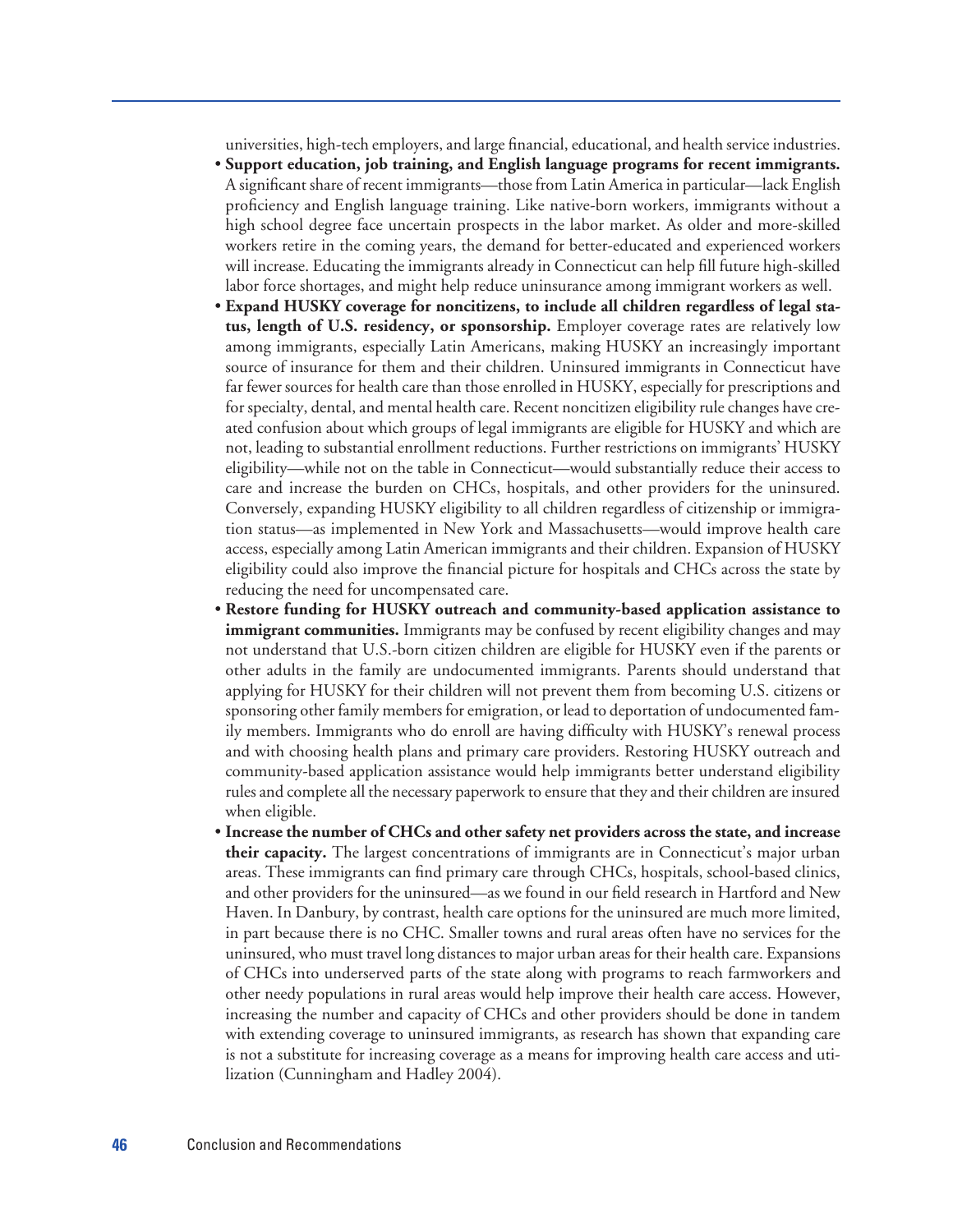universities, high-tech employers, and large financial, educational, and health service industries.

- **Support education, job training, and English language programs for recent immigrants.** A significant share of recent immigrants—those from Latin America in particular—lack English proficiency and English language training. Like native-born workers, immigrants without a high school degree face uncertain prospects in the labor market. As older and more-skilled workers retire in the coming years, the demand for better-educated and experienced workers will increase. Educating the immigrants already in Connecticut can help fill future high-skilled labor force shortages, and might help reduce uninsurance among immigrant workers as well.
- **Expand HUSKY coverage for noncitizens, to include all children regardless of legal status, length of U.S. residency, or sponsorship.** Employer coverage rates are relatively low among immigrants, especially Latin Americans, making HUSKY an increasingly important source of insurance for them and their children. Uninsured immigrants in Connecticut have far fewer sources for health care than those enrolled in HUSKY, especially for prescriptions and for specialty, dental, and mental health care. Recent noncitizen eligibility rule changes have created confusion about which groups of legal immigrants are eligible for HUSKY and which are not, leading to substantial enrollment reductions. Further restrictions on immigrants' HUSKY eligibility—while not on the table in Connecticut—would substantially reduce their access to care and increase the burden on CHCs, hospitals, and other providers for the uninsured. Conversely, expanding HUSKY eligibility to all children regardless of citizenship or immigration status—as implemented in New York and Massachusetts—would improve health care access, especially among Latin American immigrants and their children. Expansion of HUSKY eligibility could also improve the financial picture for hospitals and CHCs across the state by reducing the need for uncompensated care.
- **Restore funding for HUSKY outreach and community-based application assistance to immigrant communities.** Immigrants may be confused by recent eligibility changes and may not understand that U.S.-born citizen children are eligible for HUSKY even if the parents or other adults in the family are undocumented immigrants. Parents should understand that applying for HUSKY for their children will not prevent them from becoming U.S. citizens or sponsoring other family members for emigration, or lead to deportation of undocumented family members. Immigrants who do enroll are having difficulty with HUSKY's renewal process and with choosing health plans and primary care providers. Restoring HUSKY outreach and community-based application assistance would help immigrants better understand eligibility rules and complete all the necessary paperwork to ensure that they and their children are insured when eligible.
- **Increase the number of CHCs and other safety net providers across the state, and increase their capacity.** The largest concentrations of immigrants are in Connecticut's major urban areas. These immigrants can find primary care through CHCs, hospitals, school-based clinics, and other providers for the uninsured—as we found in our field research in Hartford and New Haven. In Danbury, by contrast, health care options for the uninsured are much more limited, in part because there is no CHC. Smaller towns and rural areas often have no services for the uninsured, who must travel long distances to major urban areas for their health care. Expansions of CHCs into underserved parts of the state along with programs to reach farmworkers and other needy populations in rural areas would help improve their health care access. However, increasing the number and capacity of CHCs and other providers should be done in tandem with extending coverage to uninsured immigrants, as research has shown that expanding care is not a substitute for increasing coverage as a means for improving health care access and utilization (Cunningham and Hadley 2004).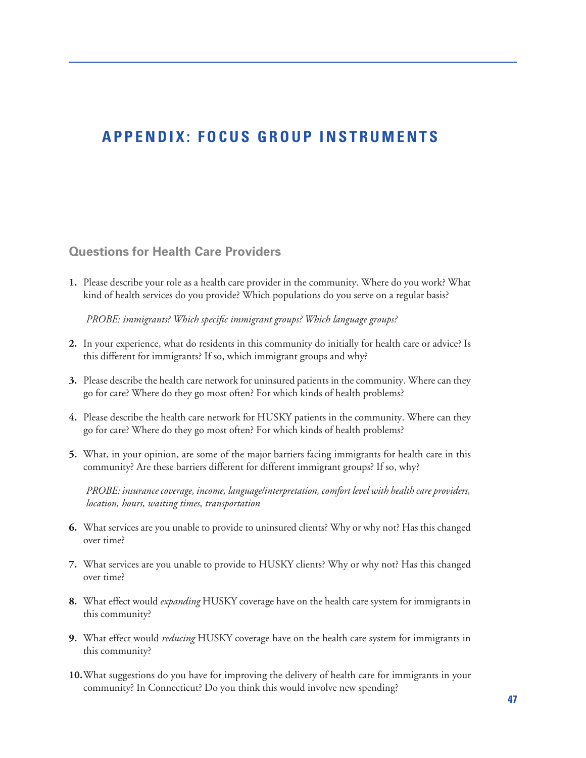# APPENDIX: FOCUS GROUP INSTRUMENTS

## Questions for Health Care Providers

1. Please describe your role as a health care provider in the community. Where do you work? What kind of health services do you provide? Which populations do you serve on a regular basis?

   *PROBE: immigrants? Which specific immigrant groups? Which language groups?*

2. In your experience, what do residents in this community do initially for health care or advice? Is this different for immigrants? If so, which immigrant groups and why?

3. Please describe the health care network for uninsured patients in the community. Where can they go for care? Where do they go most often? For which kinds of health problems?

4. Please describe the health care network for HUSKY patients in the community. Where can they go for care? Where do they go most often? For which kinds of health problems?

5. What, in your opinion, are some of the major barriers facing immigrants for health care in this community? Are these barriers different for different immigrant groups? If so, why?

   *PROBE: insurance coverage, income, language/interpretation, comfort level with health care providers, location, hours, waiting times, transportation*

6. What services are you unable to provide to uninsured clients? Why or why not? Has this changed over time?

7. What services are you unable to provide to HUSKY clients? Why or why not? Has this changed over time?

8. What effect would *expanding* HUSKY coverage have on the health care system for immigrants in this community?

9. What effect would *reducing* HUSKY coverage have on the health care system for immigrants in this community?

10. What suggestions do you have for improving the delivery of health care for immigrants in your community? In Connecticut? Do you think this would involve new spending?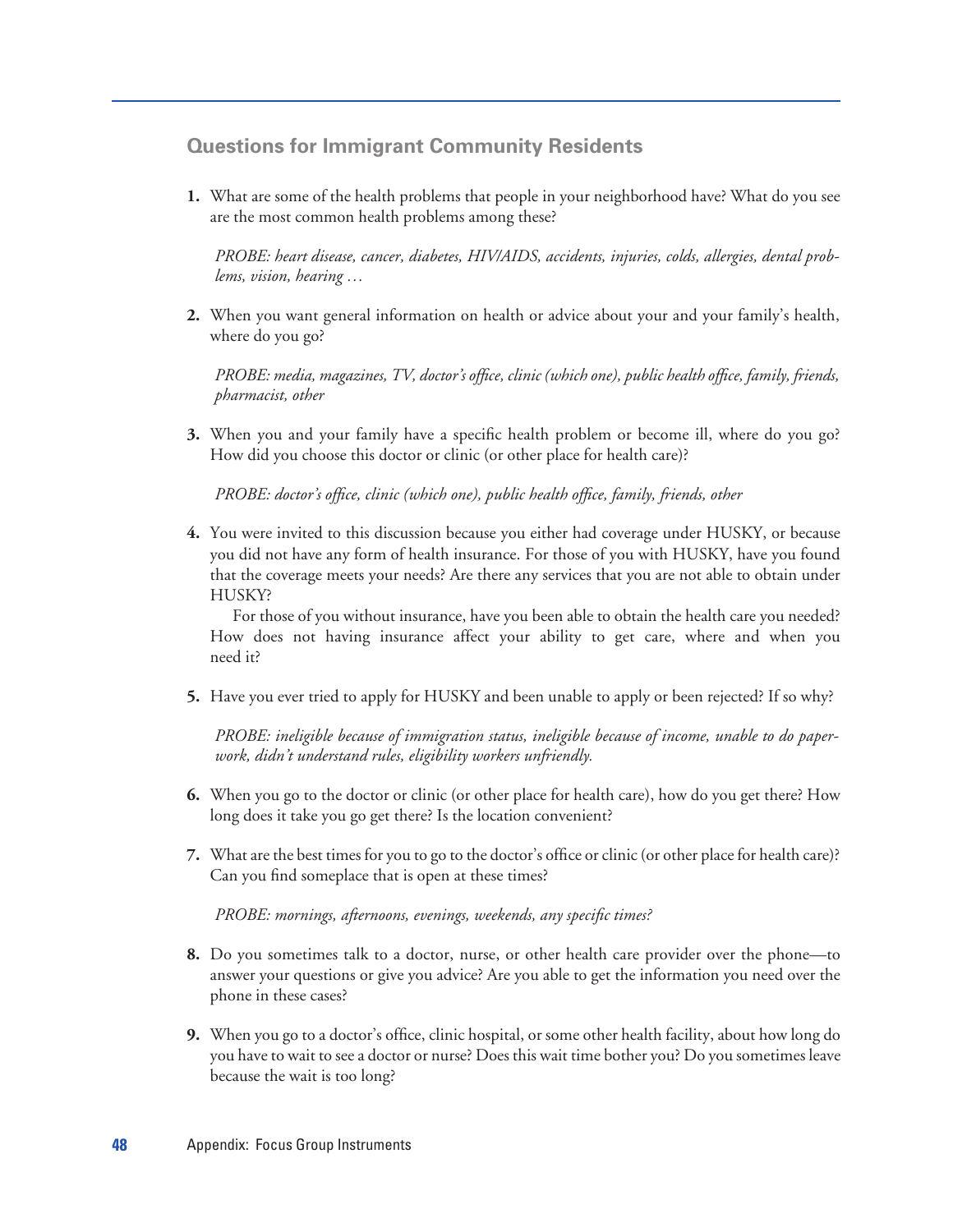## Questions for Immigrant Community Residents

1. What are some of the health problems that people in your neighborhood have? What do you see are the most common health problems among these?

   *PROBE: heart disease, cancer, diabetes, HIV/AIDS, accidents, injuries, colds, allergies, dental problems, vision, hearing …*

2. When you want general information on health or advice about your and your family's health, where do you go?

   *PROBE: media, magazines, TV, doctor's office, clinic (which one), public health office, family, friends, pharmacist, other*

3. When you and your family have a specific health problem or become ill, where do you go? How did you choose this doctor or clinic (or other place for health care)?

   *PROBE: doctor's office, clinic (which one), public health office, family, friends, other*

4. You were invited to this discussion because you either had coverage under HUSKY, or because you did not have any form of health insurance. For those of you with HUSKY, have you found that the coverage meets your needs? Are there any services that you are not able to obtain under HUSKY?

   For those of you without insurance, have you been able to obtain the health care you needed? How does not having insurance affect your ability to get care, where and when you need it?

5. Have you ever tried to apply for HUSKY and been unable to apply or been rejected? If so why?

   *PROBE: ineligible because of immigration status, ineligible because of income, unable to do paperwork, didn't understand rules, eligibility workers unfriendly.*

6. When you go to the doctor or clinic (or other place for health care), how do you get there? How long does it take you go get there? Is the location convenient?

7. What are the best times for you to go to the doctor's office or clinic (or other place for health care)? Can you find someplace that is open at these times?

   *PROBE: mornings, afternoons, evenings, weekends, any specific times?*

8. Do you sometimes talk to a doctor, nurse, or other health care provider over the phone—to answer your questions or give you advice? Are you able to get the information you need over the phone in these cases?

9. When you go to a doctor's office, clinic hospital, or some other health facility, about how long do you have to wait to see a doctor or nurse? Does this wait time bother you? Do you sometimes leave because the wait is too long?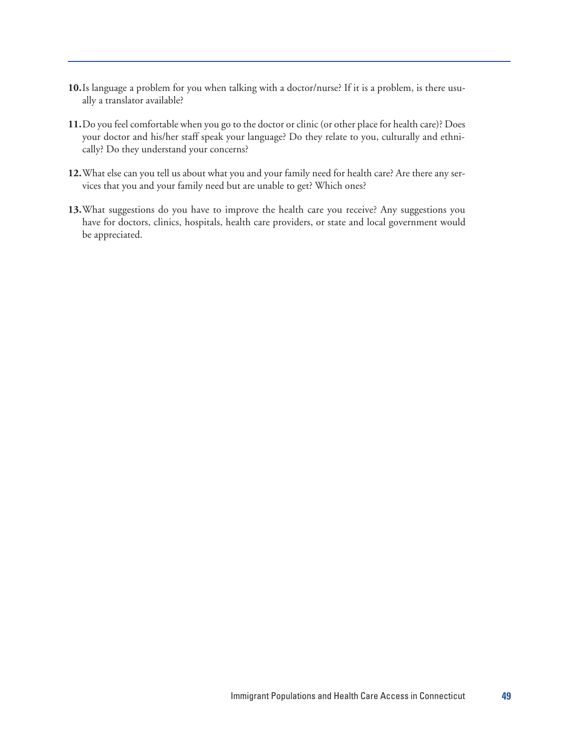**10.** Is language a problem for you when talking with a doctor/nurse? If it is a problem, is there usually a translator available?

**11.** Do you feel comfortable when you go to the doctor or clinic (or other place for health care)? Does your doctor and his/her staff speak your language? Do they relate to you, culturally and ethnically? Do they understand your concerns?

**12.** What else can you tell us about what you and your family need for health care? Are there any services that you and your family need but are unable to get? Which ones?

**13.** What suggestions do you have to improve the health care you receive? Any suggestions you have for doctors, clinics, hospitals, health care providers, or state and local government would be appreciated.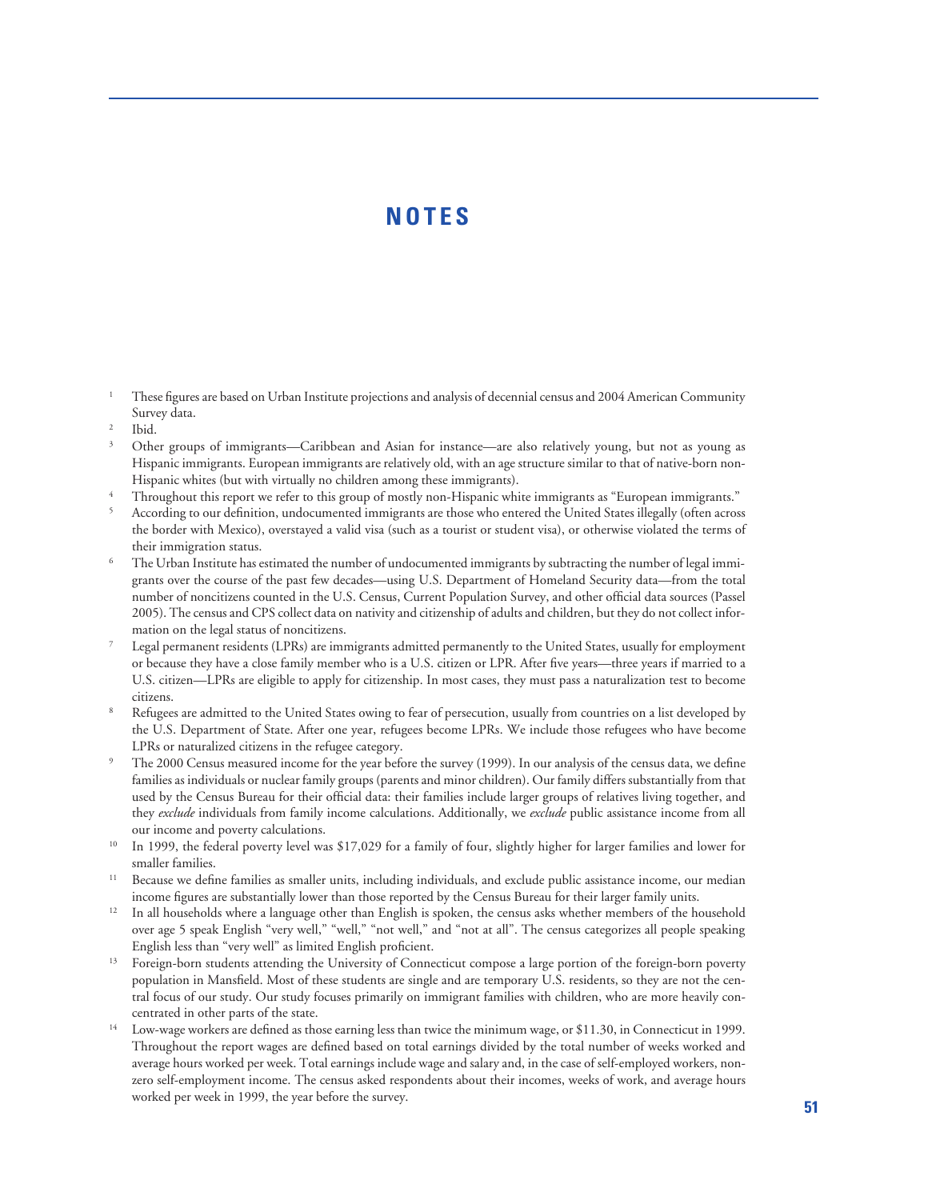# NOTES

1. These figures are based on Urban Institute projections and analysis of decennial census and 2004 American Community Survey data.
2. Ibid.
3. Other groups of immigrants—Caribbean and Asian for instance—are also relatively young, but not as young as Hispanic immigrants. European immigrants are relatively old, with an age structure similar to that of native-born non-Hispanic whites (but with virtually no children among these immigrants).
4. Throughout this report we refer to this group of mostly non-Hispanic white immigrants as "European immigrants."
5. According to our definition, undocumented immigrants are those who entered the United States illegally (often across the border with Mexico), overstayed a valid visa (such as a tourist or student visa), or otherwise violated the terms of their immigration status.
6. The Urban Institute has estimated the number of undocumented immigrants by subtracting the number of legal immigrants over the course of the past few decades—using U.S. Department of Homeland Security data—from the total number of noncitizens counted in the U.S. Census, Current Population Survey, and other official data sources (Passel 2005). The census and CPS collect data on nativity and citizenship of adults and children, but they do not collect information on the legal status of noncitizens.
7. Legal permanent residents (LPRs) are immigrants admitted permanently to the United States, usually for employment or because they have a close family member who is a U.S. citizen or LPR. After five years—three years if married to a U.S. citizen—LPRs are eligible to apply for citizenship. In most cases, they must pass a naturalization test to become citizens.
8. Refugees are admitted to the United States owing to fear of persecution, usually from countries on a list developed by the U.S. Department of State. After one year, refugees become LPRs. We include those refugees who have become LPRs or naturalized citizens in the refugee category.
9. The 2000 Census measured income for the year before the survey (1999). In our analysis of the census data, we define families as individuals or nuclear family groups (parents and minor children). Our family differs substantially from that used by the Census Bureau for their official data: their families include larger groups of relatives living together, and they *exclude* individuals from family income calculations. Additionally, we *exclude* public assistance income from all our income and poverty calculations.
10. In 1999, the federal poverty level was $17,029 for a family of four, slightly higher for larger families and lower for smaller families.
11. Because we define families as smaller units, including individuals, and exclude public assistance income, our median income figures are substantially lower than those reported by the Census Bureau for their larger family units.
12. In all households where a language other than English is spoken, the census asks whether members of the household over age 5 speak English "very well," "well," "not well," and "not at all". The census categorizes all people speaking English less than "very well" as limited English proficient.
13. Foreign-born students attending the University of Connecticut compose a large portion of the foreign-born poverty population in Mansfield. Most of these students are single and are temporary U.S. residents, so they are not the central focus of our study. Our study focuses primarily on immigrant families with children, who are more heavily concentrated in other parts of the state.
14. Low-wage workers are defined as those earning less than twice the minimum wage, or $11.30, in Connecticut in 1999. Throughout the report wages are defined based on total earnings divided by the total number of weeks worked and average hours worked per week. Total earnings include wage and salary and, in the case of self-employed workers, non-zero self-employment income. The census asked respondents about their incomes, weeks of work, and average hours worked per week in 1999, the year before the survey.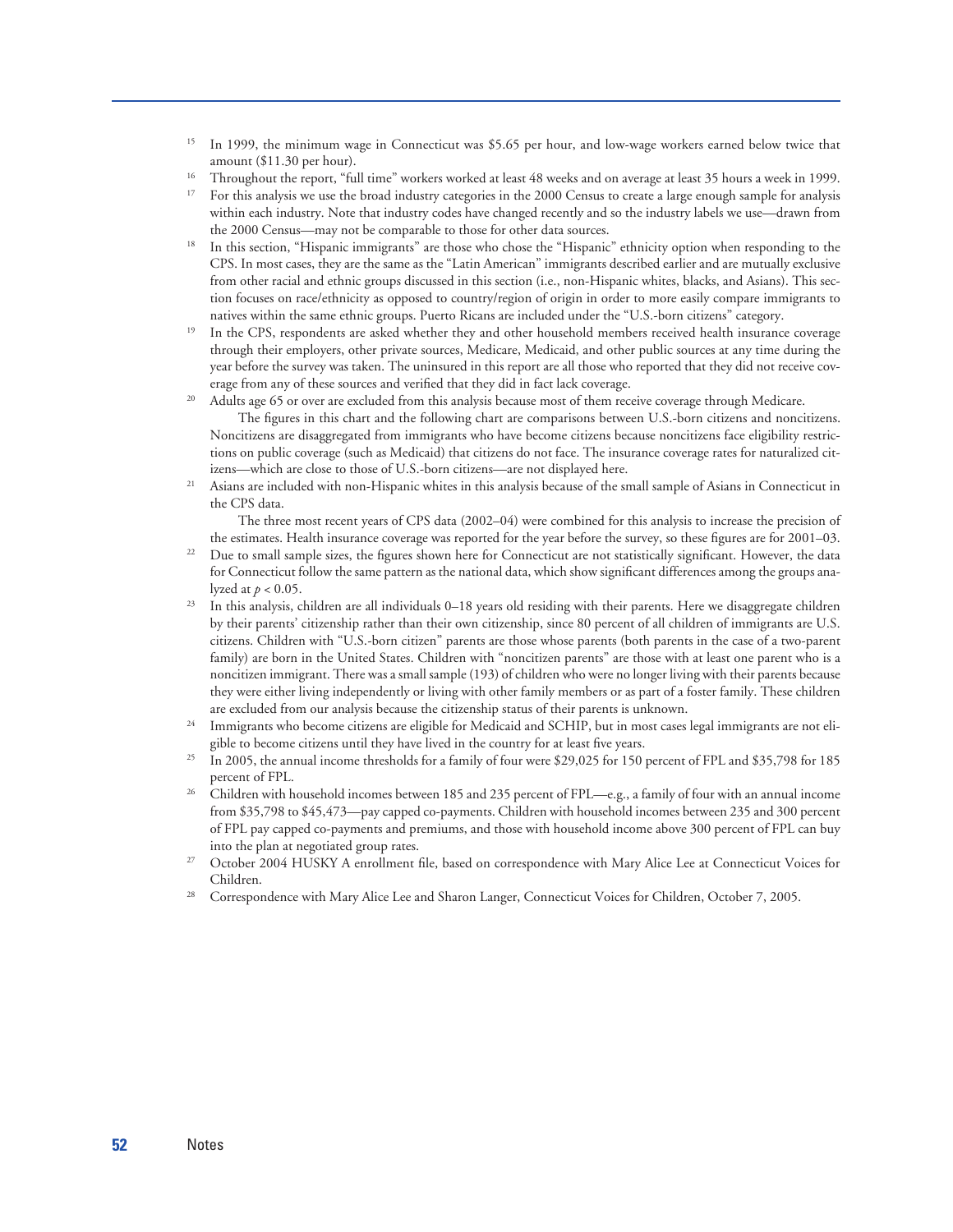15 In 1999, the minimum wage in Connecticut was $5.65 per hour, and low-wage workers earned below twice that amount ($11.30 per hour).

16 Throughout the report, "full time" workers worked at least 48 weeks and on average at least 35 hours a week in 1999.

17 For this analysis we use the broad industry categories in the 2000 Census to create a large enough sample for analysis within each industry. Note that industry codes have changed recently and so the industry labels we use—drawn from the 2000 Census—may not be comparable to those for other data sources.

18 In this section, "Hispanic immigrants" are those who chose the "Hispanic" ethnicity option when responding to the CPS. In most cases, they are the same as the "Latin American" immigrants described earlier and are mutually exclusive from other racial and ethnic groups discussed in this section (i.e., non-Hispanic whites, blacks, and Asians). This section focuses on race/ethnicity as opposed to country/region of origin in order to more easily compare immigrants to natives within the same ethnic groups. Puerto Ricans are included under the "U.S.-born citizens" category.

19 In the CPS, respondents are asked whether they and other household members received health insurance coverage through their employers, other private sources, Medicare, Medicaid, and other public sources at any time during the year before the survey was taken. The uninsured in this report are all those who reported that they did not receive coverage from any of these sources and verified that they did in fact lack coverage.

20 Adults age 65 or over are excluded from this analysis because most of them receive coverage through Medicare.

The figures in this chart and the following chart are comparisons between U.S.-born citizens and noncitizens. Noncitizens are disaggregated from immigrants who have become citizens because noncitizens face eligibility restrictions on public coverage (such as Medicaid) that citizens do not face. The insurance coverage rates for naturalized citizens—which are close to those of U.S.-born citizens—are not displayed here.

21 Asians are included with non-Hispanic whites in this analysis because of the small sample of Asians in Connecticut in the CPS data.

The three most recent years of CPS data (2002–04) were combined for this analysis to increase the precision of the estimates. Health insurance coverage was reported for the year before the survey, so these figures are for 2001–03.

22 Due to small sample sizes, the figures shown here for Connecticut are not statistically significant. However, the data for Connecticut follow the same pattern as the national data, which show significant differences among the groups analyzed at $p < 0.05$.

23 In this analysis, children are all individuals 0–18 years old residing with their parents. Here we disaggregate children by their parents' citizenship rather than their own citizenship, since 80 percent of all children of immigrants are U.S. citizens. Children with "U.S.-born citizen" parents are those whose parents (both parents in the case of a two-parent family) are born in the United States. Children with "noncitizen parents" are those with at least one parent who is a noncitizen immigrant. There was a small sample (193) of children who were no longer living with their parents because they were either living independently or living with other family members or as part of a foster family. These children are excluded from our analysis because the citizenship status of their parents is unknown.

24 Immigrants who become citizens are eligible for Medicaid and SCHIP, but in most cases legal immigrants are not eligible to become citizens until they have lived in the country for at least five years.

25 In 2005, the annual income thresholds for a family of four were $29,025 for 150 percent of FPL and $35,798 for 185 percent of FPL.

26 Children with household incomes between 185 and 235 percent of FPL—e.g., a family of four with an annual income from $35,798 to $45,473—pay capped co-payments. Children with household incomes between 235 and 300 percent of FPL pay capped co-payments and premiums, and those with household income above 300 percent of FPL can buy into the plan at negotiated group rates.

27 October 2004 HUSKY A enrollment file, based on correspondence with Mary Alice Lee at Connecticut Voices for Children.

28 Correspondence with Mary Alice Lee and Sharon Langer, Connecticut Voices for Children, October 7, 2005.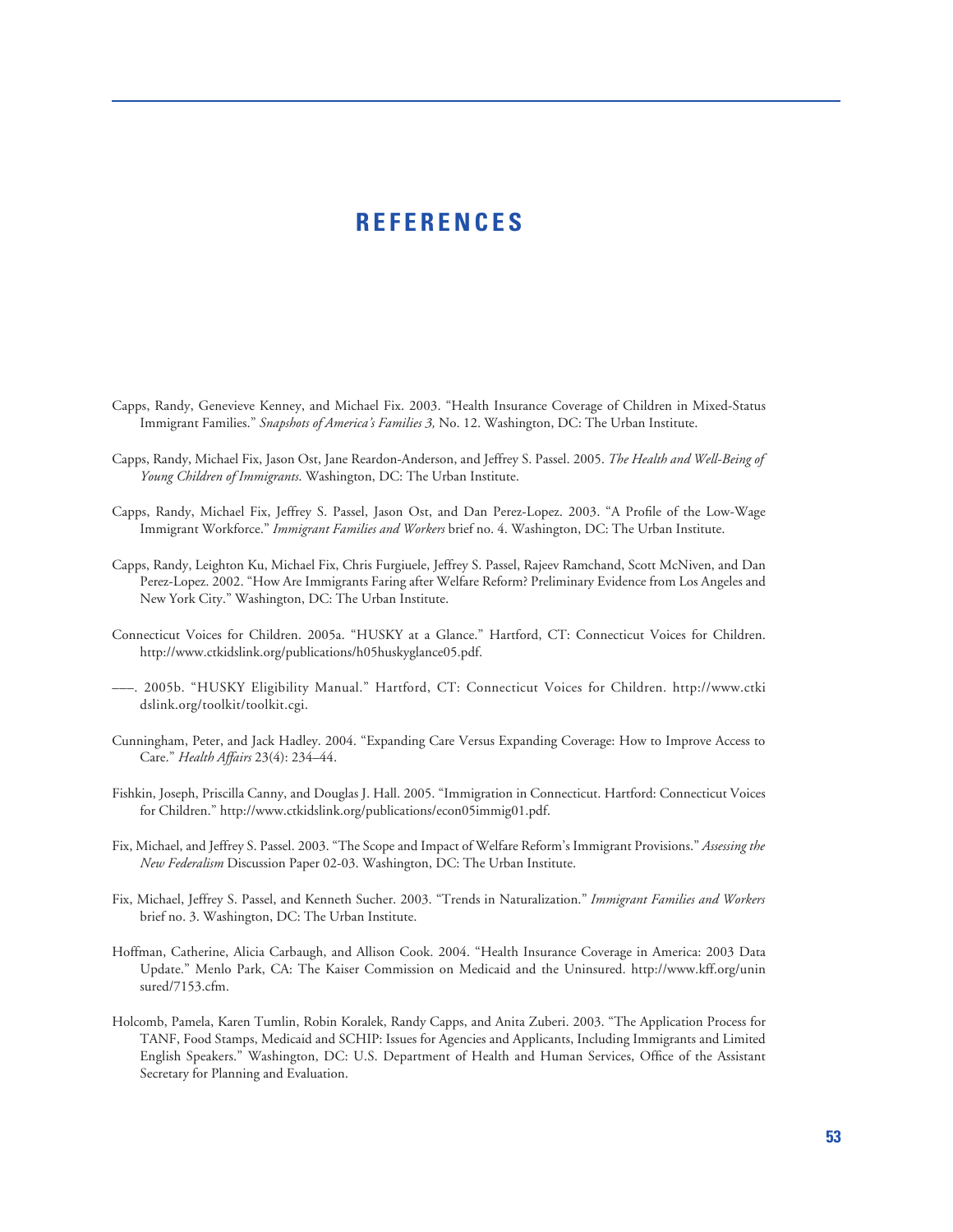# REFERENCES

Capps, Randy, Genevieve Kenney, and Michael Fix. 2003. "Health Insurance Coverage of Children in Mixed-Status Immigrant Families." *Snapshots of America's Families 3,* No. 12. Washington, DC: The Urban Institute.

Capps, Randy, Michael Fix, Jason Ost, Jane Reardon-Anderson, and Jeffrey S. Passel. 2005. *The Health and Well-Being of Young Children of Immigrants.* Washington, DC: The Urban Institute.

Capps, Randy, Michael Fix, Jeffrey S. Passel, Jason Ost, and Dan Perez-Lopez. 2003. "A Profile of the Low-Wage Immigrant Workforce." *Immigrant Families and Workers* brief no. 4. Washington, DC: The Urban Institute.

Capps, Randy, Leighton Ku, Michael Fix, Chris Furgiuele, Jeffrey S. Passel, Rajeev Ramchand, Scott McNiven, and Dan Perez-Lopez. 2002. "How Are Immigrants Faring after Welfare Reform? Preliminary Evidence from Los Angeles and New York City." Washington, DC: The Urban Institute.

Connecticut Voices for Children. 2005a. "HUSKY at a Glance." Hartford, CT: Connecticut Voices for Children. http://www.ctkidslink.org/publications/h05huskyglance05.pdf.

——. 2005b. "HUSKY Eligibility Manual." Hartford, CT: Connecticut Voices for Children. http://www.ctkidslink.org/toolkit/toolkit.cgi.

Cunningham, Peter, and Jack Hadley. 2004. "Expanding Care Versus Expanding Coverage: How to Improve Access to Care." *Health Affairs* 23(4): 234–44.

Fishkin, Joseph, Priscilla Canny, and Douglas J. Hall. 2005. "Immigration in Connecticut. Hartford: Connecticut Voices for Children." http://www.ctkidslink.org/publications/econ05immig01.pdf.

Fix, Michael, and Jeffrey S. Passel. 2003. "The Scope and Impact of Welfare Reform's Immigrant Provisions." *Assessing the New Federalism* Discussion Paper 02-03. Washington, DC: The Urban Institute.

Fix, Michael, Jeffrey S. Passel, and Kenneth Sucher. 2003. "Trends in Naturalization." *Immigrant Families and Workers* brief no. 3. Washington, DC: The Urban Institute.

Hoffman, Catherine, Alicia Carbaugh, and Allison Cook. 2004. "Health Insurance Coverage in America: 2003 Data Update." Menlo Park, CA: The Kaiser Commission on Medicaid and the Uninsured. http://www.kff.org/uninsured/7153.cfm.

Holcomb, Pamela, Karen Tumlin, Robin Koralek, Randy Capps, and Anita Zuberi. 2003. "The Application Process for TANF, Food Stamps, Medicaid and SCHIP: Issues for Agencies and Applicants, Including Immigrants and Limited English Speakers." Washington, DC: U.S. Department of Health and Human Services, Office of the Assistant Secretary for Planning and Evaluation.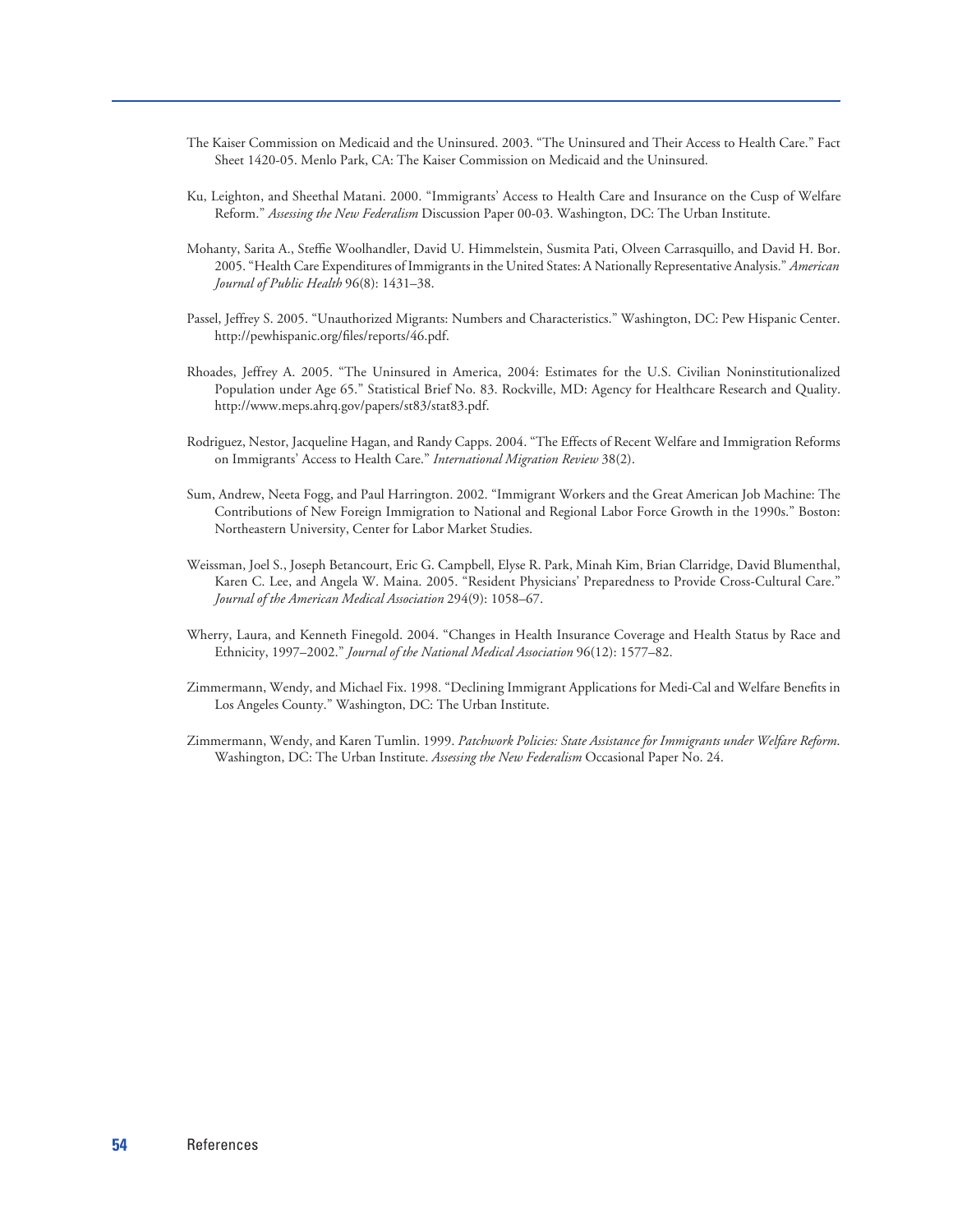The Kaiser Commission on Medicaid and the Uninsured. 2003. "The Uninsured and Their Access to Health Care." Fact Sheet 1420-05. Menlo Park, CA: The Kaiser Commission on Medicaid and the Uninsured.

Ku, Leighton, and Sheethal Matani. 2000. "Immigrants' Access to Health Care and Insurance on the Cusp of Welfare Reform." *Assessing the New Federalism* Discussion Paper 00-03. Washington, DC: The Urban Institute.

Mohanty, Sarita A., Steffie Woolhandler, David U. Himmelstein, Susmita Pati, Olveen Carrasquillo, and David H. Bor. 2005. "Health Care Expenditures of Immigrants in the United States: A Nationally Representative Analysis." *American Journal of Public Health* 96(8): 1431–38.

Passel, Jeffrey S. 2005. "Unauthorized Migrants: Numbers and Characteristics." Washington, DC: Pew Hispanic Center. http://pewhispanic.org/files/reports/46.pdf.

Rhoades, Jeffrey A. 2005. "The Uninsured in America, 2004: Estimates for the U.S. Civilian Noninstitutionalized Population under Age 65." Statistical Brief No. 83. Rockville, MD: Agency for Healthcare Research and Quality. http://www.meps.ahrq.gov/papers/st83/stat83.pdf.

Rodriguez, Nestor, Jacqueline Hagan, and Randy Capps. 2004. "The Effects of Recent Welfare and Immigration Reforms on Immigrants' Access to Health Care." *International Migration Review* 38(2).

Sum, Andrew, Neeta Fogg, and Paul Harrington. 2002. "Immigrant Workers and the Great American Job Machine: The Contributions of New Foreign Immigration to National and Regional Labor Force Growth in the 1990s." Boston: Northeastern University, Center for Labor Market Studies.

Weissman, Joel S., Joseph Betancourt, Eric G. Campbell, Elyse R. Park, Minah Kim, Brian Clarridge, David Blumenthal, Karen C. Lee, and Angela W. Maina. 2005. "Resident Physicians' Preparedness to Provide Cross-Cultural Care." *Journal of the American Medical Association* 294(9): 1058–67.

Wherry, Laura, and Kenneth Finegold. 2004. "Changes in Health Insurance Coverage and Health Status by Race and Ethnicity, 1997–2002." *Journal of the National Medical Association* 96(12): 1577–82.

Zimmermann, Wendy, and Michael Fix. 1998. "Declining Immigrant Applications for Medi-Cal and Welfare Benefits in Los Angeles County." Washington, DC: The Urban Institute.

Zimmermann, Wendy, and Karen Tumlin. 1999. *Patchwork Policies: State Assistance for Immigrants under Welfare Reform.* Washington, DC: The Urban Institute. *Assessing the New Federalism* Occasional Paper No. 24.